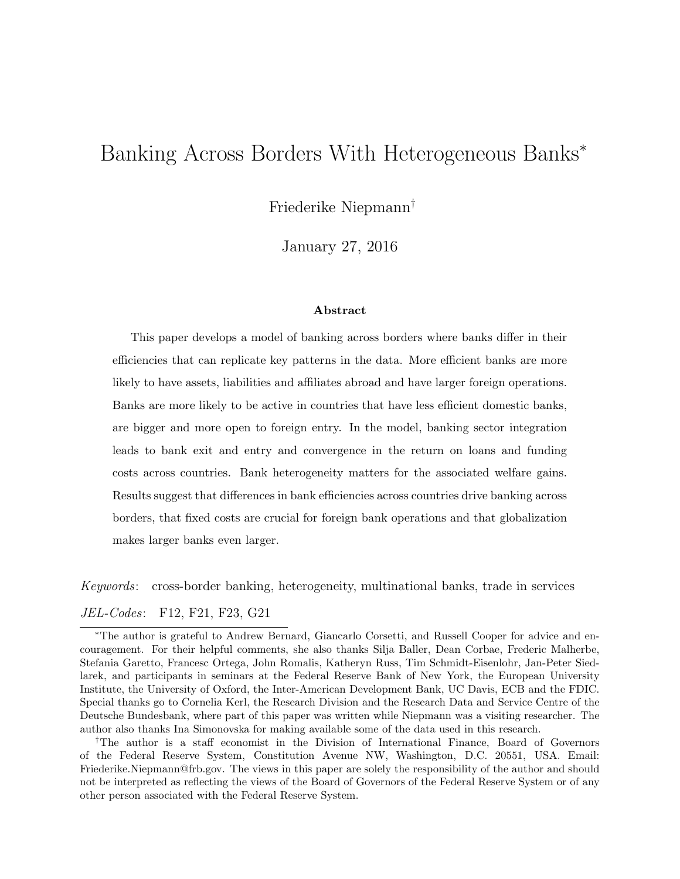# Banking Across Borders With Heterogeneous Banks*

Friederike Niepmann†

January 27, 2016

### Abstract

This paper develops a model of banking across borders where banks differ in their efficiencies that can replicate key patterns in the data. More efficient banks are more likely to have assets, liabilities and affiliates abroad and have larger foreign operations. Banks are more likely to be active in countries that have less efficient domestic banks, are bigger and more open to foreign entry. In the model, banking sector integration leads to bank exit and entry and convergence in the return on loans and funding costs across countries. Bank heterogeneity matters for the associated welfare gains. Results suggest that differences in bank efficiencies across countries drive banking across borders, that fixed costs are crucial for foreign bank operations and that globalization makes larger banks even larger.

*Keywords*: cross-border banking, heterogeneity, multinational banks, trade in services

*JEL-Codes*: F12, F21, F23, G21

---

*The author is grateful to Andrew Bernard, Giancarlo Corsetti, and Russell Cooper for advice and encouragement. For their helpful comments, she also thanks Silja Baller, Dean Corbae, Frederic Malherbe, Stefania Garetto, Francesc Ortega, John Romalis, Katheryn Russ, Tim Schmidt-Eisenlohr, Jan-Peter Siedlarek, and participants in seminars at the Federal Reserve Bank of New York, the European University Institute, the University of Oxford, the Inter-American Development Bank, UC Davis, ECB and the FDIC. Special thanks go to Cornelia Kerl, the Research Division and the Research Data and Service Centre of the Deutsche Bundesbank, where part of this paper was written while Niepmann was a visiting researcher. The author also thanks Ina Simonovska for making available some of the data used in this research.

†The author is a staff economist in the Division of International Finance, Board of Governors of the Federal Reserve System, Constitution Avenue NW, Washington, D.C. 20551, USA. Email: Friederike.Niepmann@frb.gov. The views in this paper are solely the responsibility of the author and should not be interpreted as reflecting the views of the Board of Governors of the Federal Reserve System or of any other person associated with the Federal Reserve System.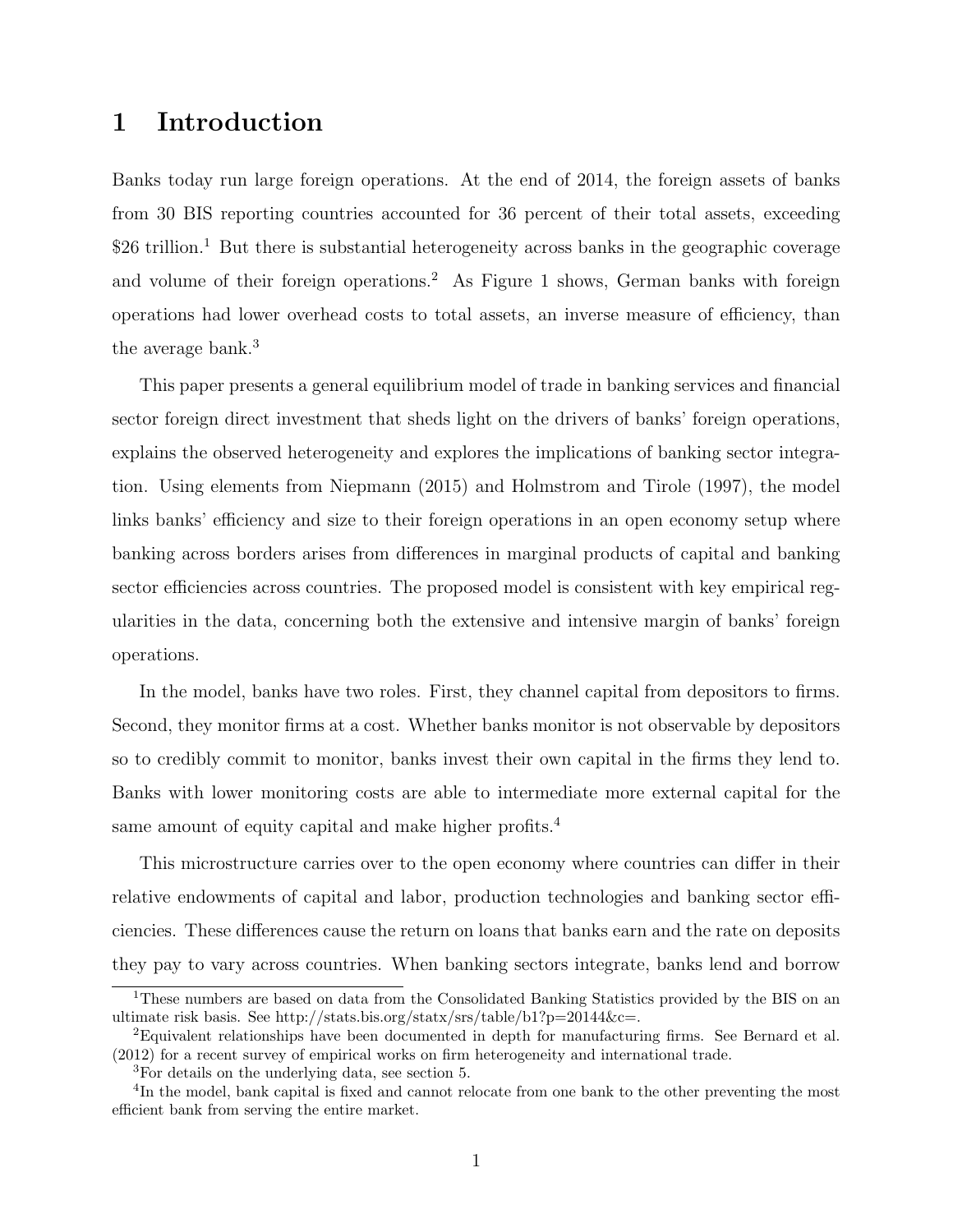# 1 Introduction

Banks today run large foreign operations. At the end of 2014, the foreign assets of banks from 30 BIS reporting countries accounted for 36 percent of their total assets, exceeding $26 trillion.[1] But there is substantial heterogeneity across banks in the geographic coverage and volume of their foreign operations.[2] As Figure 1 shows, German banks with foreign operations had lower overhead costs to total assets, an inverse measure of efficiency, than the average bank.[3]

This paper presents a general equilibrium model of trade in banking services and financial sector foreign direct investment that sheds light on the drivers of banks' foreign operations, explains the observed heterogeneity and explores the implications of banking sector integration. Using elements from Niepmann (2015) and Holmstrom and Tirole (1997), the model links banks' efficiency and size to their foreign operations in an open economy setup where banking across borders arises from differences in marginal products of capital and banking sector efficiencies across countries. The proposed model is consistent with key empirical regularities in the data, concerning both the extensive and intensive margin of banks' foreign operations.

In the model, banks have two roles. First, they channel capital from depositors to firms. Second, they monitor firms at a cost. Whether banks monitor is not observable by depositors so to credibly commit to monitor, banks invest their own capital in the firms they lend to. Banks with lower monitoring costs are able to intermediate more external capital for the same amount of equity capital and make higher profits.[4]

This microstructure carries over to the open economy where countries can differ in their relative endowments of capital and labor, production technologies and banking sector efficiencies. These differences cause the return on loans that banks earn and the rate on deposits they pay to vary across countries. When banking sectors integrate, banks lend and borrow

[1] These numbers are based on data from the Consolidated Banking Statistics provided by the BIS on an ultimate risk basis. See http://stats.bis.org/statx/srs/table/b1?p=20144&c=.

[2] Equivalent relationships have been documented in depth for manufacturing firms. See Bernard et al. (2012) for a recent survey of empirical works on firm heterogeneity and international trade.

[3] For details on the underlying data, see section 5.

[4] In the model, bank capital is fixed and cannot relocate from one bank to the other preventing the most efficient bank from serving the entire market.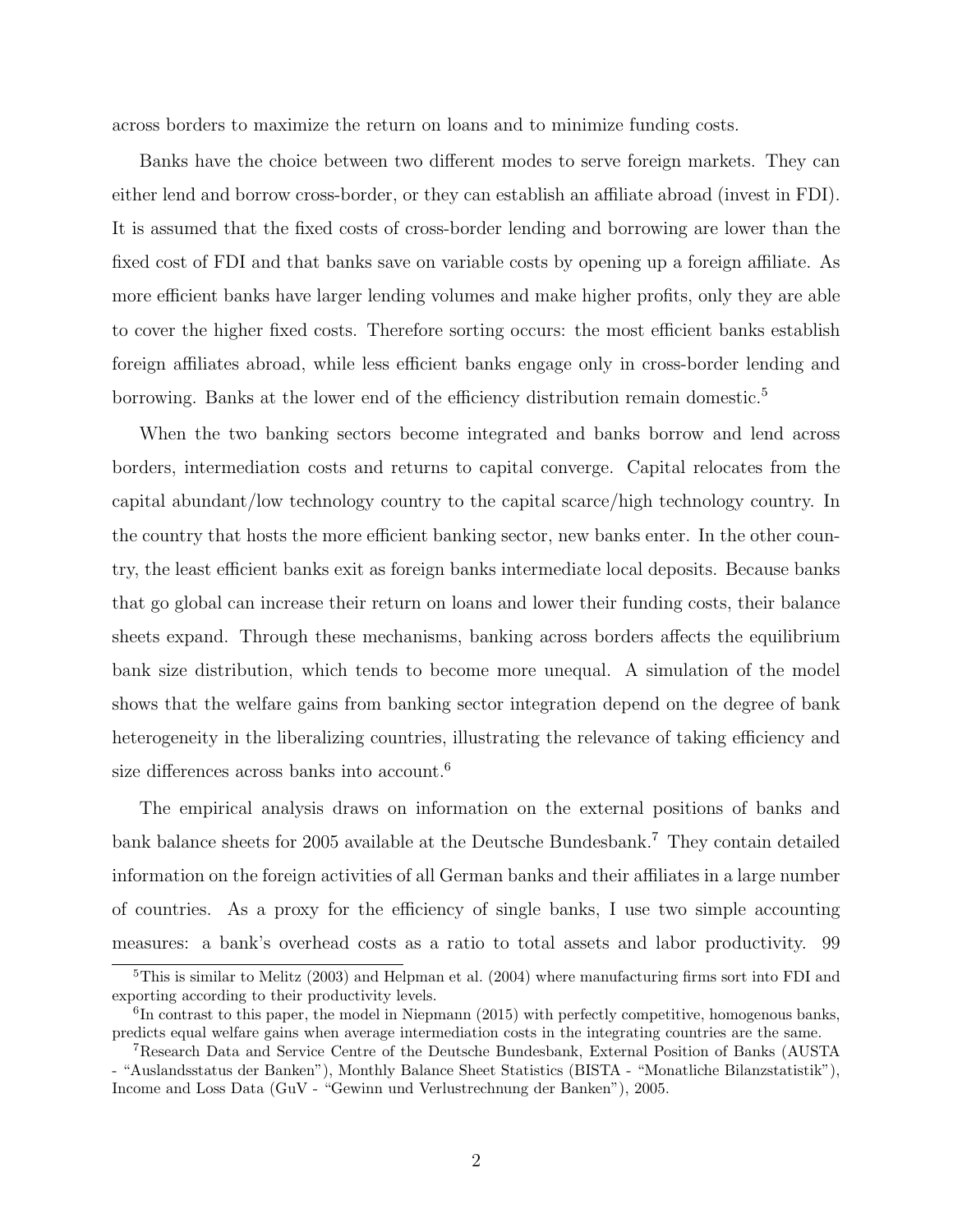across borders to maximize the return on loans and to minimize funding costs.

Banks have the choice between two different modes to serve foreign markets. They can either lend and borrow cross-border, or they can establish an affiliate abroad (invest in FDI). It is assumed that the fixed costs of cross-border lending and borrowing are lower than the fixed cost of FDI and that banks save on variable costs by opening up a foreign affiliate. As more efficient banks have larger lending volumes and make higher profits, only they are able to cover the higher fixed costs. Therefore sorting occurs: the most efficient banks establish foreign affiliates abroad, while less efficient banks engage only in cross-border lending and borrowing. Banks at the lower end of the efficiency distribution remain domestic.[5]

When the two banking sectors become integrated and banks borrow and lend across borders, intermediation costs and returns to capital converge. Capital relocates from the capital abundant/low technology country to the capital scarce/high technology country. In the country that hosts the more efficient banking sector, new banks enter. In the other country, the least efficient banks exit as foreign banks intermediate local deposits. Because banks that go global can increase their return on loans and lower their funding costs, their balance sheets expand. Through these mechanisms, banking across borders affects the equilibrium bank size distribution, which tends to become more unequal. A simulation of the model shows that the welfare gains from banking sector integration depend on the degree of bank heterogeneity in the liberalizing countries, illustrating the relevance of taking efficiency and size differences across banks into account.[6]

The empirical analysis draws on information on the external positions of banks and bank balance sheets for 2005 available at the Deutsche Bundesbank.[7] They contain detailed information on the foreign activities of all German banks and their affiliates in a large number of countries. As a proxy for the efficiency of single banks, I use two simple accounting measures: a bank's overhead costs as a ratio to total assets and labor productivity. 99

[5] This is similar to Melitz (2003) and Helpman et al. (2004) where manufacturing firms sort into FDI and exporting according to their productivity levels.

[6] In contrast to this paper, the model in Niepmann (2015) with perfectly competitive, homogenous banks, predicts equal welfare gains when average intermediation costs in the integrating countries are the same.

[7] Research Data and Service Centre of the Deutsche Bundesbank, External Position of Banks (AUSTA - "Auslandsstatus der Banken"), Monthly Balance Sheet Statistics (BISTA - "Monatliche Bilanzstatistik"), Income and Loss Data (GuV - "Gewinn und Verlustrechnung der Banken"), 2005.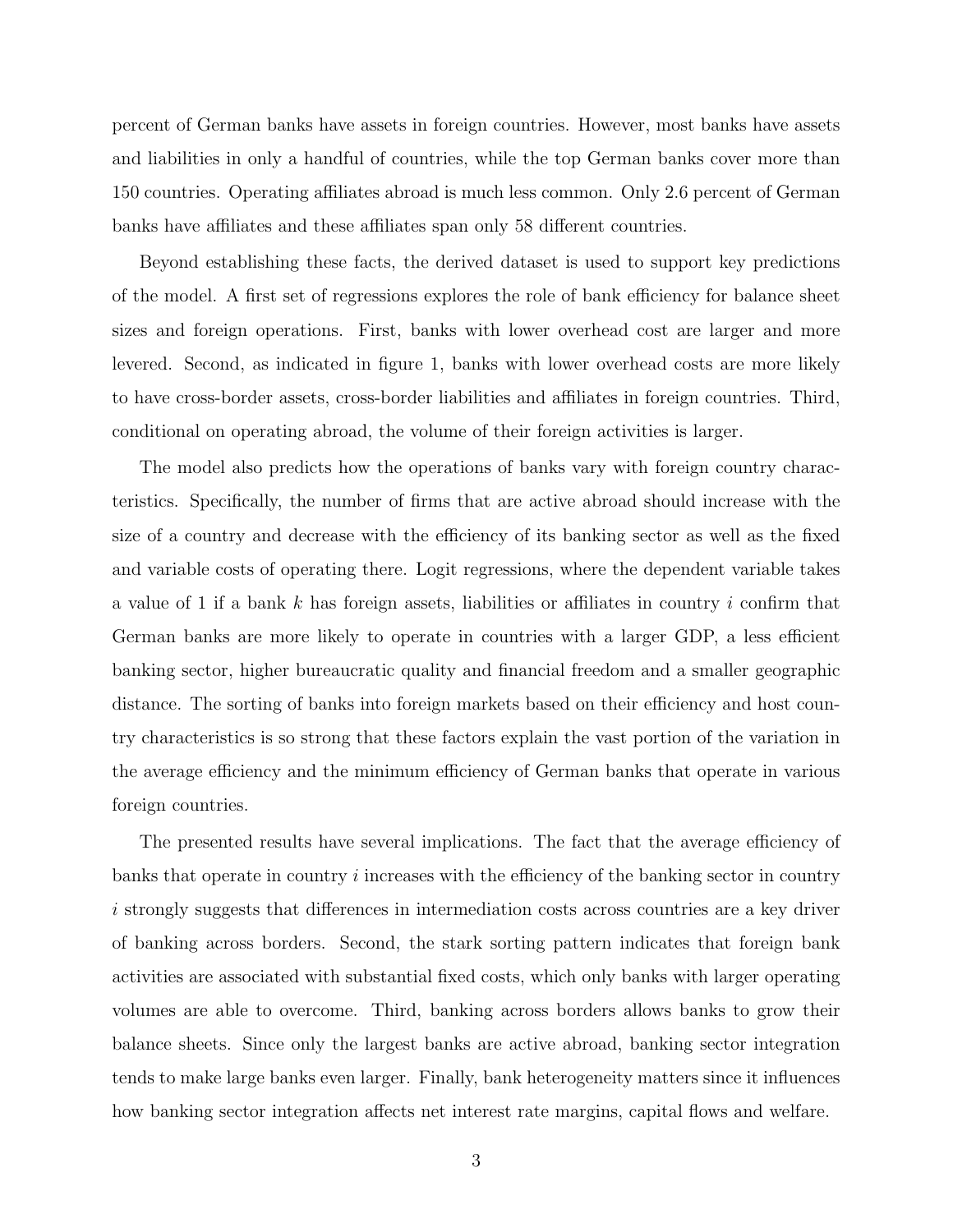percent of German banks have assets in foreign countries. However, most banks have assets and liabilities in only a handful of countries, while the top German banks cover more than 150 countries. Operating affiliates abroad is much less common. Only 2.6 percent of German banks have affiliates and these affiliates span only 58 different countries.

Beyond establishing these facts, the derived dataset is used to support key predictions of the model. A first set of regressions explores the role of bank efficiency for balance sheet sizes and foreign operations. First, banks with lower overhead cost are larger and more levered. Second, as indicated in figure 1, banks with lower overhead costs are more likely to have cross-border assets, cross-border liabilities and affiliates in foreign countries. Third, conditional on operating abroad, the volume of their foreign activities is larger.

The model also predicts how the operations of banks vary with foreign country characteristics. Specifically, the number of firms that are active abroad should increase with the size of a country and decrease with the efficiency of its banking sector as well as the fixed and variable costs of operating there. Logit regressions, where the dependent variable takes a value of 1 if a bank $k$ has foreign assets, liabilities or affiliates in country $i$ confirm that German banks are more likely to operate in countries with a larger GDP, a less efficient banking sector, higher bureaucratic quality and financial freedom and a smaller geographic distance. The sorting of banks into foreign markets based on their efficiency and host country characteristics is so strong that these factors explain the vast portion of the variation in the average efficiency and the minimum efficiency of German banks that operate in various foreign countries.

The presented results have several implications. The fact that the average efficiency of banks that operate in country $i$ increases with the efficiency of the banking sector in country $i$ strongly suggests that differences in intermediation costs across countries are a key driver of banking across borders. Second, the stark sorting pattern indicates that foreign bank activities are associated with substantial fixed costs, which only banks with larger operating volumes are able to overcome. Third, banking across borders allows banks to grow their balance sheets. Since only the largest banks are active abroad, banking sector integration tends to make large banks even larger. Finally, bank heterogeneity matters since it influences how banking sector integration affects net interest rate margins, capital flows and welfare.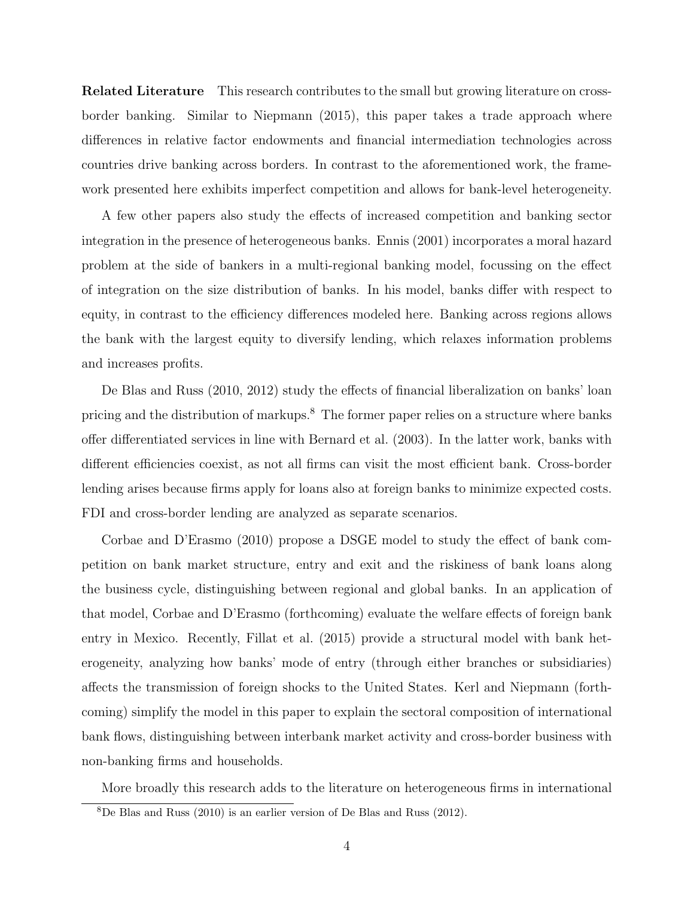**Related Literature** This research contributes to the small but growing literature on cross-border banking. Similar to Niepmann (2015), this paper takes a trade approach where differences in relative factor endowments and financial intermediation technologies across countries drive banking across borders. In contrast to the aforementioned work, the framework presented here exhibits imperfect competition and allows for bank-level heterogeneity.

A few other papers also study the effects of increased competition and banking sector integration in the presence of heterogeneous banks. Ennis (2001) incorporates a moral hazard problem at the side of bankers in a multi-regional banking model, focussing on the effect of integration on the size distribution of banks. In his model, banks differ with respect to equity, in contrast to the efficiency differences modeled here. Banking across regions allows the bank with the largest equity to diversify lending, which relaxes information problems and increases profits.

De Blas and Russ (2010, 2012) study the effects of financial liberalization on banks' loan pricing and the distribution of markups.[8] The former paper relies on a structure where banks offer differentiated services in line with Bernard et al. (2003). In the latter work, banks with different efficiencies coexist, as not all firms can visit the most efficient bank. Cross-border lending arises because firms apply for loans also at foreign banks to minimize expected costs. FDI and cross-border lending are analyzed as separate scenarios.

Corbae and D'Erasmo (2010) propose a DSGE model to study the effect of bank competition on bank market structure, entry and exit and the riskiness of bank loans along the business cycle, distinguishing between regional and global banks. In an application of that model, Corbae and D'Erasmo (forthcoming) evaluate the welfare effects of foreign bank entry in Mexico. Recently, Fillat et al. (2015) provide a structural model with bank heterogeneity, analyzing how banks' mode of entry (through either branches or subsidiaries) affects the transmission of foreign shocks to the United States. Kerl and Niepmann (forthcoming) simplify the model in this paper to explain the sectoral composition of international bank flows, distinguishing between interbank market activity and cross-border business with non-banking firms and households.

More broadly this research adds to the literature on heterogeneous firms in international

[8] De Blas and Russ (2010) is an earlier version of De Blas and Russ (2012).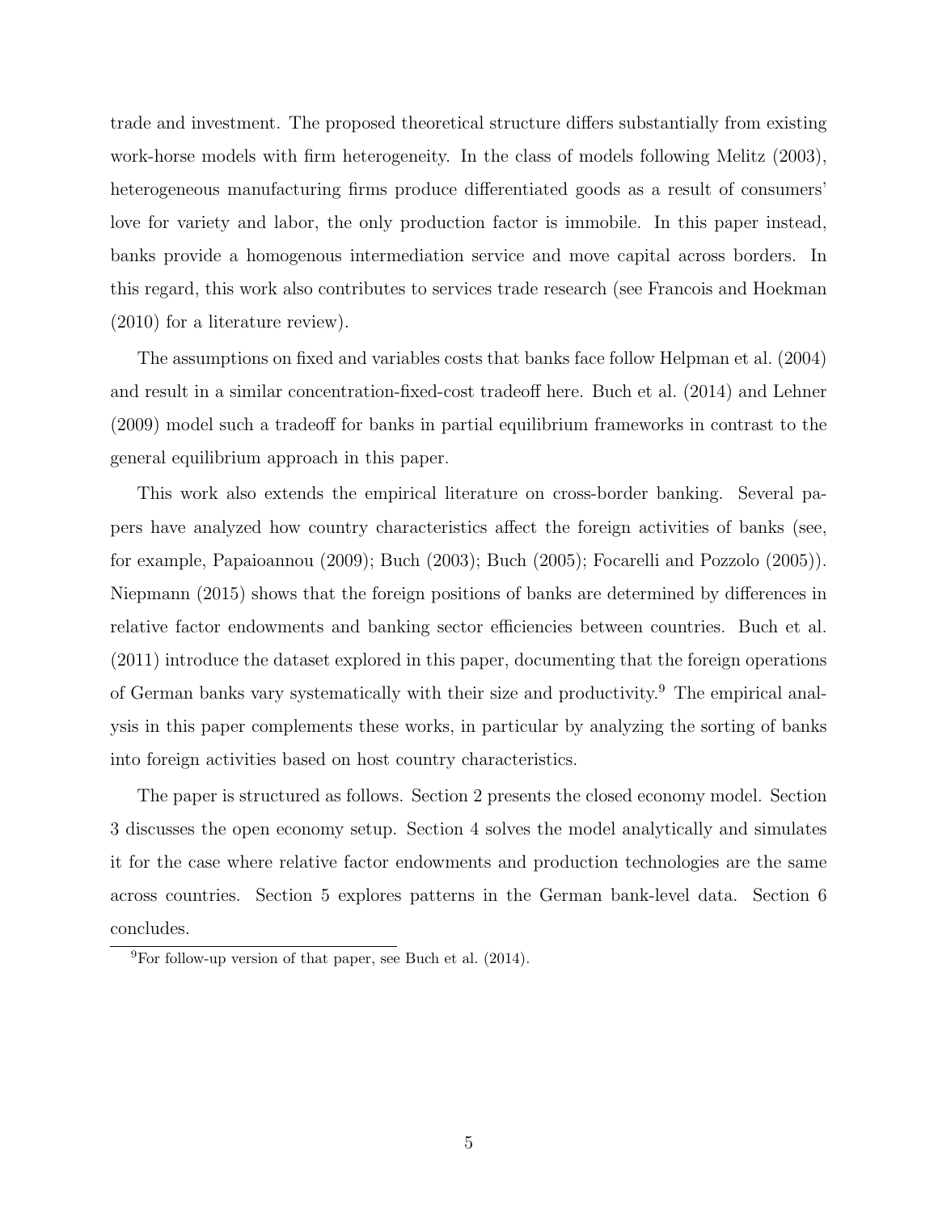trade and investment. The proposed theoretical structure differs substantially from existing work-horse models with firm heterogeneity. In the class of models following Melitz (2003), heterogeneous manufacturing firms produce differentiated goods as a result of consumers' love for variety and labor, the only production factor is immobile. In this paper instead, banks provide a homogenous intermediation service and move capital across borders. In this regard, this work also contributes to services trade research (see Francois and Hoekman (2010) for a literature review).

The assumptions on fixed and variables costs that banks face follow Helpman et al. (2004) and result in a similar concentration-fixed-cost tradeoff here. Buch et al. (2014) and Lehner (2009) model such a tradeoff for banks in partial equilibrium frameworks in contrast to the general equilibrium approach in this paper.

This work also extends the empirical literature on cross-border banking. Several papers have analyzed how country characteristics affect the foreign activities of banks (see, for example, Papaioannou (2009); Buch (2003); Buch (2005); Focarelli and Pozzolo (2005)). Niepmann (2015) shows that the foreign positions of banks are determined by differences in relative factor endowments and banking sector efficiencies between countries. Buch et al. (2011) introduce the dataset explored in this paper, documenting that the foreign operations of German banks vary systematically with their size and productivity.[9] The empirical analysis in this paper complements these works, in particular by analyzing the sorting of banks into foreign activities based on host country characteristics.

The paper is structured as follows. Section 2 presents the closed economy model. Section 3 discusses the open economy setup. Section 4 solves the model analytically and simulates it for the case where relative factor endowments and production technologies are the same across countries. Section 5 explores patterns in the German bank-level data. Section 6 concludes.

[9] For follow-up version of that paper, see Buch et al. (2014).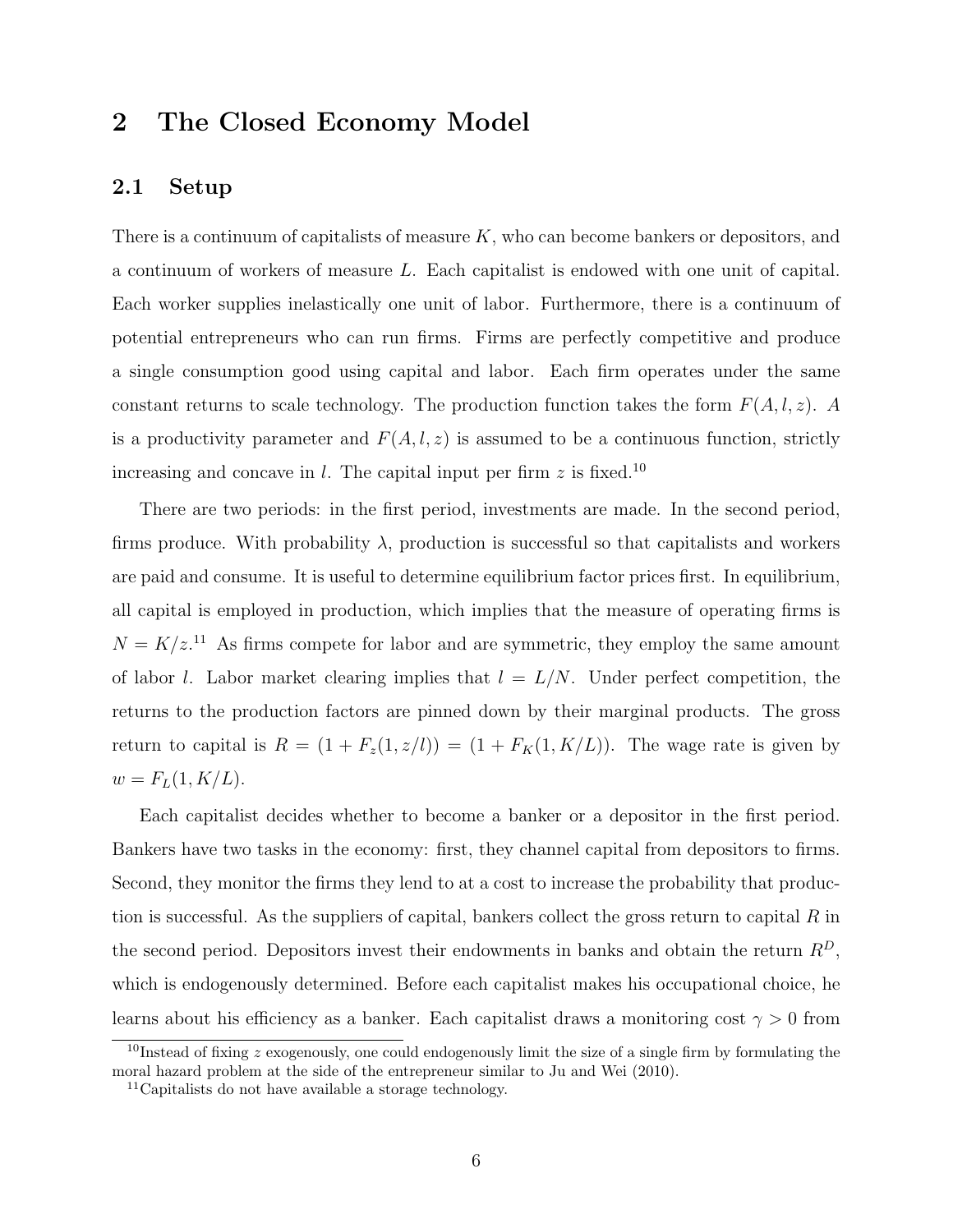# 2 The Closed Economy Model

## 2.1 Setup

There is a continuum of capitalists of measure $K$, who can become bankers or depositors, and a continuum of workers of measure $L$. Each capitalist is endowed with one unit of capital. Each worker supplies inelastically one unit of labor. Furthermore, there is a continuum of potential entrepreneurs who can run firms. Firms are perfectly competitive and produce a single consumption good using capital and labor. Each firm operates under the same constant returns to scale technology. The production function takes the form $F(A, l, z)$. $A$ is a productivity parameter and $F(A, l, z)$ is assumed to be a continuous function, strictly increasing and concave in $l$. The capital input per firm $z$ is fixed.[10]

There are two periods: in the first period, investments are made. In the second period, firms produce. With probability $\lambda$, production is successful so that capitalists and workers are paid and consume. It is useful to determine equilibrium factor prices first. In equilibrium, all capital is employed in production, which implies that the measure of operating firms is $N = K/z$.[11] As firms compete for labor and are symmetric, they employ the same amount of labor $l$. Labor market clearing implies that $l = L/N$. Under perfect competition, the returns to the production factors are pinned down by their marginal products. The gross return to capital is $R = (1 + F_z(1, z/l)) = (1 + F_K(1, K/L))$. The wage rate is given by $w = F_L(1, K/L)$.

Each capitalist decides whether to become a banker or a depositor in the first period. Bankers have two tasks in the economy: first, they channel capital from depositors to firms. Second, they monitor the firms they lend to at a cost to increase the probability that production is successful. As the suppliers of capital, bankers collect the gross return to capital $R$ in the second period. Depositors invest their endowments in banks and obtain the return $R^D$, which is endogenously determined. Before each capitalist makes his occupational choice, he learns about his efficiency as a banker. Each capitalist draws a monitoring cost $\gamma > 0$ from

[10] Instead of fixing $z$ exogenously, one could endogenously limit the size of a single firm by formulating the moral hazard problem at the side of the entrepreneur similar to Ju and Wei (2010).

[11] Capitalists do not have available a storage technology.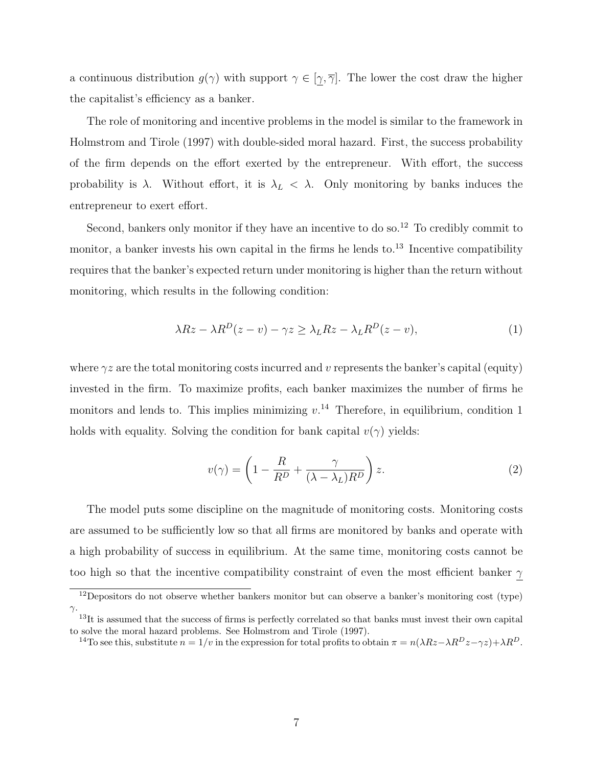a continuous distribution $g(\gamma)$ with support $\gamma \in [\underline{\gamma}, \overline{\gamma}]$. The lower the cost draw the higher the capitalist's efficiency as a banker.

The role of monitoring and incentive problems in the model is similar to the framework in Holmstrom and Tirole (1997) with double-sided moral hazard. First, the success probability of the firm depends on the effort exerted by the entrepreneur. With effort, the success probability is $\lambda$. Without effort, it is $\lambda_L < \lambda$. Only monitoring by banks induces the entrepreneur to exert effort.

Second, bankers only monitor if they have an incentive to do so.[12] To credibly commit to monitor, a banker invests his own capital in the firms he lends to.[13] Incentive compatibility requires that the banker's expected return under monitoring is higher than the return without monitoring, which results in the following condition:

$$\lambda R z - \lambda R^D (z - v) - \gamma z \geq \lambda_L R z - \lambda_L R^D (z - v), \tag{1}$$

where $\gamma z$ are the total monitoring costs incurred and $v$ represents the banker's capital (equity) invested in the firm. To maximize profits, each banker maximizes the number of firms he monitors and lends to. This implies minimizing $v$.[14] Therefore, in equilibrium, condition 1 holds with equality. Solving the condition for bank capital $v(\gamma)$ yields:

$$v(\gamma) = \left(1 - \frac{R}{R^D} + \frac{\gamma}{(\lambda - \lambda_L) R^D}\right) z. \tag{2}$$

The model puts some discipline on the magnitude of monitoring costs. Monitoring costs are assumed to be sufficiently low so that all firms are monitored by banks and operate with a high probability of success in equilibrium. At the same time, monitoring costs cannot be too high so that the incentive compatibility constraint of even the most efficient banker $\underline{\gamma}$

[12] Depositors do not observe whether bankers monitor but can observe a banker's monitoring cost (type) $\gamma$.

[13] It is assumed that the success of firms is perfectly correlated so that banks must invest their own capital to solve the moral hazard problems. See Holmstrom and Tirole (1997).

[14] To see this, substitute $n = 1/v$ in the expression for total profits to obtain $\pi = n(\lambda R z - \lambda R^D z - \gamma z) + \lambda R^D$.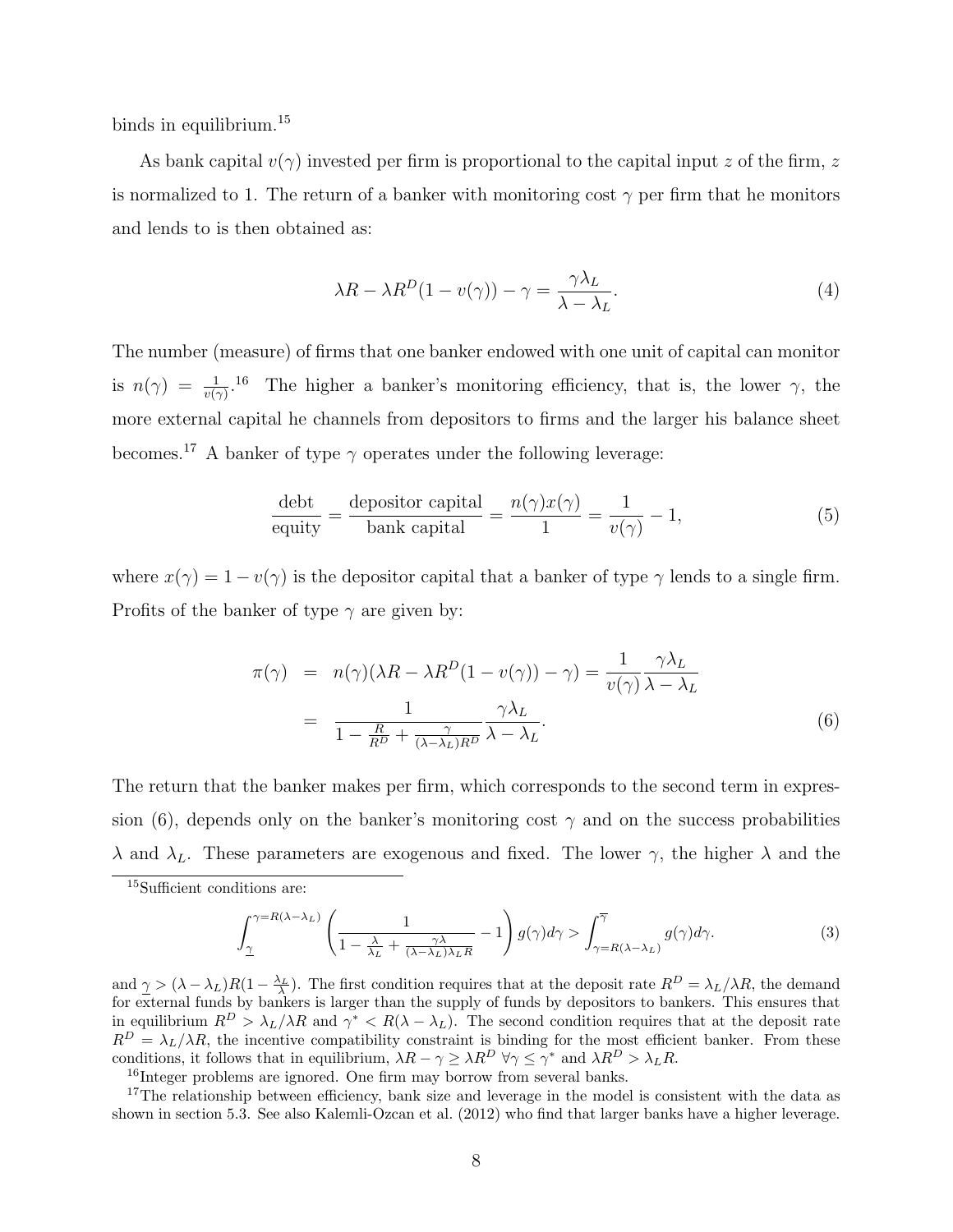binds in equilibrium.[15]

As bank capital $v(\gamma)$ invested per firm is proportional to the capital input $z$ of the firm, $z$ is normalized to 1. The return of a banker with monitoring cost $\gamma$ per firm that he monitors and lends to is then obtained as:

$$\lambda R - \lambda R^D(1 - v(\gamma)) - \gamma = \frac{\gamma \lambda_L}{\lambda - \lambda_L}. \tag{4}$$

The number (measure) of firms that one banker endowed with one unit of capital can monitor is $n(\gamma) = \frac{1}{v(\gamma)}$.[16] The higher a banker's monitoring efficiency, that is, the lower $\gamma$, the more external capital he channels from depositors to firms and the larger his balance sheet becomes.[17] A banker of type $\gamma$ operates under the following leverage:

$$\frac{\text{debt}}{\text{equity}} = \frac{\text{depositor capital}}{\text{bank capital}} = \frac{n(\gamma)x(\gamma)}{1} = \frac{1}{v(\gamma)} - 1, \tag{5}$$

where $x(\gamma) = 1 - v(\gamma)$ is the depositor capital that a banker of type $\gamma$ lends to a single firm. Profits of the banker of type $\gamma$ are given by:

$$\begin{aligned} \pi(\gamma) &= n(\gamma)(\lambda R - \lambda R^D(1 - v(\gamma)) - \gamma) = \frac{1}{v(\gamma)} \frac{\gamma \lambda_L}{\lambda - \lambda_L} \\ &= \frac{1}{1 - \frac{R}{R^D} + \frac{\gamma}{(\lambda - \lambda_L)R^D}} \frac{\gamma \lambda_L}{\lambda - \lambda_L}. \end{aligned} \tag{6}$$

The return that the banker makes per firm, which corresponds to the second term in expression (6), depends only on the banker's monitoring cost $\gamma$ and on the success probabilities $\lambda$ and $\lambda_L$. These parameters are exogenous and fixed. The lower $\gamma$, the higher $\lambda$ and the

[15] Sufficient conditions are:

$$\int_{\underline{\gamma}}^{\gamma = R(\lambda - \lambda_L)} \left( \frac{1}{1 - \frac{\lambda}{\lambda_L} + \frac{\gamma \lambda}{(\lambda - \lambda_L)\lambda_L R}} - 1 \right) g(\gamma) d\gamma > \int_{\gamma = R(\lambda - \lambda_L)}^{\overline{\gamma}} g(\gamma) d\gamma. \tag{3}$$

and $\underline{\gamma} > (\lambda - \lambda_L)R(1 - \frac{\lambda_L}{\lambda})$. The first condition requires that at the deposit rate $R^D = \lambda_L/\lambda R$, the demand for external funds by bankers is larger than the supply of funds by depositors to bankers. This ensures that in equilibrium $R^D > \lambda_L/\lambda R$ and $\gamma^* < R(\lambda - \lambda_L)$. The second condition requires that at the deposit rate $R^D = \lambda_L/\lambda R$, the incentive compatibility constraint is binding for the most efficient banker. From these conditions, it follows that in equilibrium, $\lambda R - \gamma \geq \lambda R^D \; \forall \gamma \leq \gamma^*$ and $\lambda R^D > \lambda_L R$.

[16] Integer problems are ignored. One firm may borrow from several banks.

[17] The relationship between efficiency, bank size and leverage in the model is consistent with the data as shown in section 5.3. See also Kalemli-Ozcan et al. (2012) who find that larger banks have a higher leverage.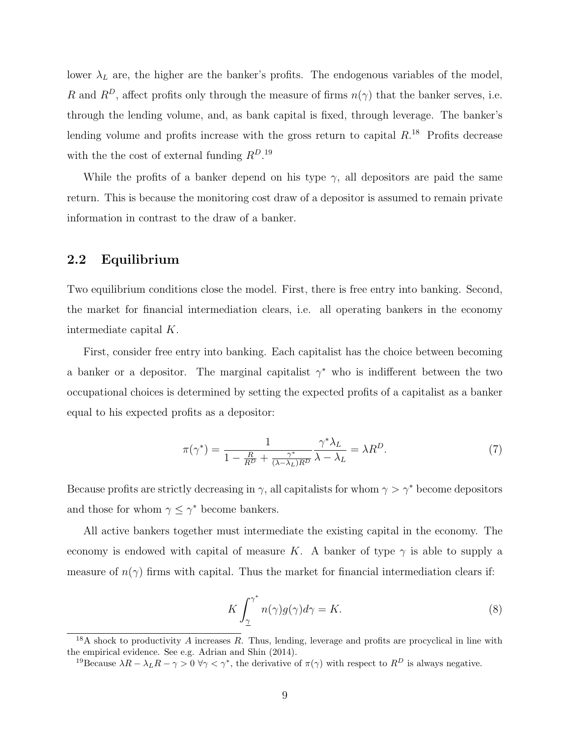lower $\lambda_L$ are, the higher are the banker's profits. The endogenous variables of the model, $R$ and $R^D$, affect profits only through the measure of firms $n(\gamma)$ that the banker serves, i.e. through the lending volume, and, as bank capital is fixed, through leverage. The banker's lending volume and profits increase with the gross return to capital $R$.[18] Profits decrease with the the cost of external funding $R^D$.[19]

While the profits of a banker depend on his type $\gamma$, all depositors are paid the same return. This is because the monitoring cost draw of a depositor is assumed to remain private information in contrast to the draw of a banker.

## 2.2 Equilibrium

Two equilibrium conditions close the model. First, there is free entry into banking. Second, the market for financial intermediation clears, i.e. all operating bankers in the economy intermediate capital $K$.

First, consider free entry into banking. Each capitalist has the choice between becoming a banker or a depositor. The marginal capitalist $\gamma^*$ who is indifferent between the two occupational choices is determined by setting the expected profits of a capitalist as a banker equal to his expected profits as a depositor:

$$\pi(\gamma^*) = \frac{1}{1 - \frac{R}{R^D} + \frac{\gamma^*}{(\lambda - \lambda_L)R^D}} \frac{\gamma^* \lambda_L}{\lambda - \lambda_L} = \lambda R^D. \tag{7}$$

Because profits are strictly decreasing in $\gamma$, all capitalists for whom $\gamma > \gamma^*$ become depositors and those for whom $\gamma \leq \gamma^*$ become bankers.

All active bankers together must intermediate the existing capital in the economy. The economy is endowed with capital of measure $K$. A banker of type $\gamma$ is able to supply a measure of $n(\gamma)$ firms with capital. Thus the market for financial intermediation clears if:

$$K \int_{\underline{\gamma}}^{\gamma^*} n(\gamma) g(\gamma) d\gamma = K. \tag{8}$$

[18] A shock to productivity $A$ increases $R$. Thus, lending, leverage and profits are procyclical in line with the empirical evidence. See e.g. Adrian and Shin (2014).

[19] Because $\lambda R - \lambda_L R - \gamma > 0 \ \forall \gamma < \gamma^*$, the derivative of $\pi(\gamma)$ with respect to $R^D$ is always negative.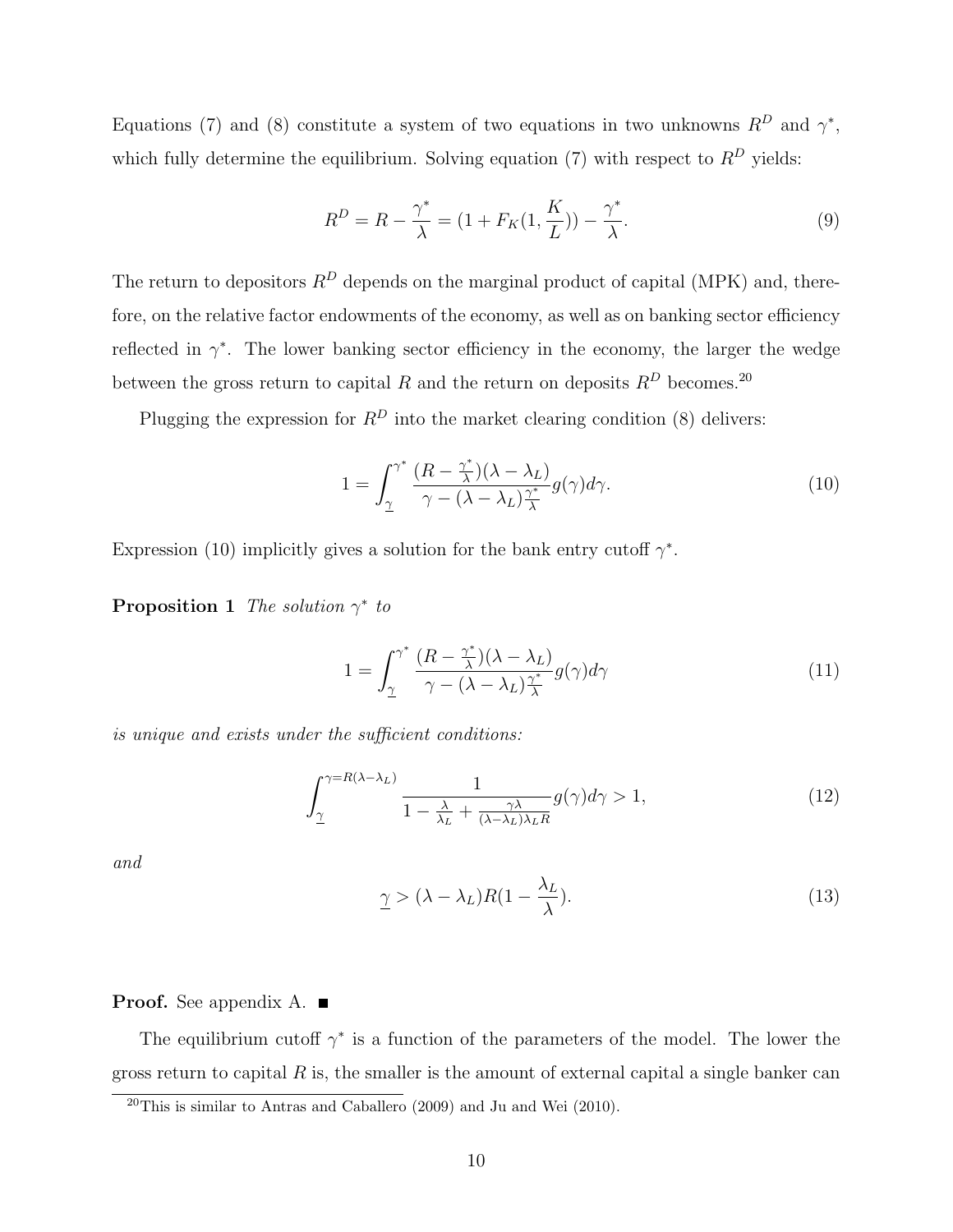Equations (7) and (8) constitute a system of two equations in two unknowns $R^D$ and $\gamma^*$, which fully determine the equilibrium. Solving equation (7) with respect to $R^D$ yields:

$$R^D = R - \frac{\gamma^*}{\lambda} = (1 + F_K(1, \frac{K}{L})) - \frac{\gamma^*}{\lambda}. \tag{9}$$

The return to depositors $R^D$ depends on the marginal product of capital (MPK) and, therefore, on the relative factor endowments of the economy, as well as on banking sector efficiency reflected in $\gamma^*$. The lower banking sector efficiency in the economy, the larger the wedge between the gross return to capital $R$ and the return on deposits $R^D$ becomes.[20]

Plugging the expression for $R^D$ into the market clearing condition (8) delivers:

$$1 = \int_{\underline{\gamma}}^{\gamma^*} \frac{(R - \frac{\gamma^*}{\lambda})(\lambda - \lambda_L)}{\gamma - (\lambda - \lambda_L)\frac{\gamma^*}{\lambda}} g(\gamma) d\gamma. \tag{10}$$

Expression (10) implicitly gives a solution for the bank entry cutoff $\gamma^*$.

**Proposition 1** *The solution $\gamma^*$ to*

$$1 = \int_{\underline{\gamma}}^{\gamma^*} \frac{(R - \frac{\gamma^*}{\lambda})(\lambda - \lambda_L)}{\gamma - (\lambda - \lambda_L)\frac{\gamma^*}{\lambda}} g(\gamma) d\gamma \tag{11}$$

*is unique and exists under the sufficient conditions:*

$$\int_{\underline{\gamma}}^{\gamma = R(\lambda - \lambda_L)} \frac{1}{1 - \frac{\lambda}{\lambda_L} + \frac{\gamma\lambda}{(\lambda - \lambda_L)\lambda_L R}} g(\gamma) d\gamma > 1, \tag{12}$$

*and*

$$\underline{\gamma} > (\lambda - \lambda_L)R(1 - \frac{\lambda_L}{\lambda}). \tag{13}$$

**Proof.** See appendix A. ■

The equilibrium cutoff $\gamma^*$ is a function of the parameters of the model. The lower the gross return to capital $R$ is, the smaller is the amount of external capital a single banker can

[20] This is similar to Antras and Caballero (2009) and Ju and Wei (2010).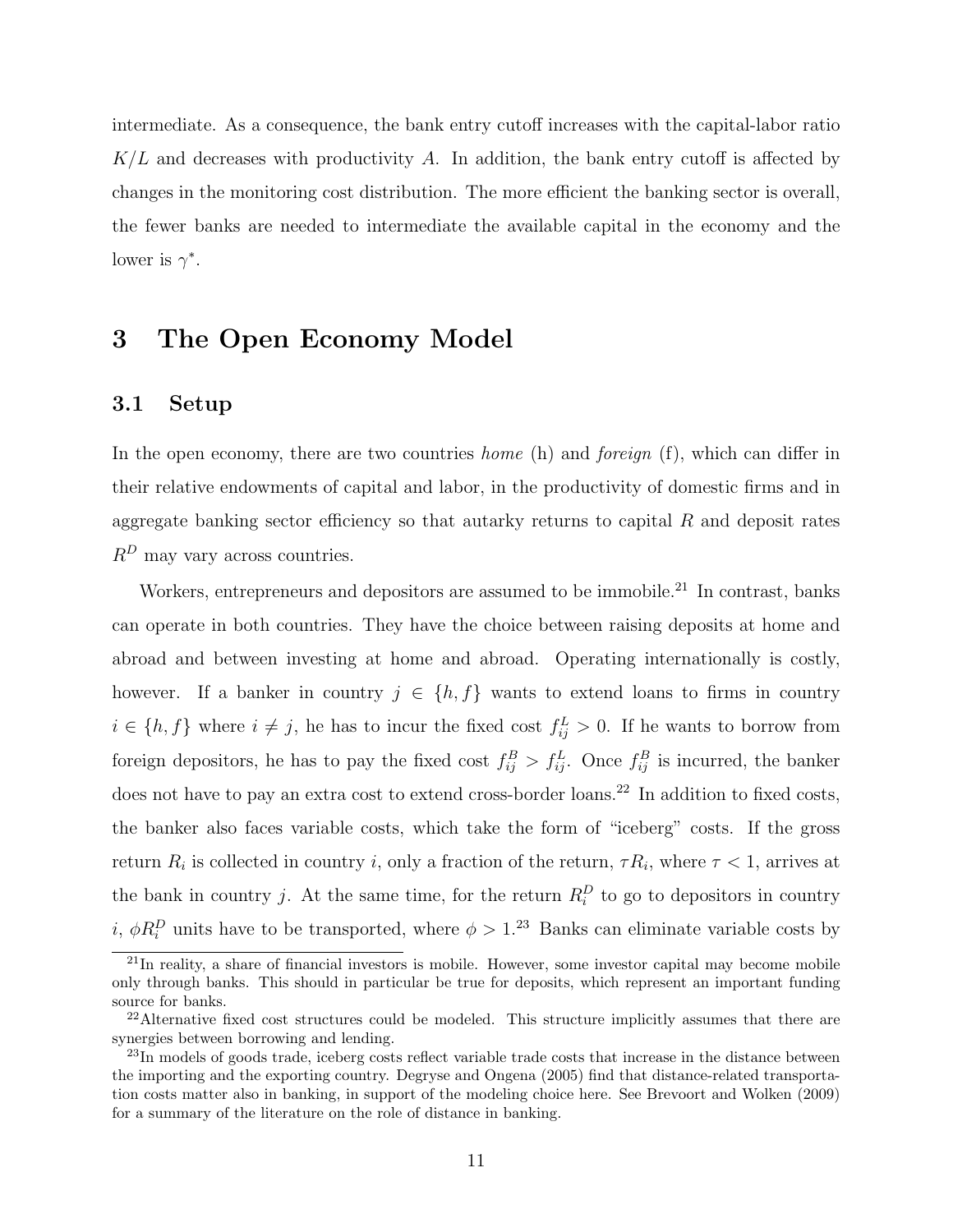intermediate. As a consequence, the bank entry cutoff increases with the capital-labor ratio $K/L$ and decreases with productivity $A$. In addition, the bank entry cutoff is affected by changes in the monitoring cost distribution. The more efficient the banking sector is overall, the fewer banks are needed to intermediate the available capital in the economy and the lower is $\gamma^*$.

# 3 The Open Economy Model

## 3.1 Setup

In the open economy, there are two countries *home* (h) and *foreign* (f), which can differ in their relative endowments of capital and labor, in the productivity of domestic firms and in aggregate banking sector efficiency so that autarky returns to capital $R$ and deposit rates $R^D$ may vary across countries.

Workers, entrepreneurs and depositors are assumed to be immobile.[21] In contrast, banks can operate in both countries. They have the choice between raising deposits at home and abroad and between investing at home and abroad. Operating internationally is costly, however. If a banker in country $j \in \{h, f\}$ wants to extend loans to firms in country $i \in \{h, f\}$ where $i \neq j$, he has to incur the fixed cost $f_{ij}^L > 0$. If he wants to borrow from foreign depositors, he has to pay the fixed cost $f_{ij}^B > f_{ij}^L$. Once $f_{ij}^B$ is incurred, the banker does not have to pay an extra cost to extend cross-border loans.[22] In addition to fixed costs, the banker also faces variable costs, which take the form of "iceberg" costs. If the gross return $R_i$ is collected in country $i$, only a fraction of the return, $\tau R_i$, where $\tau < 1$, arrives at the bank in country $j$. At the same time, for the return $R_i^D$ to go to depositors in country $i$, $\phi R_i^D$ units have to be transported, where $\phi > 1$.[23] Banks can eliminate variable costs by

[21] In reality, a share of financial investors is mobile. However, some investor capital may become mobile only through banks. This should in particular be true for deposits, which represent an important funding source for banks.

[22] Alternative fixed cost structures could be modeled. This structure implicitly assumes that there are synergies between borrowing and lending.

[23] In models of goods trade, iceberg costs reflect variable trade costs that increase in the distance between the importing and the exporting country. Degryse and Ongena (2005) find that distance-related transportation costs matter also in banking, in support of the modeling choice here. See Brevoort and Wolken (2009) for a summary of the literature on the role of distance in banking.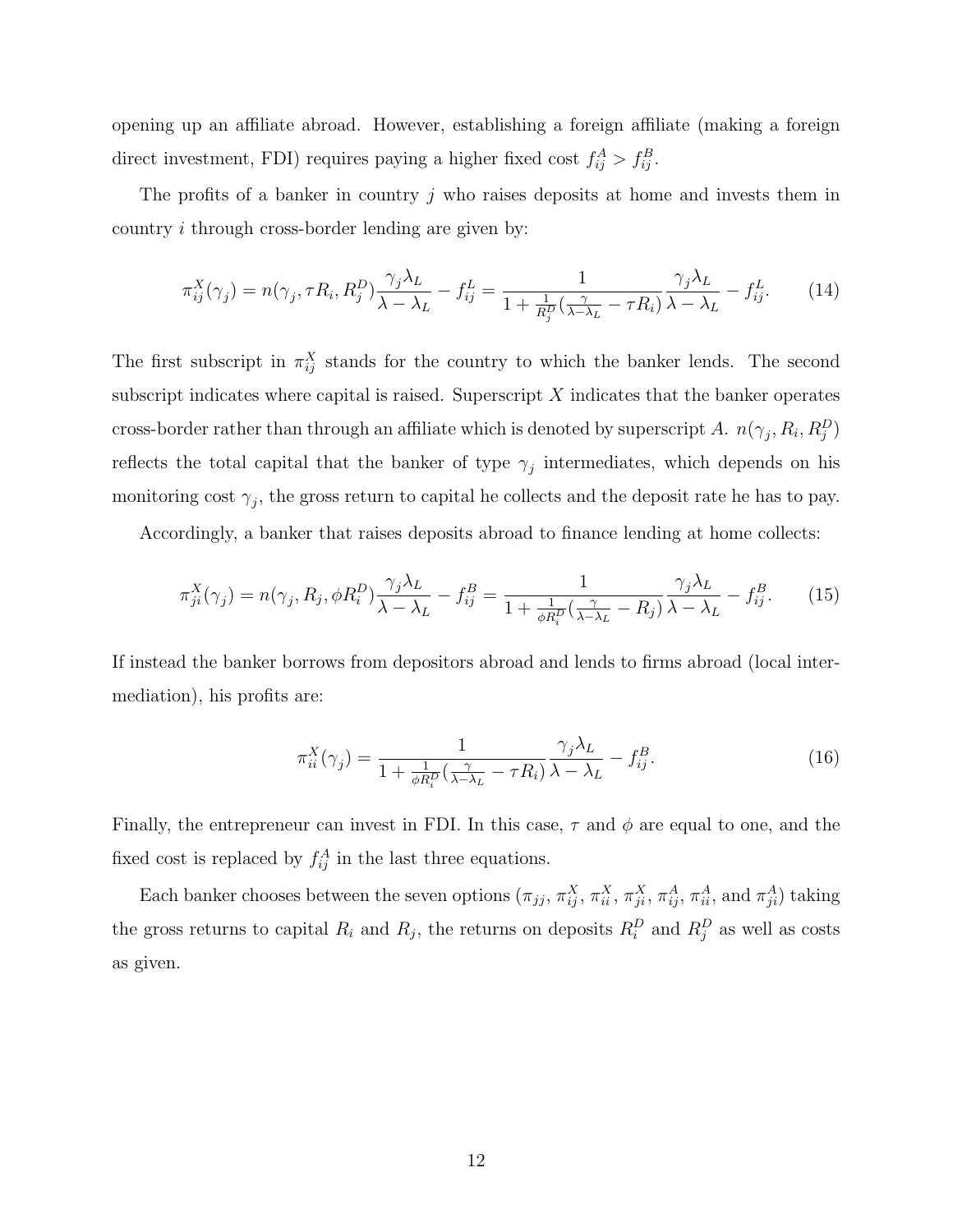opening up an affiliate abroad. However, establishing a foreign affiliate (making a foreign direct investment, FDI) requires paying a higher fixed cost $f_{ij}^A > f_{ij}^B$.

The profits of a banker in country $j$ who raises deposits at home and invests them in country $i$ through cross-border lending are given by:

$$\pi_{ij}^X(\gamma_j) = n(\gamma_j, \tau R_i, R_j^D)\frac{\gamma_j \lambda_L}{\lambda - \lambda_L} - f_{ij}^L = \frac{1}{1 + \frac{1}{R_j^D}(\frac{\gamma}{\lambda - \lambda_L} - \tau R_i)}\frac{\gamma_j \lambda_L}{\lambda - \lambda_L} - f_{ij}^L. \tag{14}$$

The first subscript in $\pi_{ij}^X$ stands for the country to which the banker lends. The second subscript indicates where capital is raised. Superscript $X$ indicates that the banker operates cross-border rather than through an affiliate which is denoted by superscript $A$. $n(\gamma_j, R_i, R_j^D)$ reflects the total capital that the banker of type $\gamma_j$ intermediates, which depends on his monitoring cost $\gamma_j$, the gross return to capital he collects and the deposit rate he has to pay.

Accordingly, a banker that raises deposits abroad to finance lending at home collects:

$$\pi_{ji}^X(\gamma_j) = n(\gamma_j, R_j, \phi R_i^D)\frac{\gamma_j \lambda_L}{\lambda - \lambda_L} - f_{ij}^B = \frac{1}{1 + \frac{1}{\phi R_i^D}(\frac{\gamma}{\lambda - \lambda_L} - R_j)}\frac{\gamma_j \lambda_L}{\lambda - \lambda_L} - f_{ij}^B. \tag{15}$$

If instead the banker borrows from depositors abroad and lends to firms abroad (local intermediation), his profits are:

$$\pi_{ii}^X(\gamma_j) = \frac{1}{1 + \frac{1}{\phi R_i^D}(\frac{\gamma}{\lambda - \lambda_L} - \tau R_i)}\frac{\gamma_j \lambda_L}{\lambda - \lambda_L} - f_{ij}^B. \tag{16}$$

Finally, the entrepreneur can invest in FDI. In this case, $\tau$ and $\phi$ are equal to one, and the fixed cost is replaced by $f_{ij}^A$ in the last three equations.

Each banker chooses between the seven options ($\pi_{jj}$, $\pi_{ij}^X$, $\pi_{ii}^X$, $\pi_{ji}^X$, $\pi_{ij}^A$, $\pi_{ii}^A$, and $\pi_{ji}^A$) taking the gross returns to capital $R_i$ and $R_j$, the returns on deposits $R_i^D$ and $R_j^D$ as well as costs as given.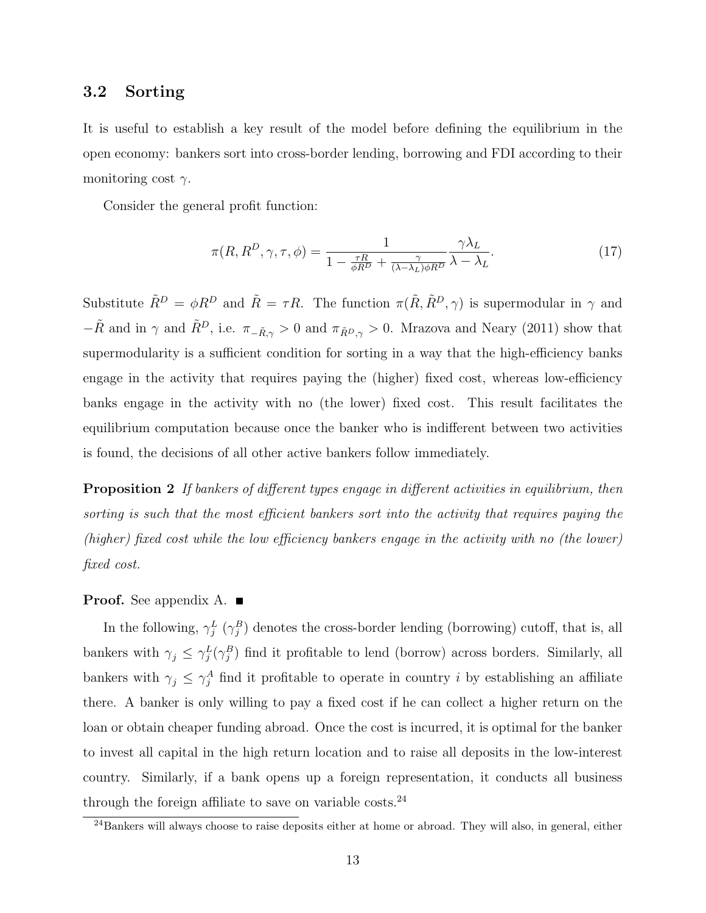## 3.2 Sorting

It is useful to establish a key result of the model before defining the equilibrium in the open economy: bankers sort into cross-border lending, borrowing and FDI according to their monitoring cost $\gamma$.

Consider the general profit function:

$$\pi(R, R^D, \gamma, \tau, \phi) = \frac{1}{1 - \frac{\tau R}{\phi R^D} + \frac{\gamma}{(\lambda - \lambda_L)\phi R^D}} \frac{\gamma \lambda_L}{\lambda - \lambda_L}. \tag{17}$$

Substitute $\tilde{R}^D = \phi R^D$ and $\tilde{R} = \tau R$. The function $\pi(\tilde{R}, \tilde{R}^D, \gamma)$ is supermodular in $\gamma$ and $-\tilde{R}$ and in $\gamma$ and $\tilde{R}^D$, i.e. $\pi_{-\tilde{R},\gamma} > 0$ and $\pi_{\tilde{R}^D,\gamma} > 0$. Mrazova and Neary (2011) show that supermodularity is a sufficient condition for sorting in a way that the high-efficiency banks engage in the activity that requires paying the (higher) fixed cost, whereas low-efficiency banks engage in the activity with no (the lower) fixed cost. This result facilitates the equilibrium computation because once the banker who is indifferent between two activities is found, the decisions of all other active bankers follow immediately.

**Proposition 2** *If bankers of different types engage in different activities in equilibrium, then sorting is such that the most efficient bankers sort into the activity that requires paying the (higher) fixed cost while the low efficiency bankers engage in the activity with no (the lower) fixed cost.*

**Proof.** See appendix A. ■

In the following, $\gamma_j^L$ ($\gamma_j^B$) denotes the cross-border lending (borrowing) cutoff, that is, all bankers with $\gamma_j \leq \gamma_j^L(\gamma_j^B)$ find it profitable to lend (borrow) across borders. Similarly, all bankers with $\gamma_j \leq \gamma_j^A$ find it profitable to operate in country $i$ by establishing an affiliate there. A banker is only willing to pay a fixed cost if he can collect a higher return on the loan or obtain cheaper funding abroad. Once the cost is incurred, it is optimal for the banker to invest all capital in the high return location and to raise all deposits in the low-interest country. Similarly, if a bank opens up a foreign representation, it conducts all business through the foreign affiliate to save on variable costs.[24]

[24]Bankers will always choose to raise deposits either at home or abroad. They will also, in general, either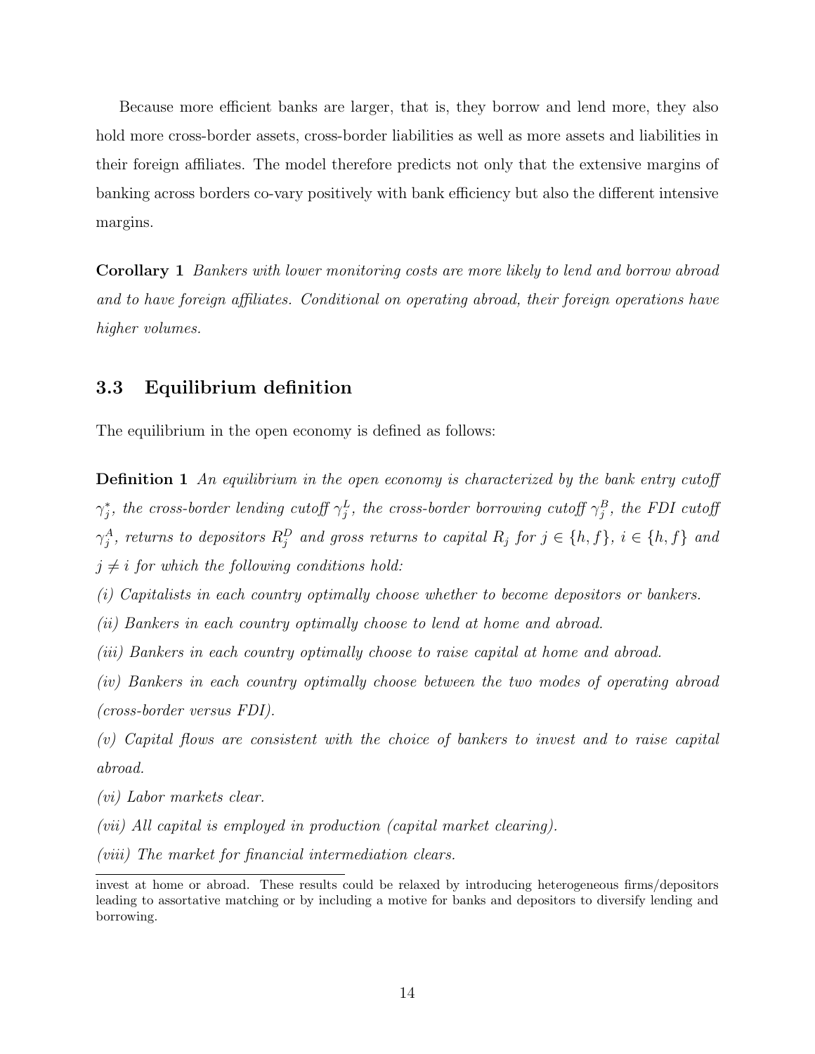Because more efficient banks are larger, that is, they borrow and lend more, they also hold more cross-border assets, cross-border liabilities as well as more assets and liabilities in their foreign affiliates. The model therefore predicts not only that the extensive margins of banking across borders co-vary positively with bank efficiency but also the different intensive margins.

**Corollary 1** *Bankers with lower monitoring costs are more likely to lend and borrow abroad and to have foreign affiliates. Conditional on operating abroad, their foreign operations have higher volumes.*

### 3.3 Equilibrium definition

The equilibrium in the open economy is defined as follows:

**Definition 1** *An equilibrium in the open economy is characterized by the bank entry cutoff $\gamma_j^*$, the cross-border lending cutoff $\gamma_j^L$, the cross-border borrowing cutoff $\gamma_j^B$, the FDI cutoff $\gamma_j^A$, returns to depositors $R_j^D$ and gross returns to capital $R_j$ for $j \in \{h, f\}$, $i \in \{h, f\}$ and $j \neq i$ for which the following conditions hold:*

*(i) Capitalists in each country optimally choose whether to become depositors or bankers.*

*(ii) Bankers in each country optimally choose to lend at home and abroad.*

*(iii) Bankers in each country optimally choose to raise capital at home and abroad.*

*(iv) Bankers in each country optimally choose between the two modes of operating abroad (cross-border versus FDI).*

*(v) Capital flows are consistent with the choice of bankers to invest and to raise capital abroad.*

*(vi) Labor markets clear.*

*(vii) All capital is employed in production (capital market clearing).*

*(viii) The market for financial intermediation clears.*

---

invest at home or abroad. These results could be relaxed by introducing heterogeneous firms/depositors leading to assortative matching or by including a motive for banks and depositors to diversify lending and borrowing.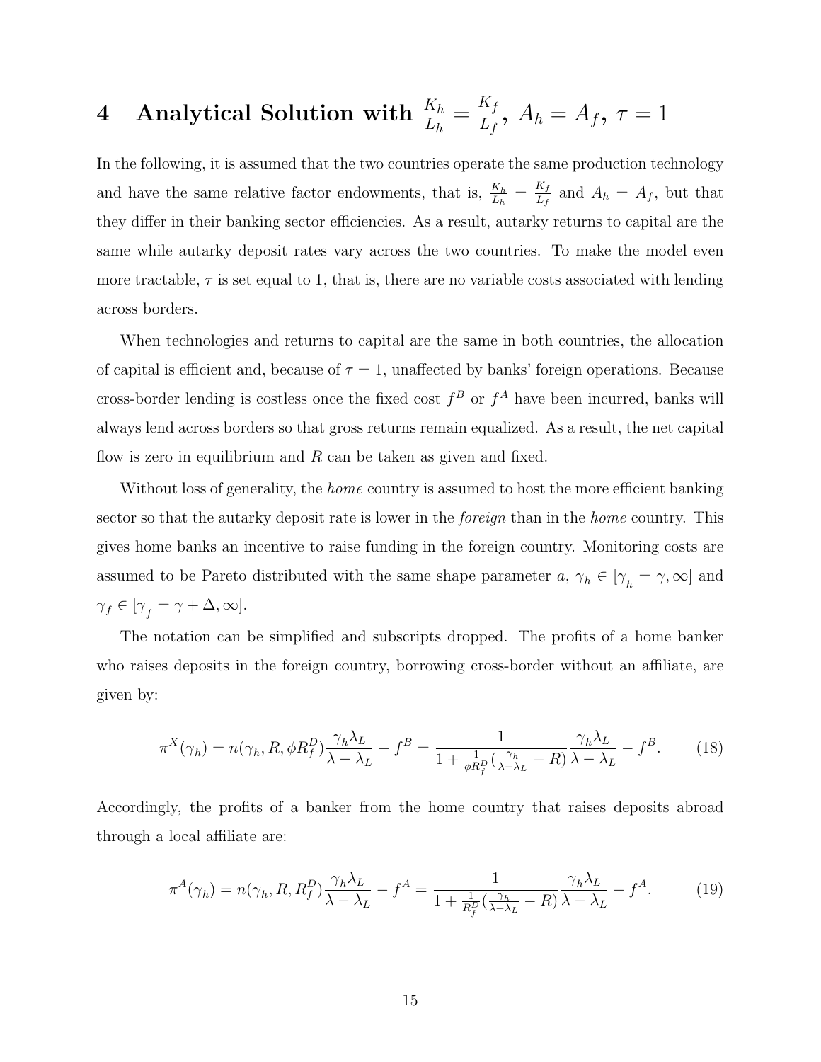# 4 Analytical Solution with $\frac{K_h}{L_h} = \frac{K_f}{L_f}$, $A_h = A_f$, $\tau = 1$

In the following, it is assumed that the two countries operate the same production technology and have the same relative factor endowments, that is, $\frac{K_h}{L_h} = \frac{K_f}{L_f}$ and $A_h = A_f$, but that they differ in their banking sector efficiencies. As a result, autarky returns to capital are the same while autarky deposit rates vary across the two countries. To make the model even more tractable, $\tau$ is set equal to 1, that is, there are no variable costs associated with lending across borders.

When technologies and returns to capital are the same in both countries, the allocation of capital is efficient and, because of $\tau = 1$, unaffected by banks' foreign operations. Because cross-border lending is costless once the fixed cost $f^B$ or $f^A$ have been incurred, banks will always lend across borders so that gross returns remain equalized. As a result, the net capital flow is zero in equilibrium and $R$ can be taken as given and fixed.

Without loss of generality, the *home* country is assumed to host the more efficient banking sector so that the autarky deposit rate is lower in the *foreign* than in the *home* country. This gives home banks an incentive to raise funding in the foreign country. Monitoring costs are assumed to be Pareto distributed with the same shape parameter $a$, $\gamma_h \in [\underline{\gamma}_h = \underline{\gamma}, \infty]$ and $\gamma_f \in [\underline{\gamma}_f = \underline{\gamma} + \Delta, \infty]$.

The notation can be simplified and subscripts dropped. The profits of a home banker who raises deposits in the foreign country, borrowing cross-border without an affiliate, are given by:

$$\pi^X(\gamma_h) = n(\gamma_h, R, \phi R_f^D)\frac{\gamma_h \lambda_L}{\lambda - \lambda_L} - f^B = \frac{1}{1 + \frac{1}{\phi R_f^D}(\frac{\gamma_h}{\lambda - \lambda_L} - R)}\frac{\gamma_h \lambda_L}{\lambda - \lambda_L} - f^B. \tag{18}$$

Accordingly, the profits of a banker from the home country that raises deposits abroad through a local affiliate are:

$$\pi^A(\gamma_h) = n(\gamma_h, R, R_f^D)\frac{\gamma_h \lambda_L}{\lambda - \lambda_L} - f^A = \frac{1}{1 + \frac{1}{R_f^D}(\frac{\gamma_h}{\lambda - \lambda_L} - R)}\frac{\gamma_h \lambda_L}{\lambda - \lambda_L} - f^A. \tag{19}$$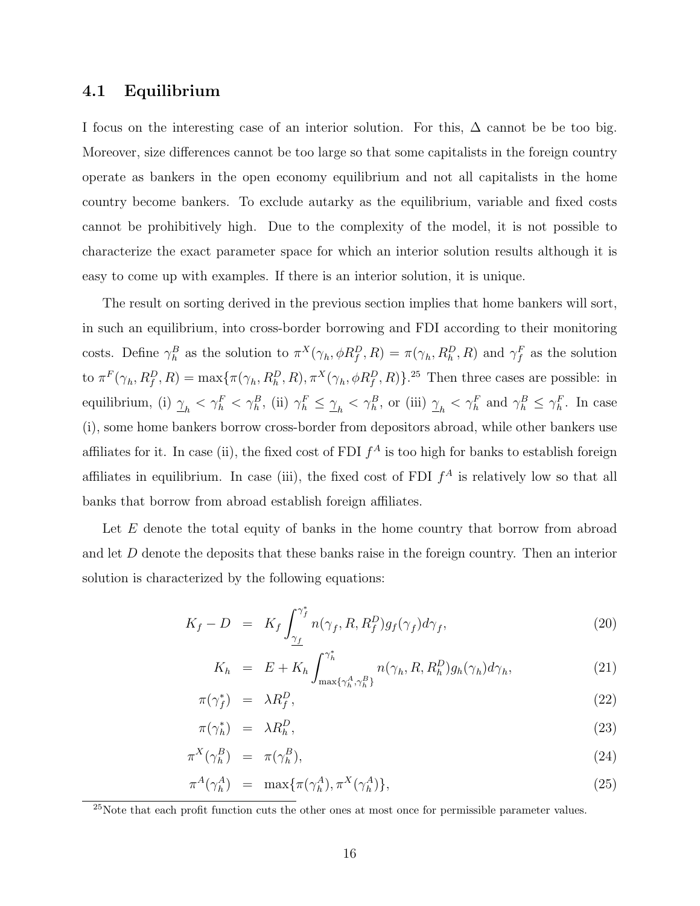### 4.1 Equilibrium

I focus on the interesting case of an interior solution. For this, $\Delta$ cannot be be too big. Moreover, size differences cannot be too large so that some capitalists in the foreign country operate as bankers in the open economy equilibrium and not all capitalists in the home country become bankers. To exclude autarky as the equilibrium, variable and fixed costs cannot be prohibitively high. Due to the complexity of the model, it is not possible to characterize the exact parameter space for which an interior solution results although it is easy to come up with examples. If there is an interior solution, it is unique.

The result on sorting derived in the previous section implies that home bankers will sort, in such an equilibrium, into cross-border borrowing and FDI according to their monitoring costs. Define $\gamma_h^B$ as the solution to $\pi^X(\gamma_h, \phi R_f^D, R) = \pi(\gamma_h, R_h^D, R)$ and $\gamma_f^F$ as the solution to $\pi^F(\gamma_h, R_f^D, R) = \max\{\pi(\gamma_h, R_h^D, R), \pi^X(\gamma_h, \phi R_f^D, R)\}$.[25] Then three cases are possible: in equilibrium, (i) $\underline{\gamma}_h < \gamma_h^F < \gamma_h^B$, (ii) $\gamma_h^F \leq \underline{\gamma}_h < \gamma_h^B$, or (iii) $\underline{\gamma}_h < \gamma_h^F$ and $\gamma_h^B \leq \gamma_h^F$. In case (i), some home bankers borrow cross-border from depositors abroad, while other bankers use affiliates for it. In case (ii), the fixed cost of FDI $f^A$ is too high for banks to establish foreign affiliates in equilibrium. In case (iii), the fixed cost of FDI $f^A$ is relatively low so that all banks that borrow from abroad establish foreign affiliates.

Let $E$ denote the total equity of banks in the home country that borrow from abroad and let $D$ denote the deposits that these banks raise in the foreign country. Then an interior solution is characterized by the following equations:

$$K_f - D = K_f \int_{\underline{\gamma_f}}^{\gamma_f^*} n(\gamma_f, R, R_f^D) g_f(\gamma_f) d\gamma_f, \tag{20}$$

$$K_h = E + K_h \int_{\max\{\gamma_h^A, \gamma_h^B\}}^{\gamma_h^*} n(\gamma_h, R, R_h^D) g_h(\gamma_h) d\gamma_h, \tag{21}$$

$$\pi(\gamma_f^*) = \lambda R_f^D, \tag{22}$$

$$\pi(\gamma_h^*) = \lambda R_h^D, \tag{23}$$

$$\pi^X(\gamma_h^B) = \pi(\gamma_h^B), \tag{24}$$

$$\pi^A(\gamma_h^A) = \max\{\pi(\gamma_h^A), \pi^X(\gamma_h^A)\}, \tag{25}$$

[25] Note that each profit function cuts the other ones at most once for permissible parameter values.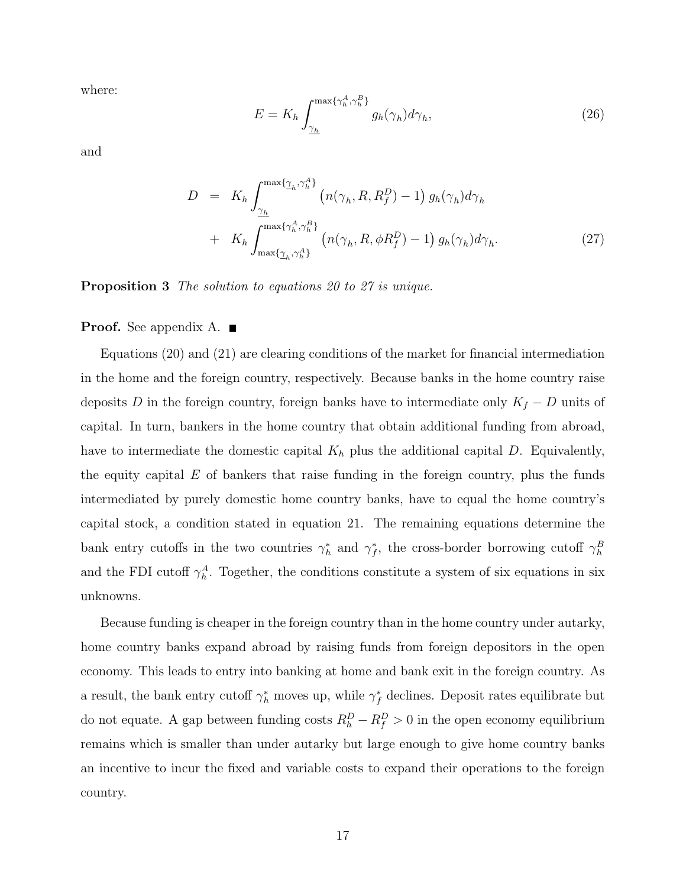where:

$$E = K_h \int_{\underline{\gamma_h}}^{\max\{\gamma_h^A, \gamma_h^B\}} g_h(\gamma_h) d\gamma_h, \tag{26}$$

and

$$\begin{aligned} D &= K_h \int_{\underline{\gamma_h}}^{\max\{\underline{\gamma}_h, \gamma_h^A\}} \left( n(\gamma_h, R, R_f^D) - 1 \right) g_h(\gamma_h) d\gamma_h \\ &+ K_h \int_{\max\{\underline{\gamma}_h, \gamma_h^A\}}^{\max\{\gamma_h^A, \gamma_h^B\}} \left( n(\gamma_h, R, \phi R_f^D) - 1 \right) g_h(\gamma_h) d\gamma_h. \end{aligned} \tag{27}$$

**Proposition 3** *The solution to equations 20 to 27 is unique.*

**Proof.** See appendix A. ■

Equations (20) and (21) are clearing conditions of the market for financial intermediation in the home and the foreign country, respectively. Because banks in the home country raise deposits $D$ in the foreign country, foreign banks have to intermediate only $K_f - D$ units of capital. In turn, bankers in the home country that obtain additional funding from abroad, have to intermediate the domestic capital $K_h$ plus the additional capital $D$. Equivalently, the equity capital $E$ of bankers that raise funding in the foreign country, plus the funds intermediated by purely domestic home country banks, have to equal the home country's capital stock, a condition stated in equation 21. The remaining equations determine the bank entry cutoffs in the two countries $\gamma_h^*$ and $\gamma_f^*$, the cross-border borrowing cutoff $\gamma_h^B$ and the FDI cutoff $\gamma_h^A$. Together, the conditions constitute a system of six equations in six unknowns.

Because funding is cheaper in the foreign country than in the home country under autarky, home country banks expand abroad by raising funds from foreign depositors in the open economy. This leads to entry into banking at home and bank exit in the foreign country. As a result, the bank entry cutoff $\gamma_h^*$ moves up, while $\gamma_f^*$ declines. Deposit rates equilibrate but do not equate. A gap between funding costs $R_h^D - R_f^D > 0$ in the open economy equilibrium remains which is smaller than under autarky but large enough to give home country banks an incentive to incur the fixed and variable costs to expand their operations to the foreign country.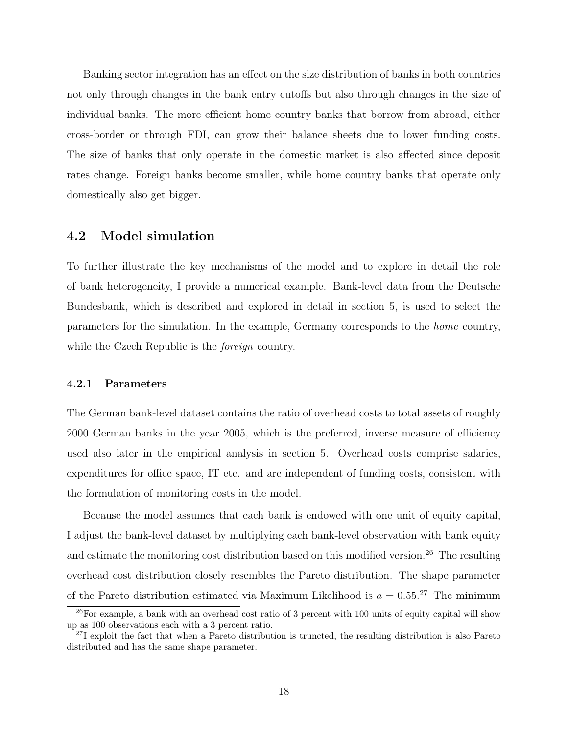Banking sector integration has an effect on the size distribution of banks in both countries not only through changes in the bank entry cutoffs but also through changes in the size of individual banks. The more efficient home country banks that borrow from abroad, either cross-border or through FDI, can grow their balance sheets due to lower funding costs. The size of banks that only operate in the domestic market is also affected since deposit rates change. Foreign banks become smaller, while home country banks that operate only domestically also get bigger.

## 4.2 Model simulation

To further illustrate the key mechanisms of the model and to explore in detail the role of bank heterogeneity, I provide a numerical example. Bank-level data from the Deutsche Bundesbank, which is described and explored in detail in section 5, is used to select the parameters for the simulation. In the example, Germany corresponds to the *home* country, while the Czech Republic is the *foreign* country.

### 4.2.1 Parameters

The German bank-level dataset contains the ratio of overhead costs to total assets of roughly 2000 German banks in the year 2005, which is the preferred, inverse measure of efficiency used also later in the empirical analysis in section 5. Overhead costs comprise salaries, expenditures for office space, IT etc. and are independent of funding costs, consistent with the formulation of monitoring costs in the model.

Because the model assumes that each bank is endowed with one unit of equity capital, I adjust the bank-level dataset by multiplying each bank-level observation with bank equity and estimate the monitoring cost distribution based on this modified version.[26] The resulting overhead cost distribution closely resembles the Pareto distribution. The shape parameter of the Pareto distribution estimated via Maximum Likelihood is $a = 0.55$.[27] The minimum

[26]For example, a bank with an overhead cost ratio of 3 percent with 100 units of equity capital will show up as 100 observations each with a 3 percent ratio.

[27]I exploit the fact that when a Pareto distribution is truncted, the resulting distribution is also Pareto distributed and has the same shape parameter.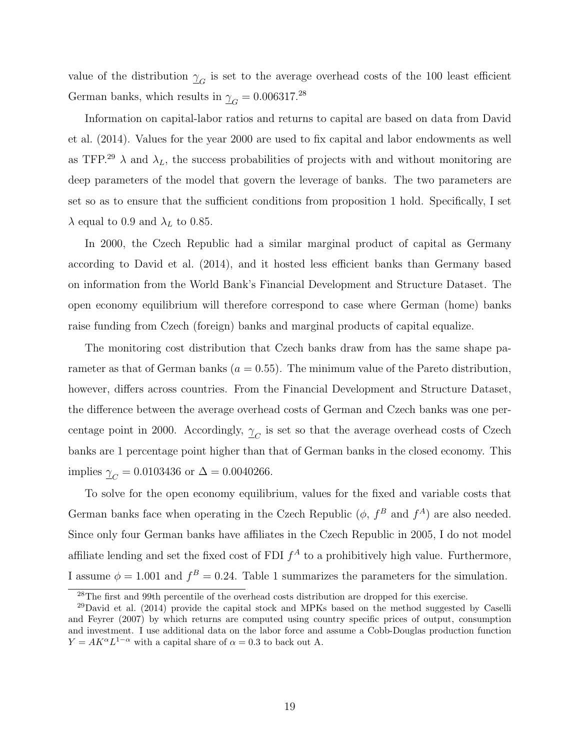value of the distribution $\underline{\gamma}_G$ is set to the average overhead costs of the 100 least efficient German banks, which results in $\underline{\gamma}_G = 0.006317$.[28]

Information on capital-labor ratios and returns to capital are based on data from David et al. (2014). Values for the year 2000 are used to fix capital and labor endowments as well as TFP.[29] $\lambda$ and $\lambda_L$, the success probabilities of projects with and without monitoring are deep parameters of the model that govern the leverage of banks. The two parameters are set so as to ensure that the sufficient conditions from proposition 1 hold. Specifically, I set $\lambda$ equal to 0.9 and $\lambda_L$ to 0.85.

In 2000, the Czech Republic had a similar marginal product of capital as Germany according to David et al. (2014), and it hosted less efficient banks than Germany based on information from the World Bank's Financial Development and Structure Dataset. The open economy equilibrium will therefore correspond to case where German (home) banks raise funding from Czech (foreign) banks and marginal products of capital equalize.

The monitoring cost distribution that Czech banks draw from has the same shape parameter as that of German banks ($a = 0.55$). The minimum value of the Pareto distribution, however, differs across countries. From the Financial Development and Structure Dataset, the difference between the average overhead costs of German and Czech banks was one percentage point in 2000. Accordingly, $\underline{\gamma}_C$ is set so that the average overhead costs of Czech banks are 1 percentage point higher than that of German banks in the closed economy. This implies $\underline{\gamma}_C = 0.0103436$ or $\Delta = 0.0040266$.

To solve for the open economy equilibrium, values for the fixed and variable costs that German banks face when operating in the Czech Republic ($\phi$, $f^B$ and $f^A$) are also needed. Since only four German banks have affiliates in the Czech Republic in 2005, I do not model affiliate lending and set the fixed cost of FDI $f^A$ to a prohibitively high value. Furthermore, I assume $\phi = 1.001$ and $f^B = 0.24$. Table 1 summarizes the parameters for the simulation.

[28] The first and 99th percentile of the overhead costs distribution are dropped for this exercise.

[29] David et al. (2014) provide the capital stock and MPKs based on the method suggested by Caselli and Feyrer (2007) by which returns are computed using country specific prices of output, consumption and investment. I use additional data on the labor force and assume a Cobb-Douglas production function $Y = AK^{\alpha}L^{1-\alpha}$ with a capital share of $\alpha = 0.3$ to back out A.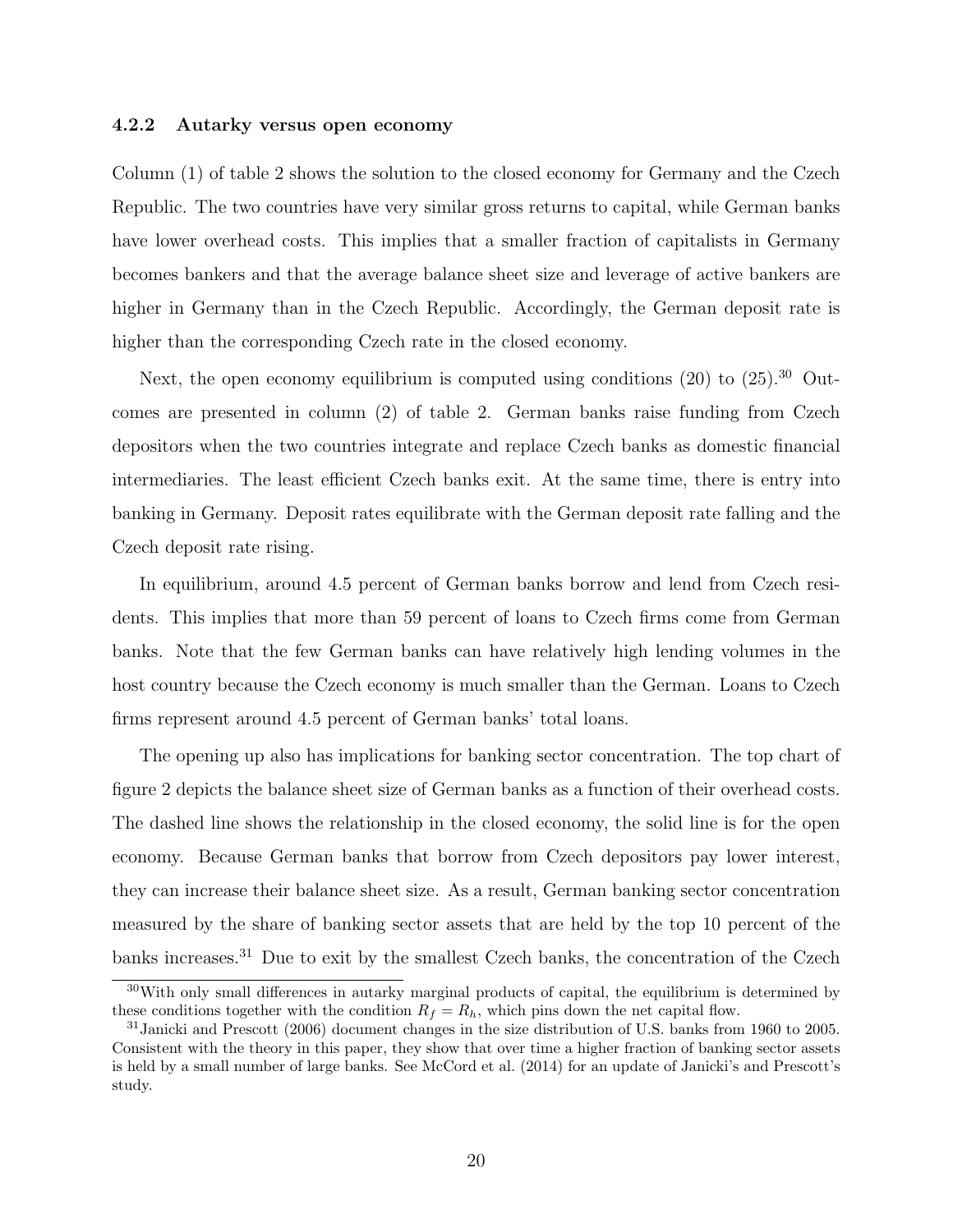#### 4.2.2 Autarky versus open economy

Column (1) of table 2 shows the solution to the closed economy for Germany and the Czech Republic. The two countries have very similar gross returns to capital, while German banks have lower overhead costs. This implies that a smaller fraction of capitalists in Germany becomes bankers and that the average balance sheet size and leverage of active bankers are higher in Germany than in the Czech Republic. Accordingly, the German deposit rate is higher than the corresponding Czech rate in the closed economy.

Next, the open economy equilibrium is computed using conditions (20) to (25).[30] Outcomes are presented in column (2) of table 2. German banks raise funding from Czech depositors when the two countries integrate and replace Czech banks as domestic financial intermediaries. The least efficient Czech banks exit. At the same time, there is entry into banking in Germany. Deposit rates equilibrate with the German deposit rate falling and the Czech deposit rate rising.

In equilibrium, around 4.5 percent of German banks borrow and lend from Czech residents. This implies that more than 59 percent of loans to Czech firms come from German banks. Note that the few German banks can have relatively high lending volumes in the host country because the Czech economy is much smaller than the German. Loans to Czech firms represent around 4.5 percent of German banks' total loans.

The opening up also has implications for banking sector concentration. The top chart of figure 2 depicts the balance sheet size of German banks as a function of their overhead costs. The dashed line shows the relationship in the closed economy, the solid line is for the open economy. Because German banks that borrow from Czech depositors pay lower interest, they can increase their balance sheet size. As a result, German banking sector concentration measured by the share of banking sector assets that are held by the top 10 percent of the banks increases.[31] Due to exit by the smallest Czech banks, the concentration of the Czech

[30] With only small differences in autarky marginal products of capital, the equilibrium is determined by these conditions together with the condition $R_f = R_h$, which pins down the net capital flow.

[31] Janicki and Prescott (2006) document changes in the size distribution of U.S. banks from 1960 to 2005. Consistent with the theory in this paper, they show that over time a higher fraction of banking sector assets is held by a small number of large banks. See McCord et al. (2014) for an update of Janicki's and Prescott's study.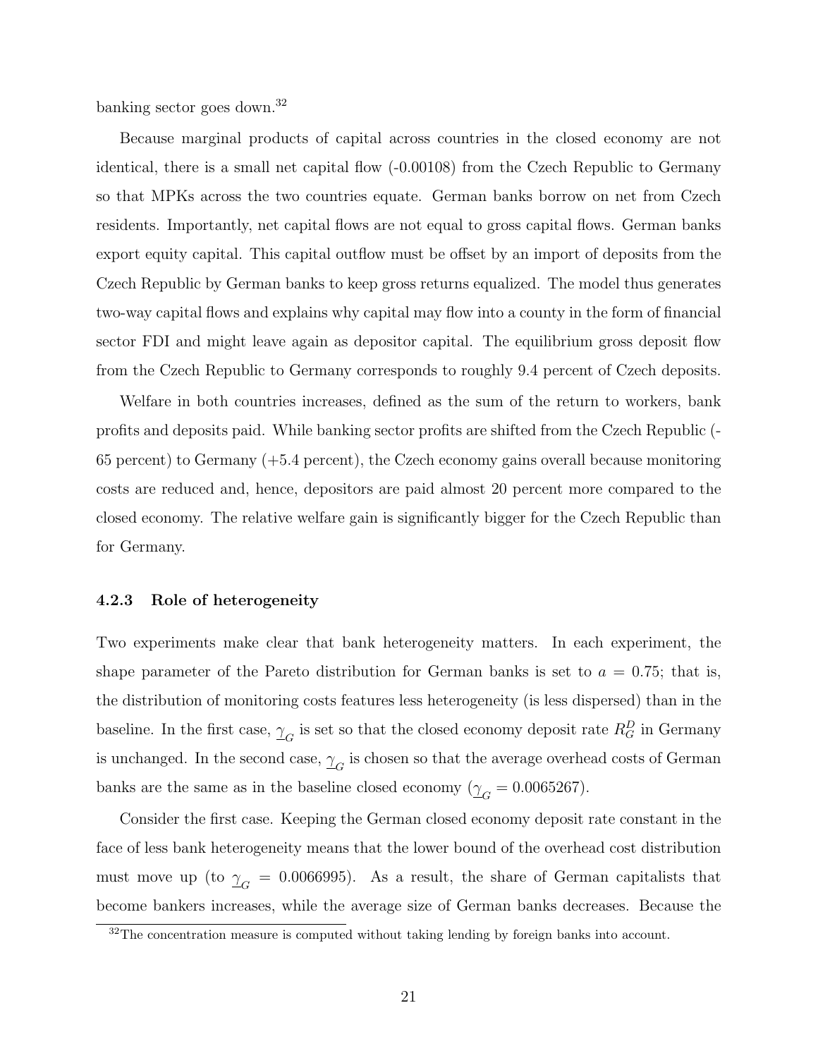banking sector goes down.[32]

Because marginal products of capital across countries in the closed economy are not identical, there is a small net capital flow (-0.00108) from the Czech Republic to Germany so that MPKs across the two countries equate. German banks borrow on net from Czech residents. Importantly, net capital flows are not equal to gross capital flows. German banks export equity capital. This capital outflow must be offset by an import of deposits from the Czech Republic by German banks to keep gross returns equalized. The model thus generates two-way capital flows and explains why capital may flow into a county in the form of financial sector FDI and might leave again as depositor capital. The equilibrium gross deposit flow from the Czech Republic to Germany corresponds to roughly 9.4 percent of Czech deposits.

Welfare in both countries increases, defined as the sum of the return to workers, bank profits and deposits paid. While banking sector profits are shifted from the Czech Republic (-65 percent) to Germany (+5.4 percent), the Czech economy gains overall because monitoring costs are reduced and, hence, depositors are paid almost 20 percent more compared to the closed economy. The relative welfare gain is significantly bigger for the Czech Republic than for Germany.

### 4.2.3 Role of heterogeneity

Two experiments make clear that bank heterogeneity matters. In each experiment, the shape parameter of the Pareto distribution for German banks is set to $a = 0.75$; that is, the distribution of monitoring costs features less heterogeneity (is less dispersed) than in the baseline. In the first case, $\underline{\gamma}_G$ is set so that the closed economy deposit rate $R_G^D$ in Germany is unchanged. In the second case, $\underline{\gamma}_G$ is chosen so that the average overhead costs of German banks are the same as in the baseline closed economy ($\underline{\gamma}_G = 0.0065267$).

Consider the first case. Keeping the German closed economy deposit rate constant in the face of less bank heterogeneity means that the lower bound of the overhead cost distribution must move up (to $\underline{\gamma}_G = 0.0066995$). As a result, the share of German capitalists that become bankers increases, while the average size of German banks decreases. Because the

[32] The concentration measure is computed without taking lending by foreign banks into account.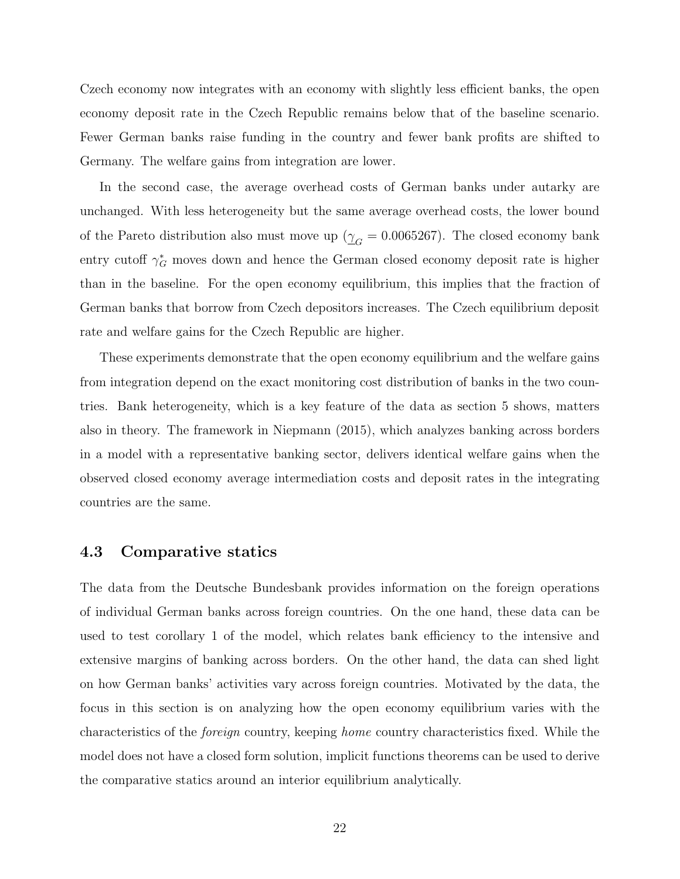Czech economy now integrates with an economy with slightly less efficient banks, the open economy deposit rate in the Czech Republic remains below that of the baseline scenario. Fewer German banks raise funding in the country and fewer bank profits are shifted to Germany. The welfare gains from integration are lower.

In the second case, the average overhead costs of German banks under autarky are unchanged. With less heterogeneity but the same average overhead costs, the lower bound of the Pareto distribution also must move up ($\underline{\gamma}_G = 0.0065267$). The closed economy bank entry cutoff $\gamma_G^*$ moves down and hence the German closed economy deposit rate is higher than in the baseline. For the open economy equilibrium, this implies that the fraction of German banks that borrow from Czech depositors increases. The Czech equilibrium deposit rate and welfare gains for the Czech Republic are higher.

These experiments demonstrate that the open economy equilibrium and the welfare gains from integration depend on the exact monitoring cost distribution of banks in the two countries. Bank heterogeneity, which is a key feature of the data as section 5 shows, matters also in theory. The framework in Niepmann (2015), which analyzes banking across borders in a model with a representative banking sector, delivers identical welfare gains when the observed closed economy average intermediation costs and deposit rates in the integrating countries are the same.

## 4.3 Comparative statics

The data from the Deutsche Bundesbank provides information on the foreign operations of individual German banks across foreign countries. On the one hand, these data can be used to test corollary 1 of the model, which relates bank efficiency to the intensive and extensive margins of banking across borders. On the other hand, the data can shed light on how German banks' activities vary across foreign countries. Motivated by the data, the focus in this section is on analyzing how the open economy equilibrium varies with the characteristics of the *foreign* country, keeping *home* country characteristics fixed. While the model does not have a closed form solution, implicit functions theorems can be used to derive the comparative statics around an interior equilibrium analytically.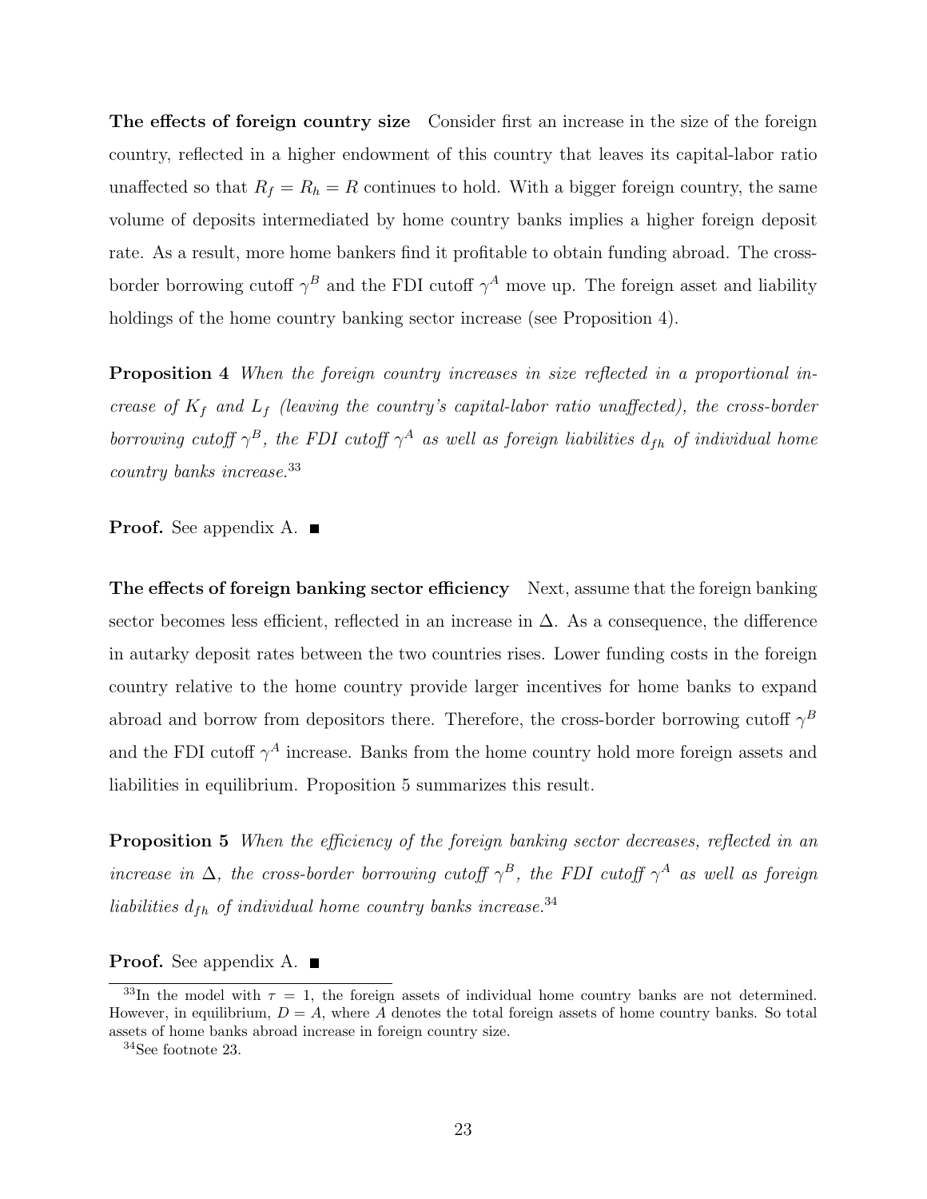**The effects of foreign country size** Consider first an increase in the size of the foreign country, reflected in a higher endowment of this country that leaves its capital-labor ratio unaffected so that $R_f = R_h = R$ continues to hold. With a bigger foreign country, the same volume of deposits intermediated by home country banks implies a higher foreign deposit rate. As a result, more home bankers find it profitable to obtain funding abroad. The cross-border borrowing cutoff $\gamma^B$ and the FDI cutoff $\gamma^A$ move up. The foreign asset and liability holdings of the home country banking sector increase (see Proposition 4).

**Proposition 4** *When the foreign country increases in size reflected in a proportional increase of $K_f$ and $L_f$ (leaving the country's capital-labor ratio unaffected), the cross-border borrowing cutoff $\gamma^B$, the FDI cutoff $\gamma^A$ as well as foreign liabilities $d_{fh}$ of individual home country banks increase.*[33]

**Proof.** See appendix A. ■

**The effects of foreign banking sector efficiency** Next, assume that the foreign banking sector becomes less efficient, reflected in an increase in $\Delta$. As a consequence, the difference in autarky deposit rates between the two countries rises. Lower funding costs in the foreign country relative to the home country provide larger incentives for home banks to expand abroad and borrow from depositors there. Therefore, the cross-border borrowing cutoff $\gamma^B$ and the FDI cutoff $\gamma^A$ increase. Banks from the home country hold more foreign assets and liabilities in equilibrium. Proposition 5 summarizes this result.

**Proposition 5** *When the efficiency of the foreign banking sector decreases, reflected in an increase in $\Delta$, the cross-border borrowing cutoff $\gamma^B$, the FDI cutoff $\gamma^A$ as well as foreign liabilities $d_{fh}$ of individual home country banks increase.*[34]

**Proof.** See appendix A. ■

[33] In the model with $\tau = 1$, the foreign assets of individual home country banks are not determined. However, in equilibrium, $D = A$, where $A$ denotes the total foreign assets of home country banks. So total assets of home banks abroad increase in foreign country size.

[34] See footnote 23.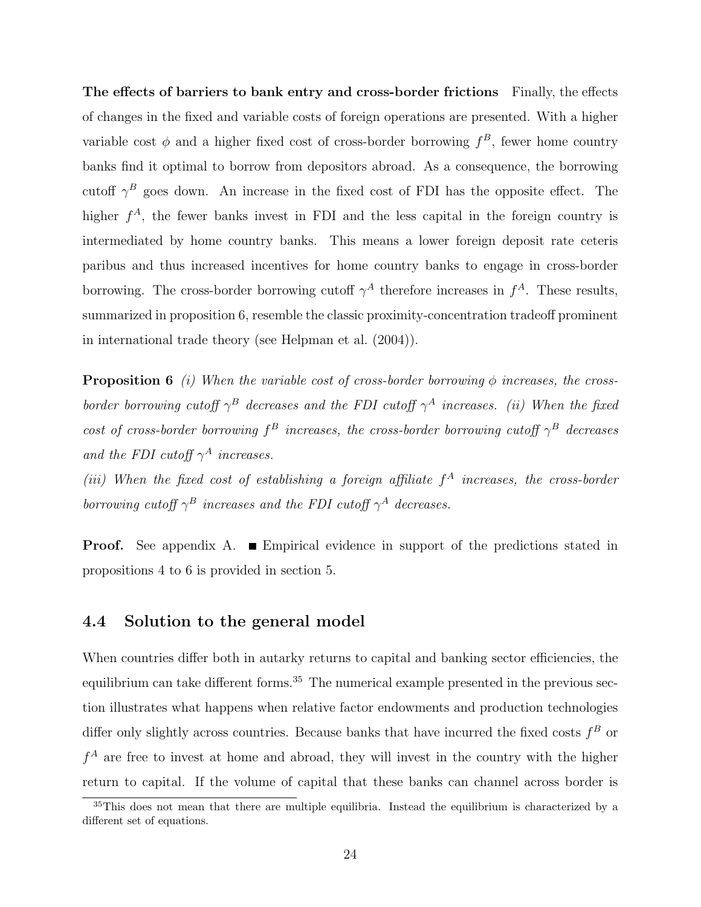**The effects of barriers to bank entry and cross-border frictions** Finally, the effects of changes in the fixed and variable costs of foreign operations are presented. With a higher variable cost $\phi$ and a higher fixed cost of cross-border borrowing $f^B$, fewer home country banks find it optimal to borrow from depositors abroad. As a consequence, the borrowing cutoff $\gamma^B$ goes down. An increase in the fixed cost of FDI has the opposite effect. The higher $f^A$, the fewer banks invest in FDI and the less capital in the foreign country is intermediated by home country banks. This means a lower foreign deposit rate ceteris paribus and thus increased incentives for home country banks to engage in cross-border borrowing. The cross-border borrowing cutoff $\gamma^A$ therefore increases in $f^A$. These results, summarized in proposition 6, resemble the classic proximity-concentration tradeoff prominent in international trade theory (see Helpman et al. (2004)).

**Proposition 6** *(i) When the variable cost of cross-border borrowing $\phi$ increases, the cross-border borrowing cutoff $\gamma^B$ decreases and the FDI cutoff $\gamma^A$ increases. (ii) When the fixed cost of cross-border borrowing $f^B$ increases, the cross-border borrowing cutoff $\gamma^B$ decreases and the FDI cutoff $\gamma^A$ increases.*

*(iii) When the fixed cost of establishing a foreign affiliate $f^A$ increases, the cross-border borrowing cutoff $\gamma^B$ increases and the FDI cutoff $\gamma^A$ decreases.*

**Proof.** See appendix A. ■ Empirical evidence in support of the predictions stated in propositions 4 to 6 is provided in section 5.

## 4.4 Solution to the general model

When countries differ both in autarky returns to capital and banking sector efficiencies, the equilibrium can take different forms.[35] The numerical example presented in the previous section illustrates what happens when relative factor endowments and production technologies differ only slightly across countries. Because banks that have incurred the fixed costs $f^B$ or $f^A$ are free to invest at home and abroad, they will invest in the country with the higher return to capital. If the volume of capital that these banks can channel across border is

[35] This does not mean that there are multiple equilibria. Instead the equilibrium is characterized by a different set of equations.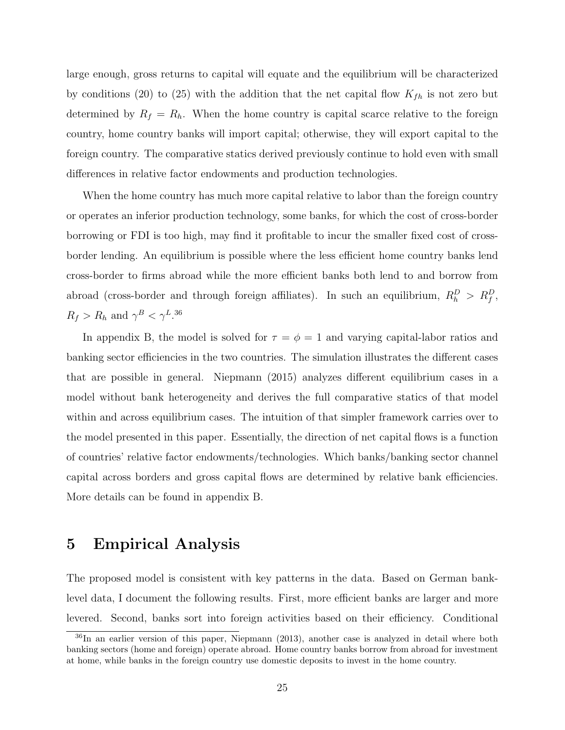large enough, gross returns to capital will equate and the equilibrium will be characterized by conditions (20) to (25) with the addition that the net capital flow $K_{fh}$ is not zero but determined by $R_f = R_h$. When the home country is capital scarce relative to the foreign country, home country banks will import capital; otherwise, they will export capital to the foreign country. The comparative statics derived previously continue to hold even with small differences in relative factor endowments and production technologies.

When the home country has much more capital relative to labor than the foreign country or operates an inferior production technology, some banks, for which the cost of cross-border borrowing or FDI is too high, may find it profitable to incur the smaller fixed cost of cross-border lending. An equilibrium is possible where the less efficient home country banks lend cross-border to firms abroad while the more efficient banks both lend to and borrow from abroad (cross-border and through foreign affiliates). In such an equilibrium, $R_h^D > R_f^D$, $R_f > R_h$ and $\gamma^B < \gamma^L$.[36]

In appendix B, the model is solved for $\tau = \phi = 1$ and varying capital-labor ratios and banking sector efficiencies in the two countries. The simulation illustrates the different cases that are possible in general. Niepmann (2015) analyzes different equilibrium cases in a model without bank heterogeneity and derives the full comparative statics of that model within and across equilibrium cases. The intuition of that simpler framework carries over to the model presented in this paper. Essentially, the direction of net capital flows is a function of countries' relative factor endowments/technologies. Which banks/banking sector channel capital across borders and gross capital flows are determined by relative bank efficiencies. More details can be found in appendix B.

# 5 Empirical Analysis

The proposed model is consistent with key patterns in the data. Based on German bank-level data, I document the following results. First, more efficient banks are larger and more levered. Second, banks sort into foreign activities based on their efficiency. Conditional

[36] In an earlier version of this paper, Niepmann (2013), another case is analyzed in detail where both banking sectors (home and foreign) operate abroad. Home country banks borrow from abroad for investment at home, while banks in the foreign country use domestic deposits to invest in the home country.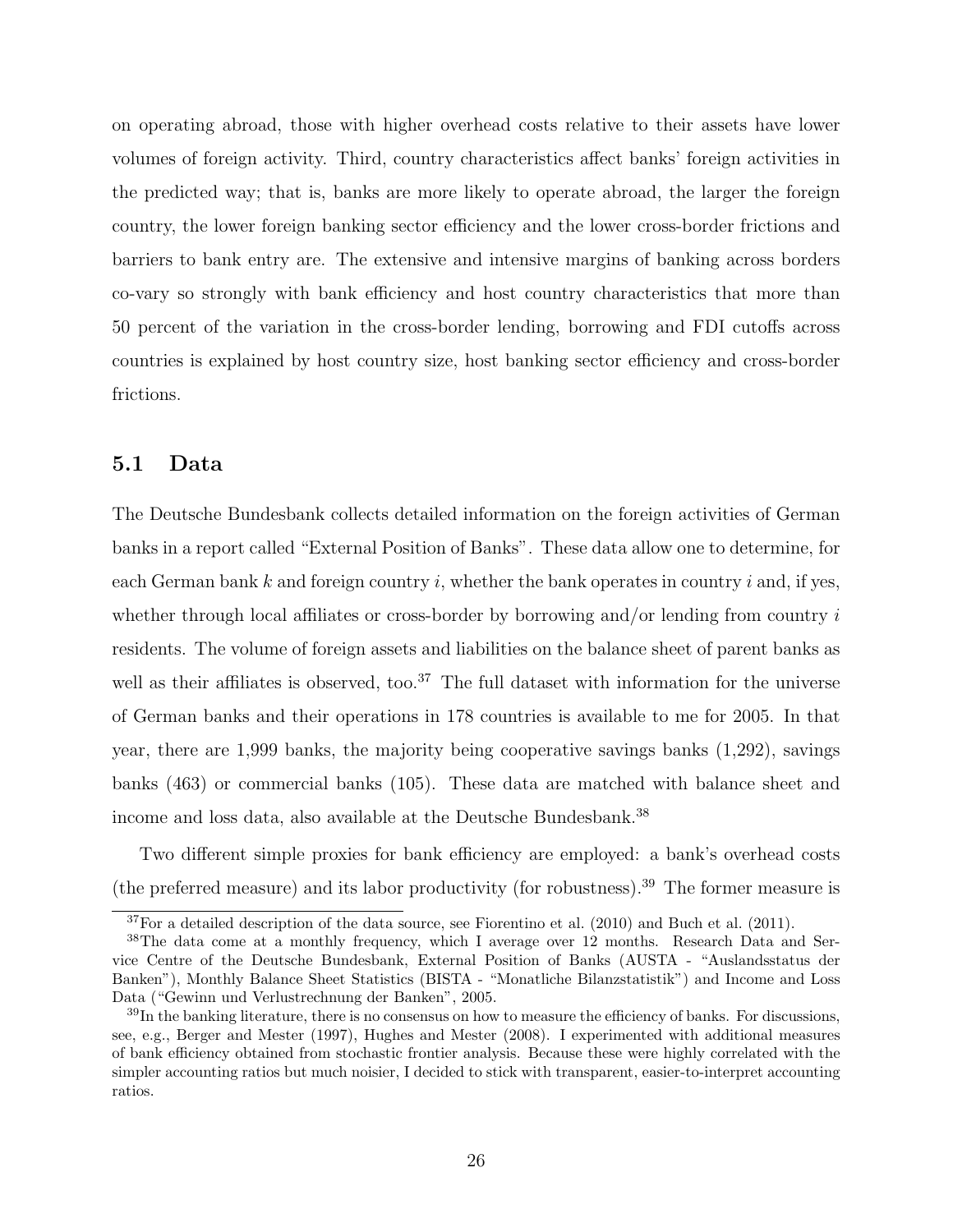on operating abroad, those with higher overhead costs relative to their assets have lower volumes of foreign activity. Third, country characteristics affect banks' foreign activities in the predicted way; that is, banks are more likely to operate abroad, the larger the foreign country, the lower foreign banking sector efficiency and the lower cross-border frictions and barriers to bank entry are. The extensive and intensive margins of banking across borders co-vary so strongly with bank efficiency and host country characteristics that more than 50 percent of the variation in the cross-border lending, borrowing and FDI cutoffs across countries is explained by host country size, host banking sector efficiency and cross-border frictions.

## 5.1 Data

The Deutsche Bundesbank collects detailed information on the foreign activities of German banks in a report called "External Position of Banks". These data allow one to determine, for each German bank $k$ and foreign country $i$, whether the bank operates in country $i$ and, if yes, whether through local affiliates or cross-border by borrowing and/or lending from country $i$ residents. The volume of foreign assets and liabilities on the balance sheet of parent banks as well as their affiliates is observed, too.[37] The full dataset with information for the universe of German banks and their operations in 178 countries is available to me for 2005. In that year, there are 1,999 banks, the majority being cooperative savings banks (1,292), savings banks (463) or commercial banks (105). These data are matched with balance sheet and income and loss data, also available at the Deutsche Bundesbank.[38]

Two different simple proxies for bank efficiency are employed: a bank's overhead costs (the preferred measure) and its labor productivity (for robustness).[39] The former measure is

[37] For a detailed description of the data source, see Fiorentino et al. (2010) and Buch et al. (2011).

[38] The data come at a monthly frequency, which I average over 12 months. Research Data and Service Centre of the Deutsche Bundesbank, External Position of Banks (AUSTA - "Auslandsstatus der Banken"), Monthly Balance Sheet Statistics (BISTA - "Monatliche Bilanzstatistik") and Income and Loss Data ("Gewinn und Verlustrechnung der Banken", 2005.

[39] In the banking literature, there is no consensus on how to measure the efficiency of banks. For discussions, see, e.g., Berger and Mester (1997), Hughes and Mester (2008). I experimented with additional measures of bank efficiency obtained from stochastic frontier analysis. Because these were highly correlated with the simpler accounting ratios but much noisier, I decided to stick with transparent, easier-to-interpret accounting ratios.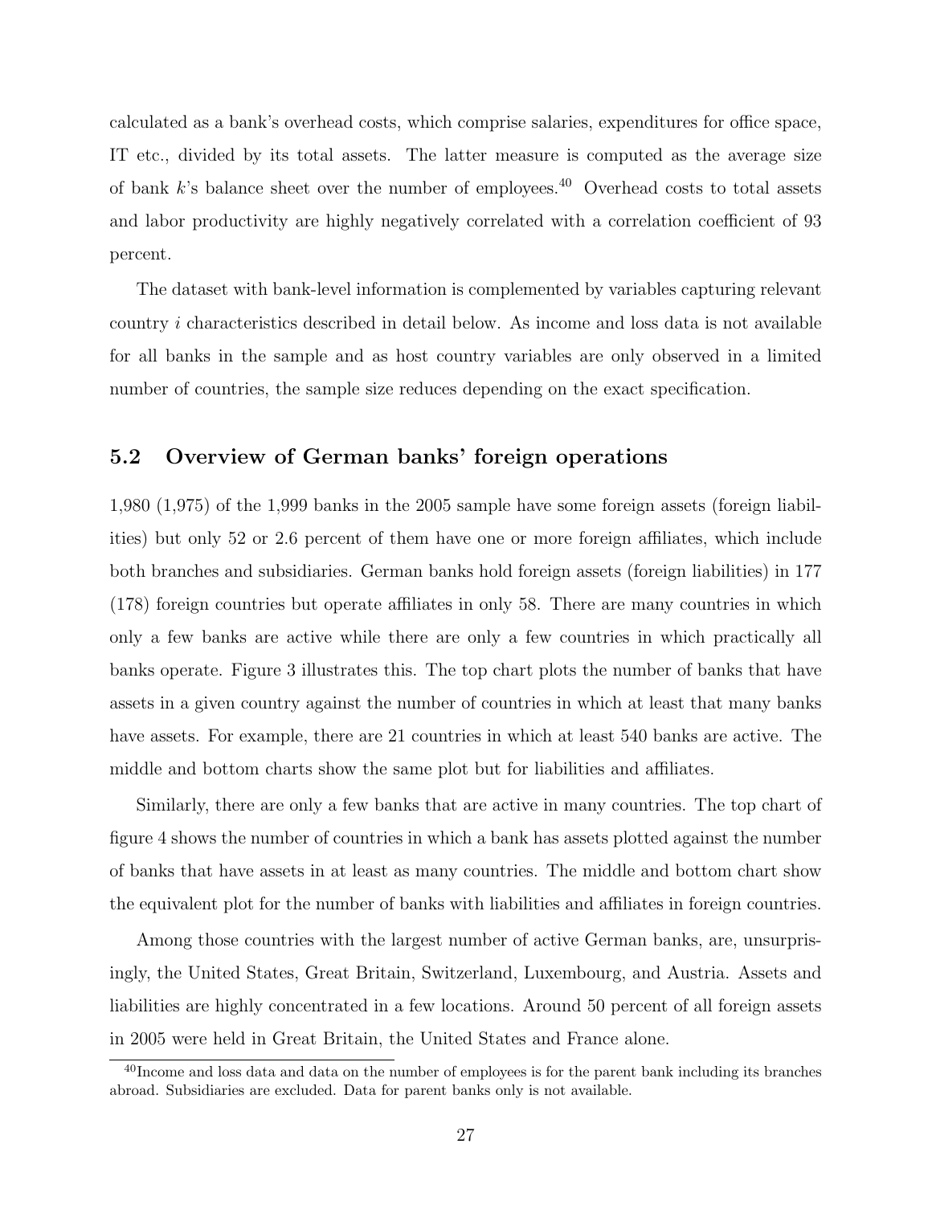calculated as a bank's overhead costs, which comprise salaries, expenditures for office space, IT etc., divided by its total assets. The latter measure is computed as the average size of bank $k$'s balance sheet over the number of employees.[40] Overhead costs to total assets and labor productivity are highly negatively correlated with a correlation coefficient of 93 percent.

The dataset with bank-level information is complemented by variables capturing relevant country $i$ characteristics described in detail below. As income and loss data is not available for all banks in the sample and as host country variables are only observed in a limited number of countries, the sample size reduces depending on the exact specification.

## 5.2 Overview of German banks' foreign operations

1,980 (1,975) of the 1,999 banks in the 2005 sample have some foreign assets (foreign liabilities) but only 52 or 2.6 percent of them have one or more foreign affiliates, which include both branches and subsidiaries. German banks hold foreign assets (foreign liabilities) in 177 (178) foreign countries but operate affiliates in only 58. There are many countries in which only a few banks are active while there are only a few countries in which practically all banks operate. Figure 3 illustrates this. The top chart plots the number of banks that have assets in a given country against the number of countries in which at least that many banks have assets. For example, there are 21 countries in which at least 540 banks are active. The middle and bottom charts show the same plot but for liabilities and affiliates.

Similarly, there are only a few banks that are active in many countries. The top chart of figure 4 shows the number of countries in which a bank has assets plotted against the number of banks that have assets in at least as many countries. The middle and bottom chart show the equivalent plot for the number of banks with liabilities and affiliates in foreign countries.

Among those countries with the largest number of active German banks, are, unsurprisingly, the United States, Great Britain, Switzerland, Luxembourg, and Austria. Assets and liabilities are highly concentrated in a few locations. Around 50 percent of all foreign assets in 2005 were held in Great Britain, the United States and France alone.

[40] Income and loss data and data on the number of employees is for the parent bank including its branches abroad. Subsidiaries are excluded. Data for parent banks only is not available.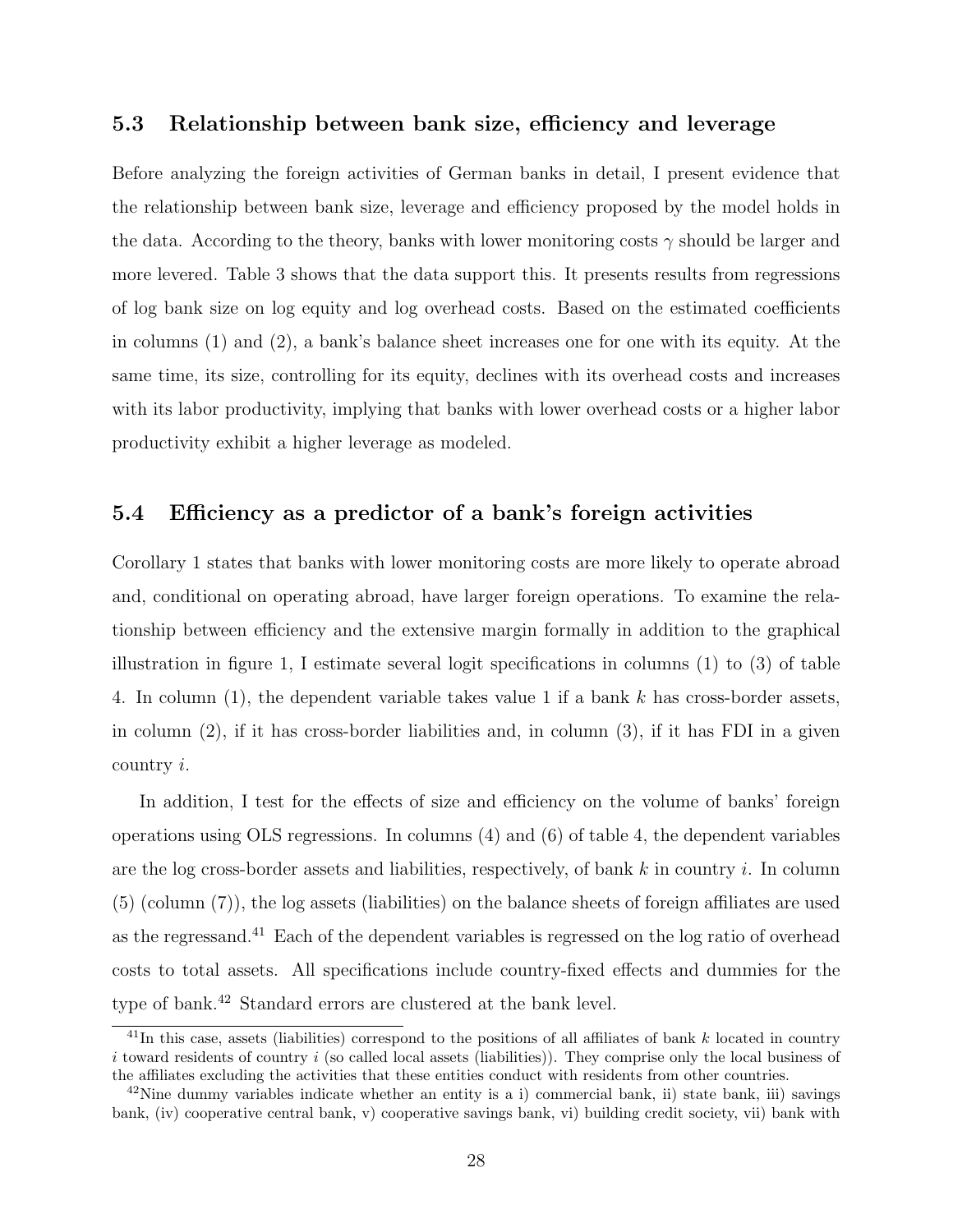### 5.3 Relationship between bank size, efficiency and leverage

Before analyzing the foreign activities of German banks in detail, I present evidence that the relationship between bank size, leverage and efficiency proposed by the model holds in the data. According to the theory, banks with lower monitoring costs $\gamma$ should be larger and more levered. Table 3 shows that the data support this. It presents results from regressions of log bank size on log equity and log overhead costs. Based on the estimated coefficients in columns (1) and (2), a bank's balance sheet increases one for one with its equity. At the same time, its size, controlling for its equity, declines with its overhead costs and increases with its labor productivity, implying that banks with lower overhead costs or a higher labor productivity exhibit a higher leverage as modeled.

### 5.4 Efficiency as a predictor of a bank's foreign activities

Corollary 1 states that banks with lower monitoring costs are more likely to operate abroad and, conditional on operating abroad, have larger foreign operations. To examine the relationship between efficiency and the extensive margin formally in addition to the graphical illustration in figure 1, I estimate several logit specifications in columns (1) to (3) of table 4. In column (1), the dependent variable takes value 1 if a bank $k$ has cross-border assets, in column (2), if it has cross-border liabilities and, in column (3), if it has FDI in a given country $i$.

In addition, I test for the effects of size and efficiency on the volume of banks' foreign operations using OLS regressions. In columns (4) and (6) of table 4, the dependent variables are the log cross-border assets and liabilities, respectively, of bank $k$ in country $i$. In column (5) (column (7)), the log assets (liabilities) on the balance sheets of foreign affiliates are used as the regressand.[41] Each of the dependent variables is regressed on the log ratio of overhead costs to total assets. All specifications include country-fixed effects and dummies for the type of bank.[42] Standard errors are clustered at the bank level.

[41] In this case, assets (liabilities) correspond to the positions of all affiliates of bank $k$ located in country $i$ toward residents of country $i$ (so called local assets (liabilities)). They comprise only the local business of the affiliates excluding the activities that these entities conduct with residents from other countries.

[42] Nine dummy variables indicate whether an entity is a i) commercial bank, ii) state bank, iii) savings bank, (iv) cooperative central bank, v) cooperative savings bank, vi) building credit society, vii) bank with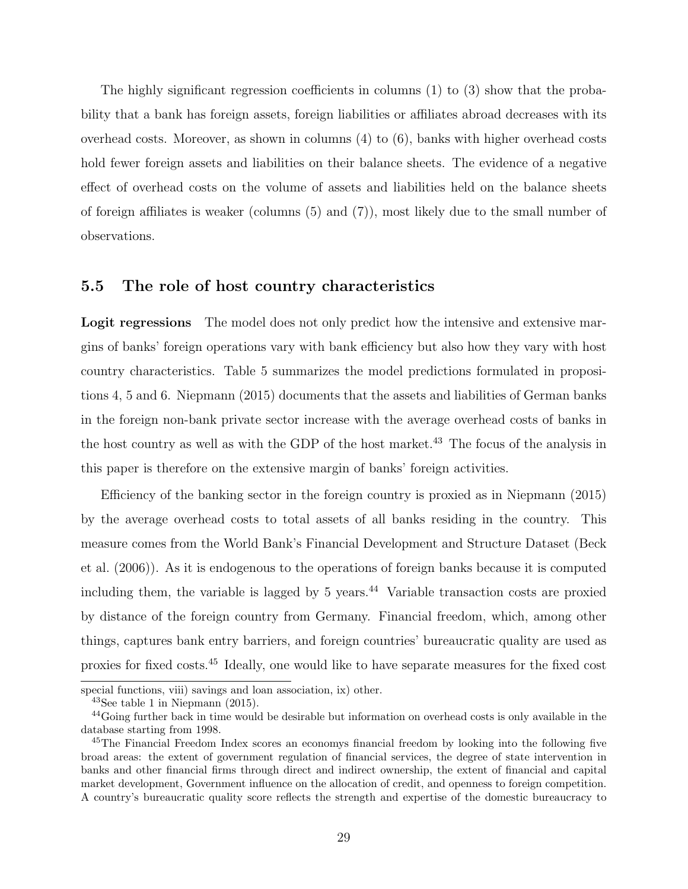The highly significant regression coefficients in columns (1) to (3) show that the probability that a bank has foreign assets, foreign liabilities or affiliates abroad decreases with its overhead costs. Moreover, as shown in columns (4) to (6), banks with higher overhead costs hold fewer foreign assets and liabilities on their balance sheets. The evidence of a negative effect of overhead costs on the volume of assets and liabilities held on the balance sheets of foreign affiliates is weaker (columns (5) and (7)), most likely due to the small number of observations.

## 5.5 The role of host country characteristics

**Logit regressions** The model does not only predict how the intensive and extensive margins of banks' foreign operations vary with bank efficiency but also how they vary with host country characteristics. Table 5 summarizes the model predictions formulated in propositions 4, 5 and 6. Niepmann (2015) documents that the assets and liabilities of German banks in the foreign non-bank private sector increase with the average overhead costs of banks in the host country as well as with the GDP of the host market.[43] The focus of the analysis in this paper is therefore on the extensive margin of banks' foreign activities.

Efficiency of the banking sector in the foreign country is proxied as in Niepmann (2015) by the average overhead costs to total assets of all banks residing in the country. This measure comes from the World Bank's Financial Development and Structure Dataset (Beck et al. (2006)). As it is endogenous to the operations of foreign banks because it is computed including them, the variable is lagged by 5 years.[44] Variable transaction costs are proxied by distance of the foreign country from Germany. Financial freedom, which, among other things, captures bank entry barriers, and foreign countries' bureaucratic quality are used as proxies for fixed costs.[45] Ideally, one would like to have separate measures for the fixed cost

special functions, viii) savings and loan association, ix) other.

[43] See table 1 in Niepmann (2015).

[44] Going further back in time would be desirable but information on overhead costs is only available in the database starting from 1998.

[45] The Financial Freedom Index scores an economys financial freedom by looking into the following five broad areas: the extent of government regulation of financial services, the degree of state intervention in banks and other financial firms through direct and indirect ownership, the extent of financial and capital market development, Government influence on the allocation of credit, and openness to foreign competition. A country's bureaucratic quality score reflects the strength and expertise of the domestic bureaucracy to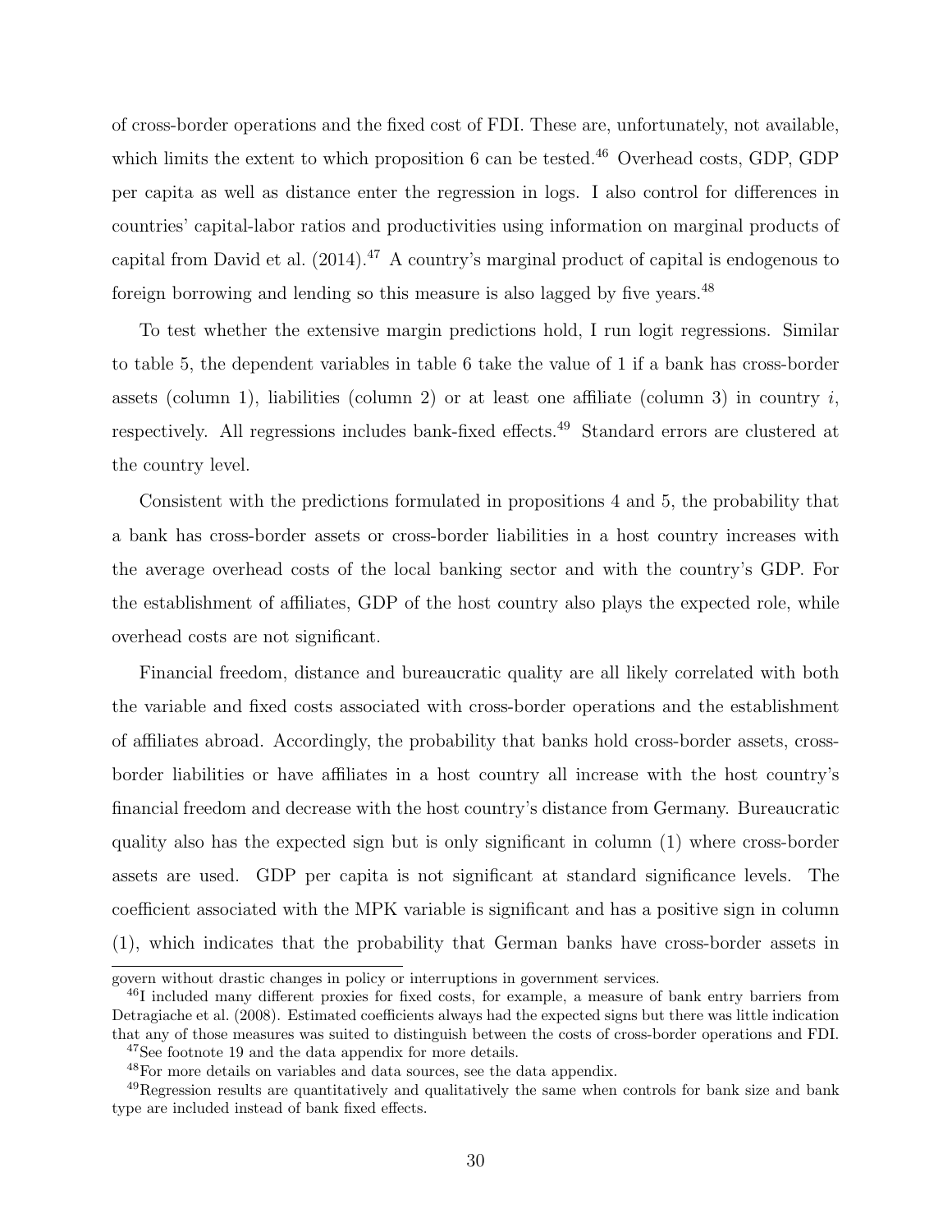of cross-border operations and the fixed cost of FDI. These are, unfortunately, not available, which limits the extent to which proposition 6 can be tested.[46] Overhead costs, GDP, GDP per capita as well as distance enter the regression in logs. I also control for differences in countries' capital-labor ratios and productivities using information on marginal products of capital from David et al. (2014).[47] A country's marginal product of capital is endogenous to foreign borrowing and lending so this measure is also lagged by five years.[48]

To test whether the extensive margin predictions hold, I run logit regressions. Similar to table 5, the dependent variables in table 6 take the value of 1 if a bank has cross-border assets (column 1), liabilities (column 2) or at least one affiliate (column 3) in country $i$, respectively. All regressions includes bank-fixed effects.[49] Standard errors are clustered at the country level.

Consistent with the predictions formulated in propositions 4 and 5, the probability that a bank has cross-border assets or cross-border liabilities in a host country increases with the average overhead costs of the local banking sector and with the country's GDP. For the establishment of affiliates, GDP of the host country also plays the expected role, while overhead costs are not significant.

Financial freedom, distance and bureaucratic quality are all likely correlated with both the variable and fixed costs associated with cross-border operations and the establishment of affiliates abroad. Accordingly, the probability that banks hold cross-border assets, cross-border liabilities or have affiliates in a host country all increase with the host country's financial freedom and decrease with the host country's distance from Germany. Bureaucratic quality also has the expected sign but is only significant in column (1) where cross-border assets are used. GDP per capita is not significant at standard significance levels. The coefficient associated with the MPK variable is significant and has a positive sign in column (1), which indicates that the probability that German banks have cross-border assets in

govern without drastic changes in policy or interruptions in government services.

[46] I included many different proxies for fixed costs, for example, a measure of bank entry barriers from Detragiache et al. (2008). Estimated coefficients always had the expected signs but there was little indication that any of those measures was suited to distinguish between the costs of cross-border operations and FDI.

[47] See footnote 19 and the data appendix for more details.

[48] For more details on variables and data sources, see the data appendix.

[49] Regression results are quantitatively and qualitatively the same when controls for bank size and bank type are included instead of bank fixed effects.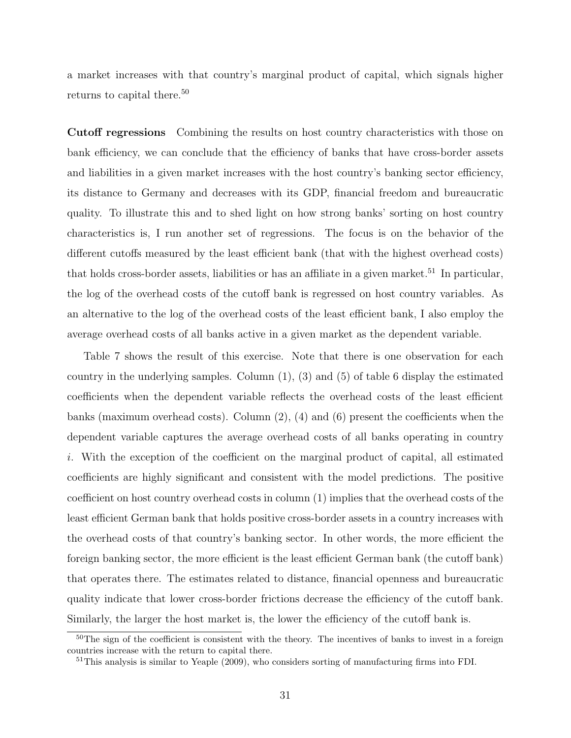a market increases with that country's marginal product of capital, which signals higher returns to capital there.[50]

**Cutoff regressions** Combining the results on host country characteristics with those on bank efficiency, we can conclude that the efficiency of banks that have cross-border assets and liabilities in a given market increases with the host country's banking sector efficiency, its distance to Germany and decreases with its GDP, financial freedom and bureaucratic quality. To illustrate this and to shed light on how strong banks' sorting on host country characteristics is, I run another set of regressions. The focus is on the behavior of the different cutoffs measured by the least efficient bank (that with the highest overhead costs) that holds cross-border assets, liabilities or has an affiliate in a given market.[51] In particular, the log of the overhead costs of the cutoff bank is regressed on host country variables. As an alternative to the log of the overhead costs of the least efficient bank, I also employ the average overhead costs of all banks active in a given market as the dependent variable.

Table 7 shows the result of this exercise. Note that there is one observation for each country in the underlying samples. Column (1), (3) and (5) of table 6 display the estimated coefficients when the dependent variable reflects the overhead costs of the least efficient banks (maximum overhead costs). Column (2), (4) and (6) present the coefficients when the dependent variable captures the average overhead costs of all banks operating in country $i$. With the exception of the coefficient on the marginal product of capital, all estimated coefficients are highly significant and consistent with the model predictions. The positive coefficient on host country overhead costs in column (1) implies that the overhead costs of the least efficient German bank that holds positive cross-border assets in a country increases with the overhead costs of that country's banking sector. In other words, the more efficient the foreign banking sector, the more efficient is the least efficient German bank (the cutoff bank) that operates there. The estimates related to distance, financial openness and bureaucratic quality indicate that lower cross-border frictions decrease the efficiency of the cutoff bank. Similarly, the larger the host market is, the lower the efficiency of the cutoff bank is.

[50] The sign of the coefficient is consistent with the theory. The incentives of banks to invest in a foreign countries increase with the return to capital there.

[51] This analysis is similar to Yeaple (2009), who considers sorting of manufacturing firms into FDI.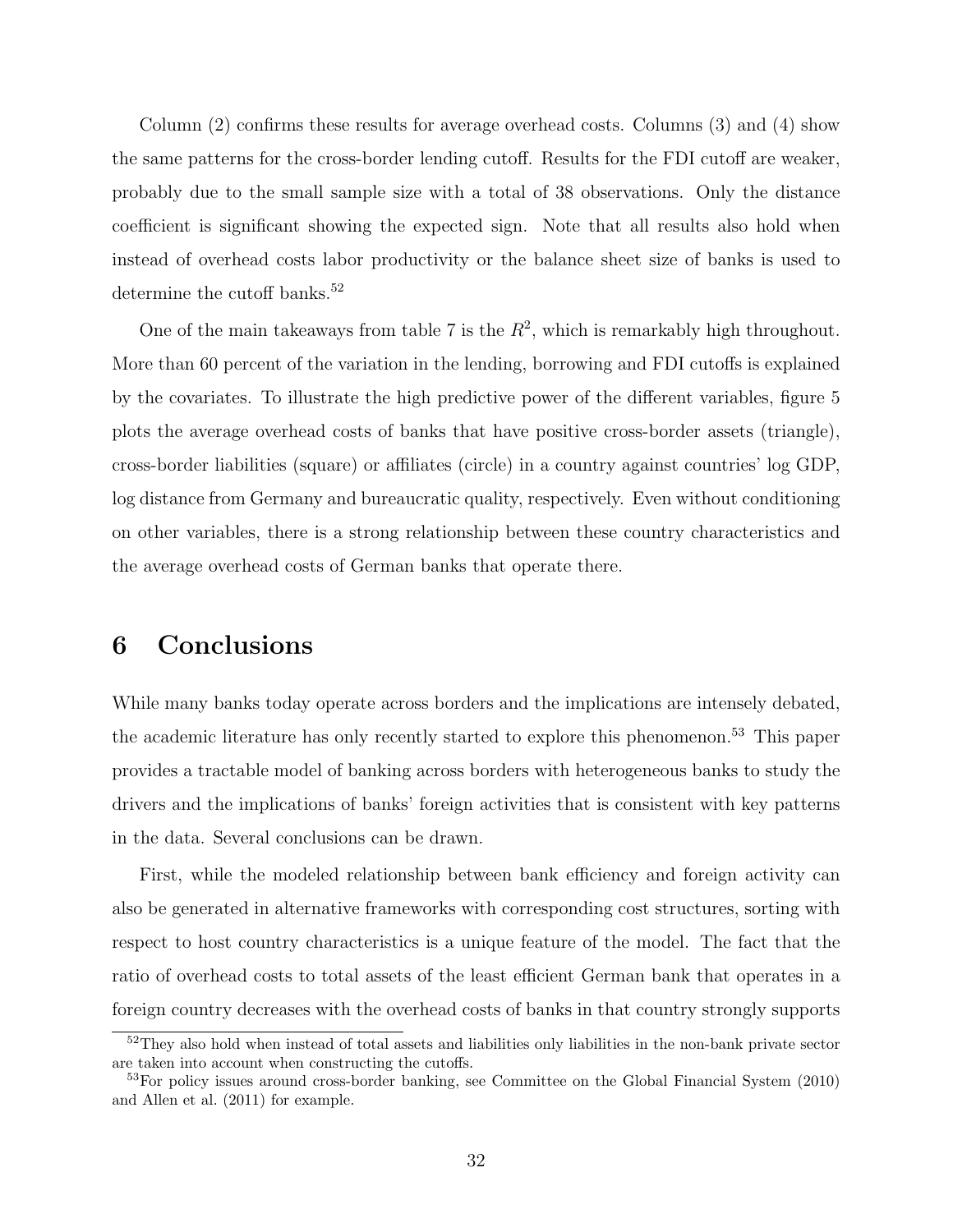Column (2) confirms these results for average overhead costs. Columns (3) and (4) show the same patterns for the cross-border lending cutoff. Results for the FDI cutoff are weaker, probably due to the small sample size with a total of 38 observations. Only the distance coefficient is significant showing the expected sign. Note that all results also hold when instead of overhead costs labor productivity or the balance sheet size of banks is used to determine the cutoff banks.[52]

One of the main takeaways from table 7 is the $R^2$, which is remarkably high throughout. More than 60 percent of the variation in the lending, borrowing and FDI cutoffs is explained by the covariates. To illustrate the high predictive power of the different variables, figure 5 plots the average overhead costs of banks that have positive cross-border assets (triangle), cross-border liabilities (square) or affiliates (circle) in a country against countries' log GDP, log distance from Germany and bureaucratic quality, respectively. Even without conditioning on other variables, there is a strong relationship between these country characteristics and the average overhead costs of German banks that operate there.

# 6 Conclusions

While many banks today operate across borders and the implications are intensely debated, the academic literature has only recently started to explore this phenomenon.[53] This paper provides a tractable model of banking across borders with heterogeneous banks to study the drivers and the implications of banks' foreign activities that is consistent with key patterns in the data. Several conclusions can be drawn.

First, while the modeled relationship between bank efficiency and foreign activity can also be generated in alternative frameworks with corresponding cost structures, sorting with respect to host country characteristics is a unique feature of the model. The fact that the ratio of overhead costs to total assets of the least efficient German bank that operates in a foreign country decreases with the overhead costs of banks in that country strongly supports

[52] They also hold when instead of total assets and liabilities only liabilities in the non-bank private sector are taken into account when constructing the cutoffs.

[53] For policy issues around cross-border banking, see Committee on the Global Financial System (2010) and Allen et al. (2011) for example.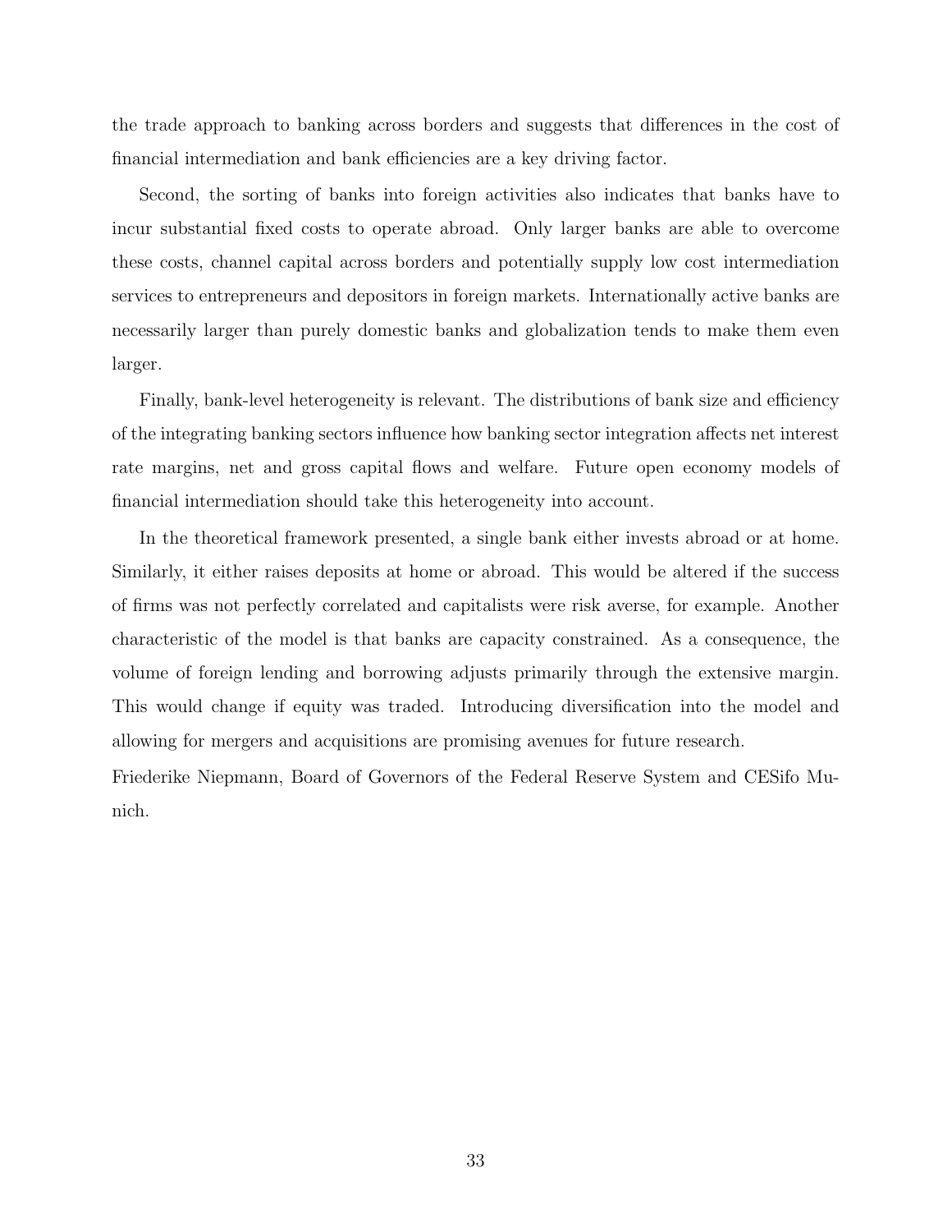the trade approach to banking across borders and suggests that differences in the cost of financial intermediation and bank efficiencies are a key driving factor.

Second, the sorting of banks into foreign activities also indicates that banks have to incur substantial fixed costs to operate abroad. Only larger banks are able to overcome these costs, channel capital across borders and potentially supply low cost intermediation services to entrepreneurs and depositors in foreign markets. Internationally active banks are necessarily larger than purely domestic banks and globalization tends to make them even larger.

Finally, bank-level heterogeneity is relevant. The distributions of bank size and efficiency of the integrating banking sectors influence how banking sector integration affects net interest rate margins, net and gross capital flows and welfare. Future open economy models of financial intermediation should take this heterogeneity into account.

In the theoretical framework presented, a single bank either invests abroad or at home. Similarly, it either raises deposits at home or abroad. This would be altered if the success of firms was not perfectly correlated and capitalists were risk averse, for example. Another characteristic of the model is that banks are capacity constrained. As a consequence, the volume of foreign lending and borrowing adjusts primarily through the extensive margin. This would change if equity was traded. Introducing diversification into the model and allowing for mergers and acquisitions are promising avenues for future research.

Friederike Niepmann, Board of Governors of the Federal Reserve System and CESifo Munich.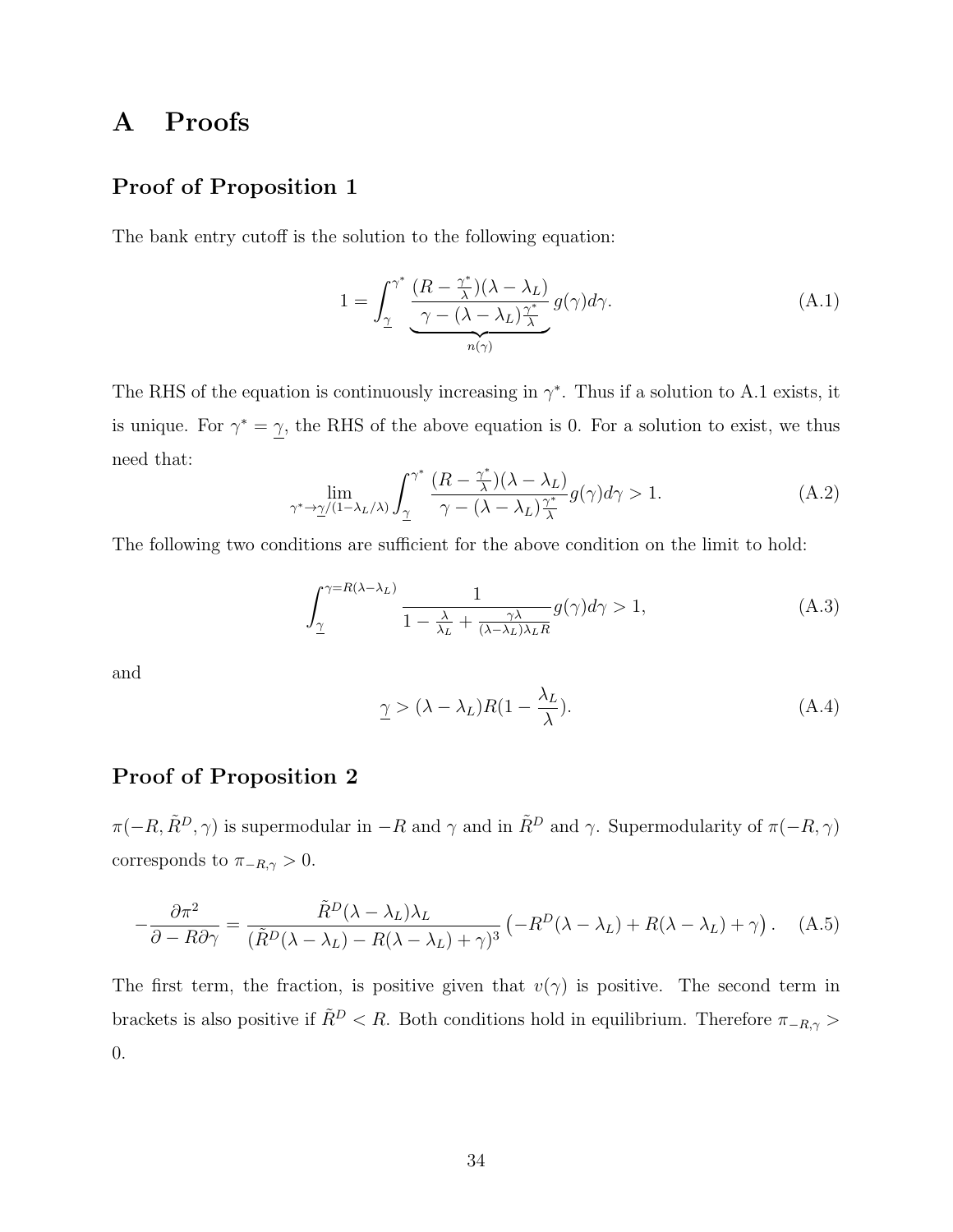# A Proofs

## Proof of Proposition 1

The bank entry cutoff is the solution to the following equation:

$$1 = \int_{\underline{\gamma}}^{\gamma^*} \underbrace{\frac{(R - \frac{\gamma^*}{\lambda})(\lambda - \lambda_L)}{\gamma - (\lambda - \lambda_L)\frac{\gamma^*}{\lambda}}}_{n(\gamma)} g(\gamma) d\gamma. \tag{A.1}$$

The RHS of the equation is continuously increasing in $\gamma^*$. Thus if a solution to A.1 exists, it is unique. For $\gamma^* = \underline{\gamma}$, the RHS of the above equation is 0. For a solution to exist, we thus need that:

$$\lim_{\gamma^* \to \underline{\gamma}/(1-\lambda_L/\lambda)} \int_{\underline{\gamma}}^{\gamma^*} \frac{(R - \frac{\gamma^*}{\lambda})(\lambda - \lambda_L)}{\gamma - (\lambda - \lambda_L)\frac{\gamma^*}{\lambda}} g(\gamma) d\gamma > 1. \tag{A.2}$$

The following two conditions are sufficient for the above condition on the limit to hold:

$$\int_{\underline{\gamma}}^{\gamma = R(\lambda - \lambda_L)} \frac{1}{1 - \frac{\lambda}{\lambda_L} + \frac{\gamma\lambda}{(\lambda - \lambda_L)\lambda_L R}} g(\gamma) d\gamma > 1, \tag{A.3}$$

and

$$\underline{\gamma} > (\lambda - \lambda_L) R (1 - \frac{\lambda_L}{\lambda}). \tag{A.4}$$

## Proof of Proposition 2

$\pi(-R, \tilde{R}^D, \gamma)$ is supermodular in $-R$ and $\gamma$ and in $\tilde{R}^D$ and $\gamma$. Supermodularity of $\pi(-R, \gamma)$ corresponds to $\pi_{-R,\gamma} > 0$.

$$-\frac{\partial \pi^2}{\partial - R \partial \gamma} = \frac{\tilde{R}^D(\lambda - \lambda_L)\lambda_L}{(\tilde{R}^D(\lambda - \lambda_L) - R(\lambda - \lambda_L) + \gamma)^3} \left( -R^D(\lambda - \lambda_L) + R(\lambda - \lambda_L) + \gamma \right). \tag{A.5}$$

The first term, the fraction, is positive given that $v(\gamma)$ is positive. The second term in brackets is also positive if $\tilde{R}^D < R$. Both conditions hold in equilibrium. Therefore $\pi_{-R,\gamma} > 0$.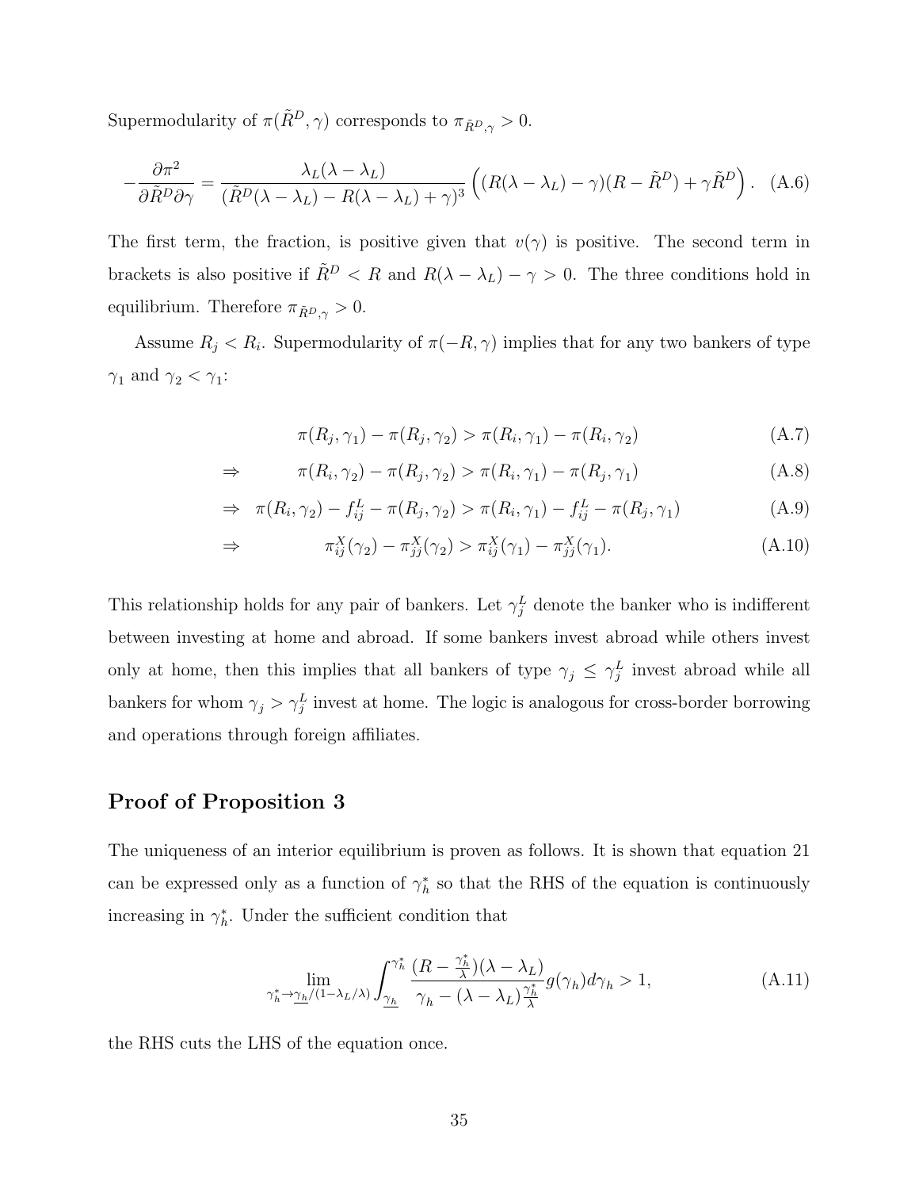Supermodularity of $\pi(\tilde{R}^D, \gamma)$ corresponds to $\pi_{\tilde{R}^D,\gamma} > 0$.

$$
-\frac{\partial \pi^2}{\partial \tilde{R}^D \partial \gamma} = \frac{\lambda_L(\lambda - \lambda_L)}{(\tilde{R}^D(\lambda - \lambda_L) - R(\lambda - \lambda_L) + \gamma)^3} \left( (R(\lambda - \lambda_L) - \gamma)(R - \tilde{R}^D) + \gamma \tilde{R}^D \right). \quad \text{(A.6)}
$$

The first term, the fraction, is positive given that $v(\gamma)$ is positive. The second term in brackets is also positive if $\tilde{R}^D < R$ and $R(\lambda - \lambda_L) - \gamma > 0$. The three conditions hold in equilibrium. Therefore $\pi_{\tilde{R}^D,\gamma} > 0$.

Assume $R_j < R_i$. Supermodularity of $\pi(-R, \gamma)$ implies that for any two bankers of type $\gamma_1$ and $\gamma_2 < \gamma_1$:

$$
\pi(R_j, \gamma_1) - \pi(R_j, \gamma_2) > \pi(R_i, \gamma_1) - \pi(R_i, \gamma_2) \quad \text{(A.7)}
$$

$$
\Rightarrow \quad \pi(R_i, \gamma_2) - \pi(R_j, \gamma_2) > \pi(R_i, \gamma_1) - \pi(R_j, \gamma_1) \quad \text{(A.8)}
$$

$$
\Rightarrow \quad \pi(R_i, \gamma_2) - f_{ij}^L - \pi(R_j, \gamma_2) > \pi(R_i, \gamma_1) - f_{ij}^L - \pi(R_j, \gamma_1) \quad \text{(A.9)}
$$

$$
\Rightarrow \quad \pi_{ij}^X(\gamma_2) - \pi_{jj}^X(\gamma_2) > \pi_{ij}^X(\gamma_1) - \pi_{jj}^X(\gamma_1). \quad \text{(A.10)}
$$

This relationship holds for any pair of bankers. Let $\gamma_j^L$ denote the banker who is indifferent between investing at home and abroad. If some bankers invest abroad while others invest only at home, then this implies that all bankers of type $\gamma_j \leq \gamma_j^L$ invest abroad while all bankers for whom $\gamma_j > \gamma_j^L$ invest at home. The logic is analogous for cross-border borrowing and operations through foreign affiliates.

## Proof of Proposition 3

The uniqueness of an interior equilibrium is proven as follows. It is shown that equation 21 can be expressed only as a function of $\gamma_h^*$ so that the RHS of the equation is continuously increasing in $\gamma_h^*$. Under the sufficient condition that

$$
\lim_{\gamma_h^* \to \underline{\gamma_h}/(1-\lambda_L/\lambda)} \int_{\underline{\gamma_h}}^{\gamma_h^*} \frac{(R - \frac{\gamma_h^*}{\lambda})(\lambda - \lambda_L)}{\gamma_h - (\lambda - \lambda_L)\frac{\gamma_h^*}{\lambda}} g(\gamma_h) d\gamma_h > 1, \quad \text{(A.11)}
$$

the RHS cuts the LHS of the equation once.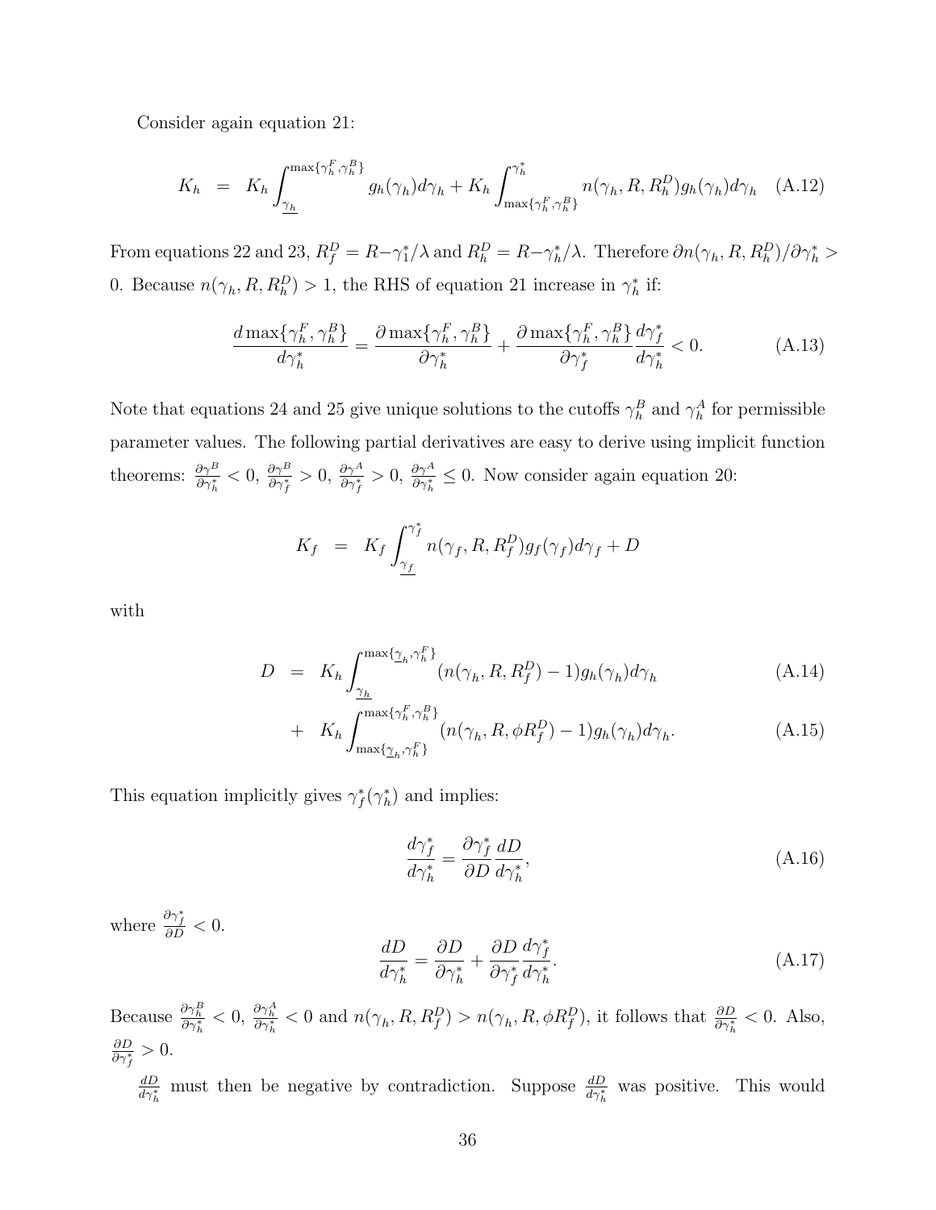Consider again equation 21:

$$K_h = K_h \int_{\underline{\gamma_h}}^{\max\{\gamma_h^F, \gamma_h^B\}} g_h(\gamma_h) d\gamma_h + K_h \int_{\max\{\gamma_h^F, \gamma_h^B\}}^{\gamma_h^*} n(\gamma_h, R, R_h^D) g_h(\gamma_h) d\gamma_h \quad \text{(A.12)}$$

From equations 22 and 23, $R_f^D = R - \gamma_1^*/\lambda$ and $R_h^D = R - \gamma_h^*/\lambda$. Therefore $\partial n(\gamma_h, R, R_h^D)/\partial \gamma_h^* > 0$. Because $n(\gamma_h, R, R_h^D) > 1$, the RHS of equation 21 increase in $\gamma_h^*$ if:

$$\frac{d \max\{\gamma_h^F, \gamma_h^B\}}{d\gamma_h^*} = \frac{\partial \max\{\gamma_h^F, \gamma_h^B\}}{\partial \gamma_h^*} + \frac{\partial \max\{\gamma_h^F, \gamma_h^B\}}{\partial \gamma_f^*} \frac{d\gamma_f^*}{d\gamma_h^*} < 0. \quad \text{(A.13)}$$

Note that equations 24 and 25 give unique solutions to the cutoffs $\gamma_h^B$ and $\gamma_h^A$ for permissible parameter values. The following partial derivatives are easy to derive using implicit function theorems: $\frac{\partial \gamma^B}{\partial \gamma_h^*} < 0$, $\frac{\partial \gamma^B}{\partial \gamma_f^*} > 0$, $\frac{\partial \gamma^A}{\partial \gamma_f^*} > 0$, $\frac{\partial \gamma^A}{\partial \gamma_h^*} \leq 0$. Now consider again equation 20:

$$K_f = K_f \int_{\underline{\gamma_f}}^{\gamma_f^*} n(\gamma_f, R, R_f^D) g_f(\gamma_f) d\gamma_f + D$$

with

$$D = K_h \int_{\underline{\gamma_h}}^{\max\{\underline{\gamma}_h, \gamma_h^F\}} (n(\gamma_h, R, R_f^D) - 1) g_h(\gamma_h) d\gamma_h \quad \text{(A.14)}$$

$$+ \; K_h \int_{\max\{\underline{\gamma}_h, \gamma_h^F\}}^{\max\{\gamma_h^F, \gamma_h^B\}} (n(\gamma_h, R, \phi R_f^D) - 1) g_h(\gamma_h) d\gamma_h. \quad \text{(A.15)}$$

This equation implicitly gives $\gamma_f^*(\gamma_h^*)$ and implies:

$$\frac{d\gamma_f^*}{d\gamma_h^*} = \frac{\partial \gamma_f^*}{\partial D} \frac{dD}{d\gamma_h^*}, \quad \text{(A.16)}$$

where $\frac{\partial \gamma_f^*}{\partial D} < 0$.

$$\frac{dD}{d\gamma_h^*} = \frac{\partial D}{\partial \gamma_h^*} + \frac{\partial D}{\partial \gamma_f^*} \frac{d\gamma_f^*}{d\gamma_h^*}. \quad \text{(A.17)}$$

Because $\frac{\partial \gamma_h^B}{\partial \gamma_h^*} < 0$, $\frac{\partial \gamma_h^A}{\partial \gamma_h^*} < 0$ and $n(\gamma_h, R, R_f^D) > n(\gamma_h, R, \phi R_f^D)$, it follows that $\frac{\partial D}{\partial \gamma_h^*} < 0$. Also, $\frac{\partial D}{\partial \gamma_f^*} > 0$.

$\frac{dD}{d\gamma_h^*}$ must then be negative by contradiction. Suppose $\frac{dD}{d\gamma_h^*}$ was positive. This would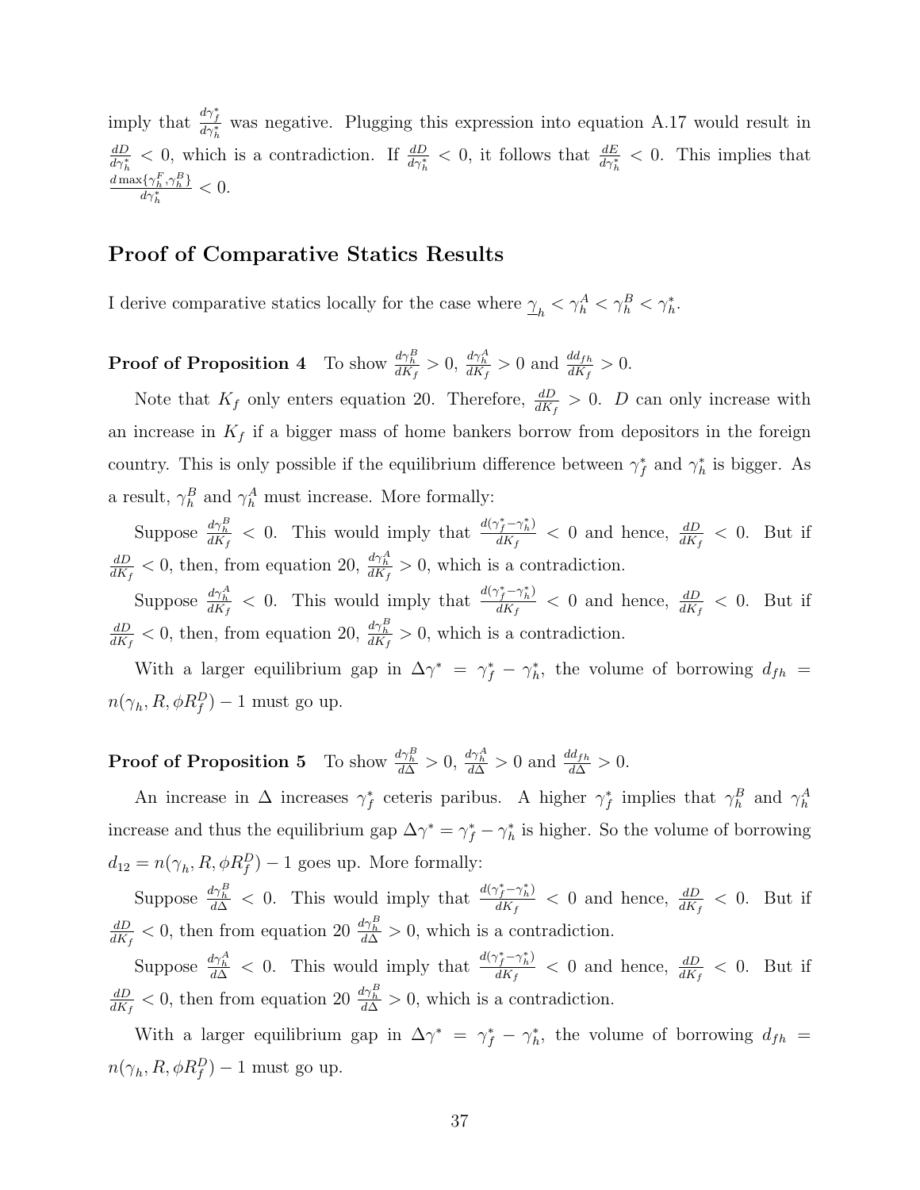imply that $\frac{d\gamma_f^*}{d\gamma_h^*}$ was negative. Plugging this expression into equation A.17 would result in $\frac{dD}{d\gamma_h^*} < 0$, which is a contradiction. If $\frac{dD}{d\gamma_h^*} < 0$, it follows that $\frac{dE}{d\gamma_h^*} < 0$. This implies that $\frac{d\max\{\gamma_h^F,\gamma_h^B\}}{d\gamma_h^*} < 0$.

## Proof of Comparative Statics Results

I derive comparative statics locally for the case where $\underline{\gamma}_h < \gamma_h^A < \gamma_h^B < \gamma_h^*$.

**Proof of Proposition 4** To show $\frac{d\gamma_h^B}{dK_f} > 0$, $\frac{d\gamma_h^A}{dK_f} > 0$ and $\frac{dd_{fh}}{dK_f} > 0$.

Note that $K_f$ only enters equation 20. Therefore, $\frac{dD}{dK_f} > 0$. $D$ can only increase with an increase in $K_f$ if a bigger mass of home bankers borrow from depositors in the foreign country. This is only possible if the equilibrium difference between $\gamma_f^*$ and $\gamma_h^*$ is bigger. As a result, $\gamma_h^B$ and $\gamma_h^A$ must increase. More formally:

Suppose $\frac{d\gamma_h^B}{dK_f} < 0$. This would imply that $\frac{d(\gamma_f^*-\gamma_h^*)}{dK_f} < 0$ and hence, $\frac{dD}{dK_f} < 0$. But if $\frac{dD}{dK_f} < 0$, then, from equation 20, $\frac{d\gamma_h^A}{dK_f} > 0$, which is a contradiction.

Suppose $\frac{d\gamma_h^A}{dK_f} < 0$. This would imply that $\frac{d(\gamma_f^*-\gamma_h^*)}{dK_f} < 0$ and hence, $\frac{dD}{dK_f} < 0$. But if $\frac{dD}{dK_f} < 0$, then, from equation 20, $\frac{d\gamma_h^B}{dK_f} > 0$, which is a contradiction.

With a larger equilibrium gap in $\Delta\gamma^* = \gamma_f^* - \gamma_h^*$, the volume of borrowing $d_{fh} = n(\gamma_h, R, \phi R_f^D) - 1$ must go up.

**Proof of Proposition 5** To show $\frac{d\gamma_h^B}{d\Delta} > 0$, $\frac{d\gamma_h^A}{d\Delta} > 0$ and $\frac{dd_{fh}}{d\Delta} > 0$.

An increase in $\Delta$ increases $\gamma_f^*$ ceteris paribus. A higher $\gamma_f^*$ implies that $\gamma_h^B$ and $\gamma_h^A$ increase and thus the equilibrium gap $\Delta\gamma^* = \gamma_f^* - \gamma_h^*$ is higher. So the volume of borrowing $d_{12} = n(\gamma_h, R, \phi R_f^D) - 1$ goes up. More formally:

Suppose $\frac{d\gamma_h^B}{d\Delta} < 0$. This would imply that $\frac{d(\gamma_f^*-\gamma_h^*)}{dK_f} < 0$ and hence, $\frac{dD}{dK_f} < 0$. But if $\frac{dD}{dK_f} < 0$, then from equation 20 $\frac{d\gamma_h^B}{d\Delta} > 0$, which is a contradiction.

Suppose $\frac{d\gamma_h^A}{d\Delta} < 0$. This would imply that $\frac{d(\gamma_f^*-\gamma_h^*)}{dK_f} < 0$ and hence, $\frac{dD}{dK_f} < 0$. But if $\frac{dD}{dK_f} < 0$, then from equation 20 $\frac{d\gamma_h^B}{d\Delta} > 0$, which is a contradiction.

With a larger equilibrium gap in $\Delta\gamma^* = \gamma_f^* - \gamma_h^*$, the volume of borrowing $d_{fh} = n(\gamma_h, R, \phi R_f^D) - 1$ must go up.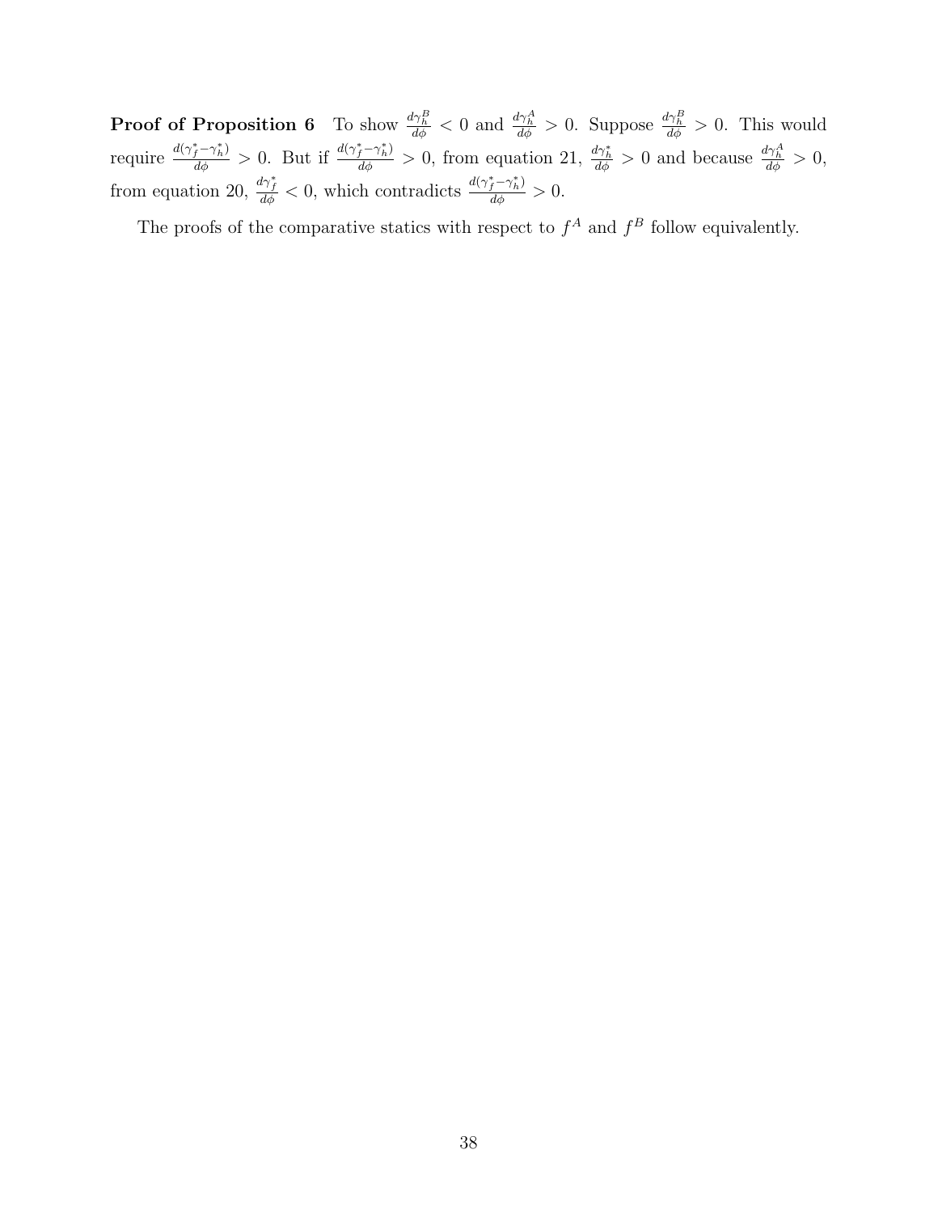**Proof of Proposition 6** To show $\frac{d\gamma_h^B}{d\phi} < 0$ and $\frac{d\gamma_h^A}{d\phi} > 0$. Suppose $\frac{d\gamma_h^B}{d\phi} > 0$. This would require $\frac{d(\gamma_f^* - \gamma_h^*)}{d\phi} > 0$. But if $\frac{d(\gamma_f^* - \gamma_h^*)}{d\phi} > 0$, from equation 21, $\frac{d\gamma_h^*}{d\phi} > 0$ and because $\frac{d\gamma_h^A}{d\phi} > 0$, from equation 20, $\frac{d\gamma_f^*}{d\phi} < 0$, which contradicts $\frac{d(\gamma_f^* - \gamma_h^*)}{d\phi} > 0$.

The proofs of the comparative statics with respect to $f^A$ and $f^B$ follow equivalently.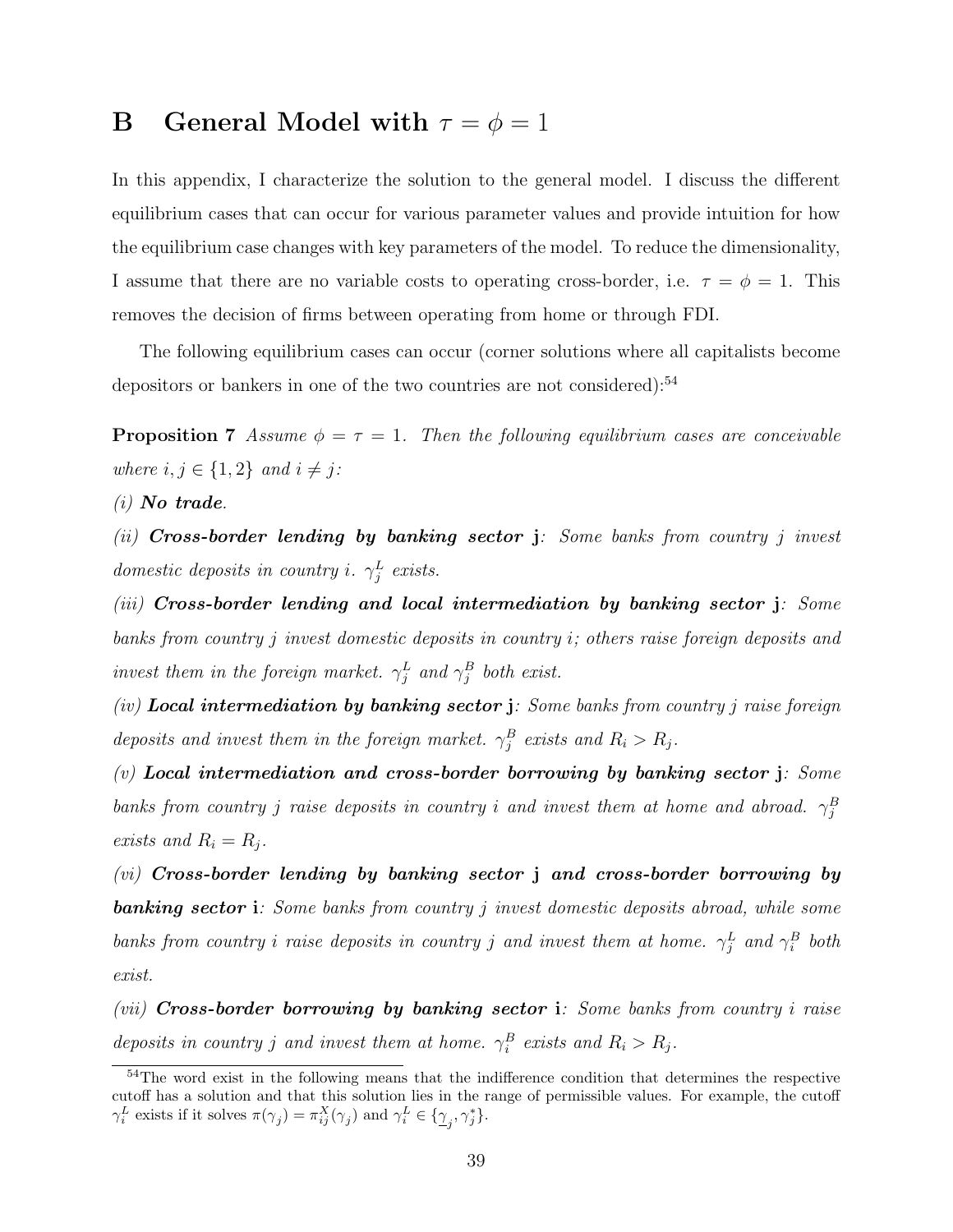# B General Model with $\tau = \phi = 1$

In this appendix, I characterize the solution to the general model. I discuss the different equilibrium cases that can occur for various parameter values and provide intuition for how the equilibrium case changes with key parameters of the model. To reduce the dimensionality, I assume that there are no variable costs to operating cross-border, i.e. $\tau = \phi = 1$. This removes the decision of firms between operating from home or through FDI.

The following equilibrium cases can occur (corner solutions where all capitalists become depositors or bankers in one of the two countries are not considered):[54]

**Proposition 7** *Assume $\phi = \tau = 1$. Then the following equilibrium cases are conceivable where $i, j \in \{1, 2\}$ and $i \neq j$:*

*(i)* ***No trade****.*

*(ii)* ***Cross-border lending by banking sector* j***: Some banks from country $j$ invest domestic deposits in country $i$. $\gamma_j^L$ exists.*

*(iii)* ***Cross-border lending and local intermediation by banking sector* j***: Some banks from country $j$ invest domestic deposits in country $i$; others raise foreign deposits and invest them in the foreign market. $\gamma_j^L$ and $\gamma_j^B$ both exist.*

*(iv)* ***Local intermediation by banking sector* j***: Some banks from country $j$ raise foreign deposits and invest them in the foreign market. $\gamma_j^B$ exists and $R_i > R_j$.*

*(v)* ***Local intermediation and cross-border borrowing by banking sector* j***: Some banks from country $j$ raise deposits in country $i$ and invest them at home and abroad. $\gamma_j^B$ exists and $R_i = R_j$.*

*(vi)* ***Cross-border lending by banking sector* j *and cross-border borrowing by banking sector* i***: Some banks from country $j$ invest domestic deposits abroad, while some banks from country $i$ raise deposits in country $j$ and invest them at home. $\gamma_j^L$ and $\gamma_i^B$ both exist.*

*(vii)* ***Cross-border borrowing by banking sector* i***: Some banks from country $i$ raise deposits in country $j$ and invest them at home. $\gamma_i^B$ exists and $R_i > R_j$.*

---

[54] The word exist in the following means that the indifference condition that determines the respective cutoff has a solution and that this solution lies in the range of permissible values. For example, the cutoff $\gamma_i^L$ exists if it solves $\pi(\gamma_j) = \pi_{ij}^X(\gamma_j)$ and $\gamma_i^L \in \{\underline{\gamma}_j, \gamma_j^*\}$.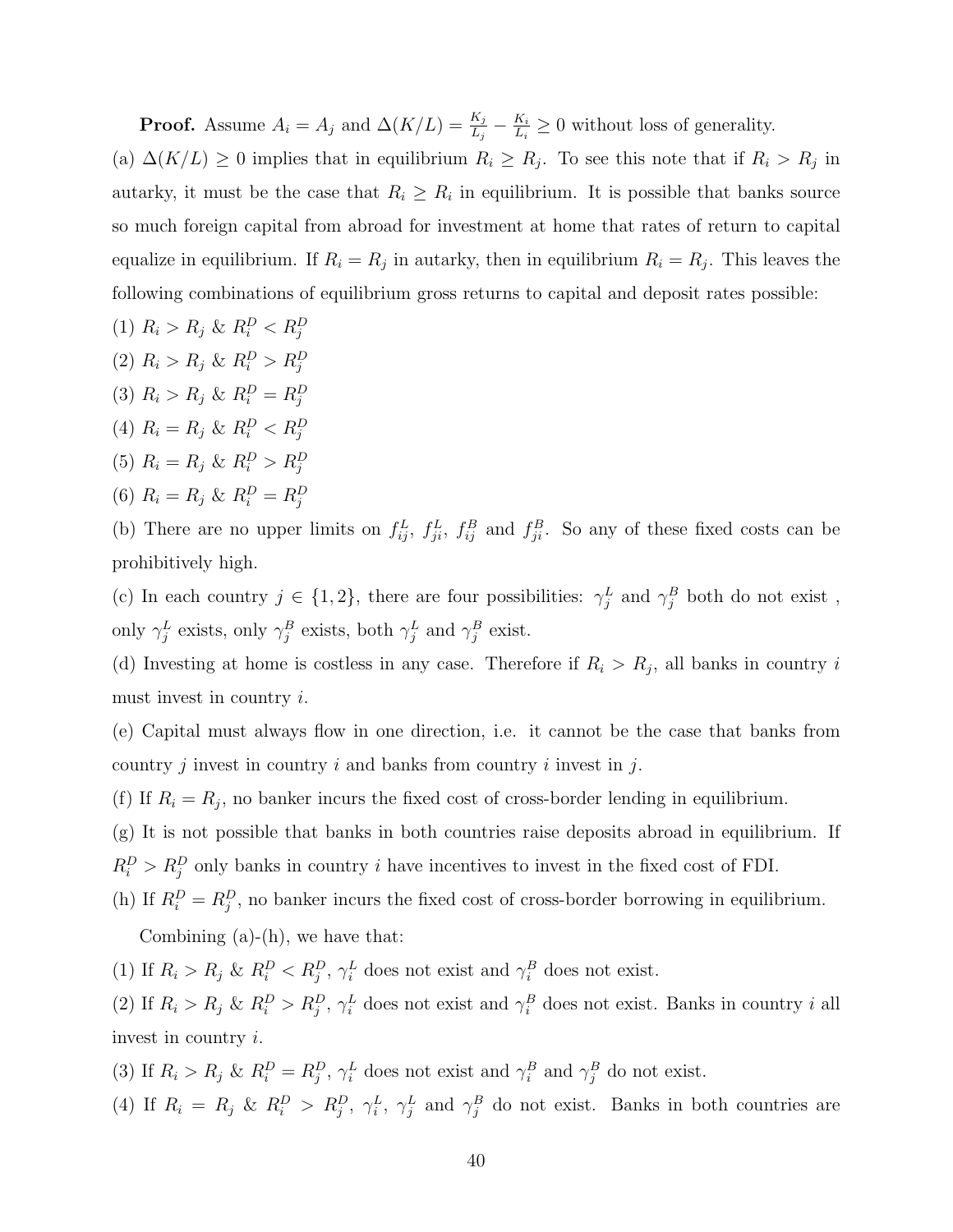**Proof.** Assume $A_i = A_j$ and $\Delta(K/L) = \frac{K_j}{L_j} - \frac{K_i}{L_i} \geq 0$ without loss of generality.

(a) $\Delta(K/L) \geq 0$ implies that in equilibrium $R_i \geq R_j$. To see this note that if $R_i > R_j$ in autarky, it must be the case that $R_i \geq R_i$ in equilibrium. It is possible that banks source so much foreign capital from abroad for investment at home that rates of return to capital equalize in equilibrium. If $R_i = R_j$ in autarky, then in equilibrium $R_i = R_j$. This leaves the following combinations of equilibrium gross returns to capital and deposit rates possible:

(1) $R_i > R_j$ & $R_i^D < R_j^D$

(2) $R_i > R_j$ & $R_i^D > R_j^D$

(3) $R_i > R_j$ & $R_i^D = R_j^D$

(4) $R_i = R_j$ & $R_i^D < R_j^D$

(5) $R_i = R_j$ & $R_i^D > R_j^D$

(6) $R_i = R_j$ & $R_i^D = R_j^D$

(b) There are no upper limits on $f_{ij}^L$, $f_{ji}^L$, $f_{ij}^B$ and $f_{ji}^B$. So any of these fixed costs can be prohibitively high.

(c) In each country $j \in \{1, 2\}$, there are four possibilities: $\gamma_j^L$ and $\gamma_j^B$ both do not exist , only $\gamma_j^L$ exists, only $\gamma_j^B$ exists, both $\gamma_j^L$ and $\gamma_j^B$ exist.

(d) Investing at home is costless in any case. Therefore if $R_i > R_j$, all banks in country $i$ must invest in country $i$.

(e) Capital must always flow in one direction, i.e. it cannot be the case that banks from country $j$ invest in country $i$ and banks from country $i$ invest in $j$.

(f) If $R_i = R_j$, no banker incurs the fixed cost of cross-border lending in equilibrium.

(g) It is not possible that banks in both countries raise deposits abroad in equilibrium. If $R_i^D > R_j^D$ only banks in country $i$ have incentives to invest in the fixed cost of FDI.

(h) If $R_i^D = R_j^D$, no banker incurs the fixed cost of cross-border borrowing in equilibrium.

Combining (a)-(h), we have that:

(1) If $R_i > R_j$ & $R_i^D < R_j^D$, $\gamma_i^L$ does not exist and $\gamma_i^B$ does not exist.

(2) If $R_i > R_j$ & $R_i^D > R_j^D$, $\gamma_i^L$ does not exist and $\gamma_i^B$ does not exist. Banks in country $i$ all invest in country $i$.

(3) If $R_i > R_j$ & $R_i^D = R_j^D$, $\gamma_i^L$ does not exist and $\gamma_i^B$ and $\gamma_j^B$ do not exist.

(4) If $R_i = R_j$ & $R_i^D > R_j^D$, $\gamma_i^L$, $\gamma_j^L$ and $\gamma_j^B$ do not exist. Banks in both countries are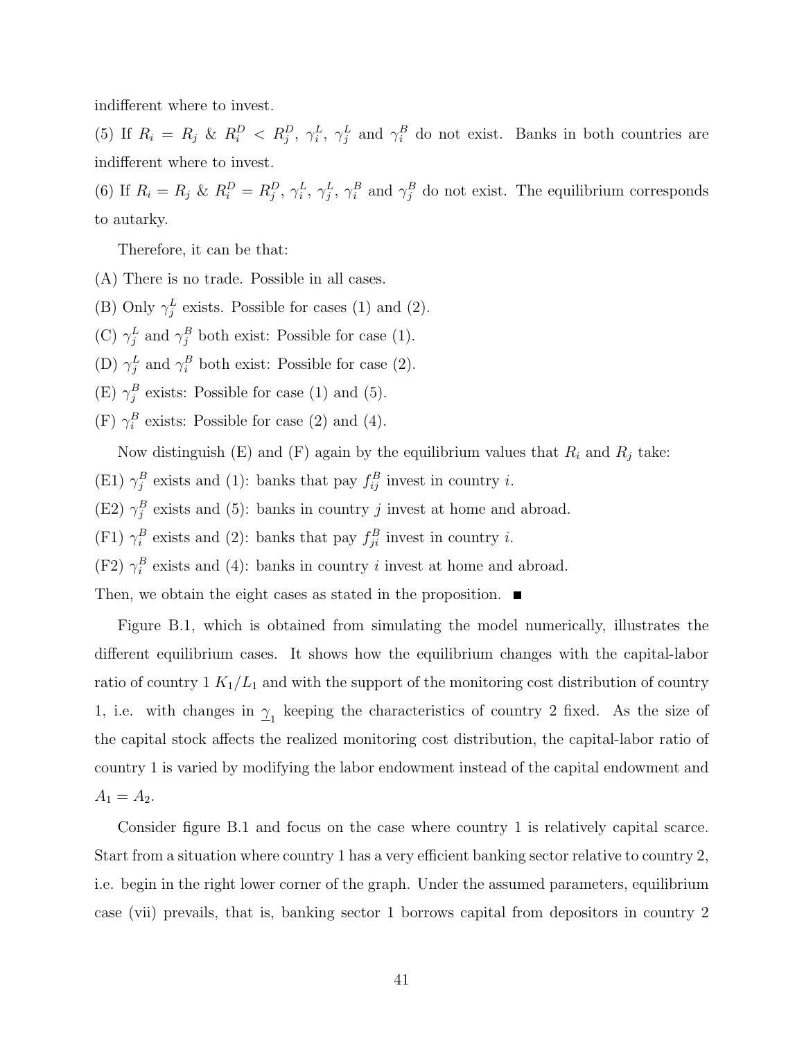indifferent where to invest.

(5) If $R_i = R_j$ & $R_i^D < R_j^D$, $\gamma_i^L$, $\gamma_j^L$ and $\gamma_i^B$ do not exist. Banks in both countries are indifferent where to invest.

(6) If $R_i = R_j$ & $R_i^D = R_j^D$, $\gamma_i^L$, $\gamma_j^L$, $\gamma_i^B$ and $\gamma_j^B$ do not exist. The equilibrium corresponds to autarky.

Therefore, it can be that:

(A) There is no trade. Possible in all cases.

(B) Only $\gamma_j^L$ exists. Possible for cases (1) and (2).

(C) $\gamma_j^L$ and $\gamma_j^B$ both exist: Possible for case (1).

(D) $\gamma_j^L$ and $\gamma_i^B$ both exist: Possible for case (2).

(E) $\gamma_j^B$ exists: Possible for case (1) and (5).

(F) $\gamma_i^B$ exists: Possible for case (2) and (4).

Now distinguish (E) and (F) again by the equilibrium values that $R_i$ and $R_j$ take:

(E1) $\gamma_j^B$ exists and (1): banks that pay $f_{ij}^B$ invest in country $i$.

(E2) $\gamma_j^B$ exists and (5): banks in country $j$ invest at home and abroad.

(F1) $\gamma_i^B$ exists and (2): banks that pay $f_{ji}^B$ invest in country $i$.

(F2) $\gamma_i^B$ exists and (4): banks in country $i$ invest at home and abroad.

Then, we obtain the eight cases as stated in the proposition. ■

Figure B.1, which is obtained from simulating the model numerically, illustrates the different equilibrium cases. It shows how the equilibrium changes with the capital-labor ratio of country 1 $K_1/L_1$ and with the support of the monitoring cost distribution of country 1, i.e. with changes in $\underline{\gamma}_1$ keeping the characteristics of country 2 fixed. As the size of the capital stock affects the realized monitoring cost distribution, the capital-labor ratio of country 1 is varied by modifying the labor endowment instead of the capital endowment and $A_1 = A_2$.

Consider figure B.1 and focus on the case where country 1 is relatively capital scarce. Start from a situation where country 1 has a very efficient banking sector relative to country 2, i.e. begin in the right lower corner of the graph. Under the assumed parameters, equilibrium case (vii) prevails, that is, banking sector 1 borrows capital from depositors in country 2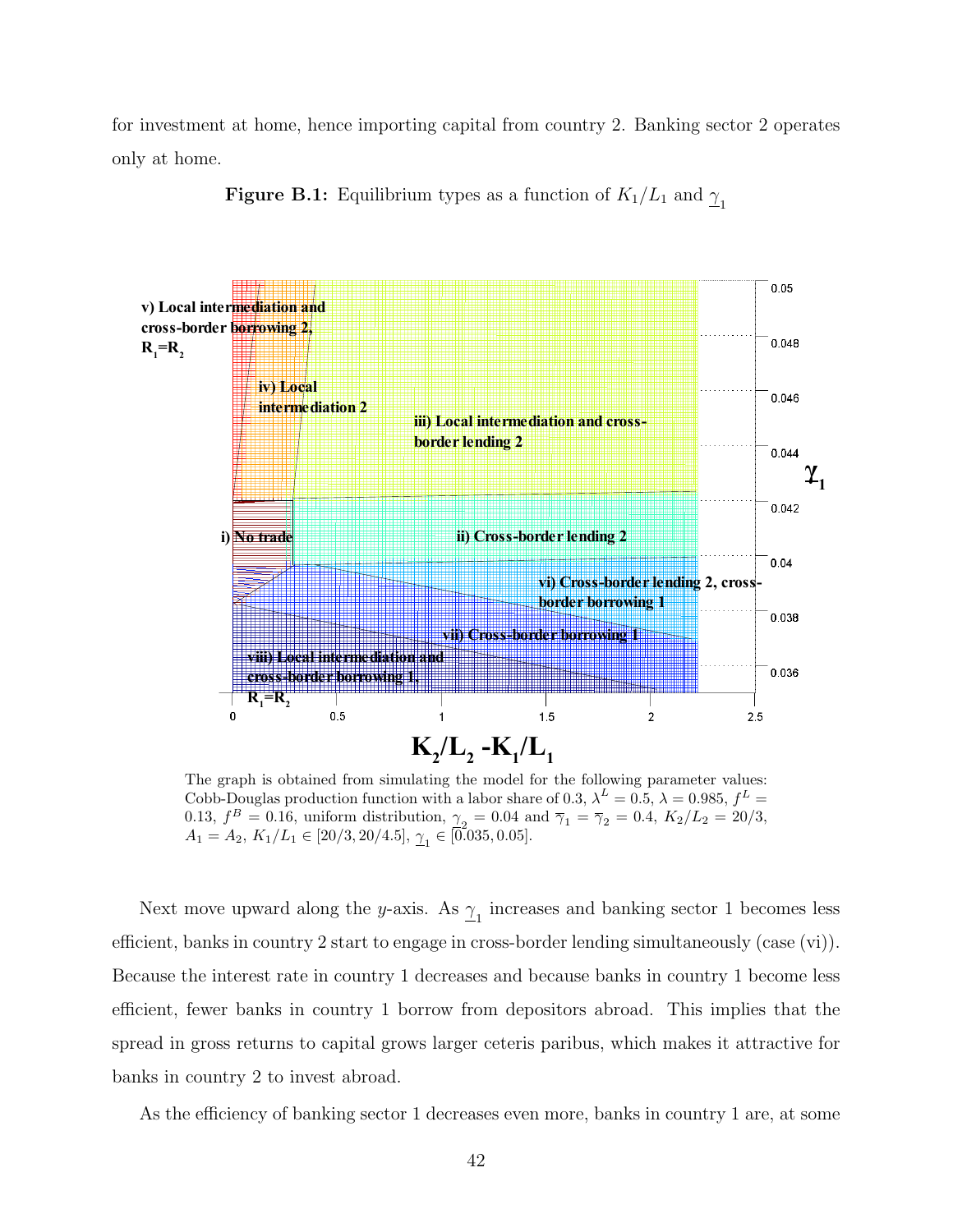for investment at home, hence importing capital from country 2. Banking sector 2 operates only at home.

**Figure B.1:** Equilibrium types as a function of $K_1/L_1$ and $\underline{\gamma}_1$

The graph is obtained from simulating the model for the following parameter values: Cobb-Douglas production function with a labor share of 0.3, $\lambda^L = 0.5$, $\lambda = 0.985$, $f^L = 0.13$, $f^B = 0.16$, uniform distribution, $\underline{\gamma}_2 = 0.04$ and $\overline{\gamma}_1 = \overline{\gamma}_2 = 0.4$, $K_2/L_2 = 20/3$, $A_1 = A_2$, $K_1/L_1 \in [20/3, 20/4.5]$, $\underline{\gamma}_1 \in [0.035, 0.05]$.

Next move upward along the $y$-axis. As $\underline{\gamma}_1$ increases and banking sector 1 becomes less efficient, banks in country 2 start to engage in cross-border lending simultaneously (case (vi)). Because the interest rate in country 1 decreases and because banks in country 1 become less efficient, fewer banks in country 1 borrow from depositors abroad. This implies that the spread in gross returns to capital grows larger ceteris paribus, which makes it attractive for banks in country 2 to invest abroad.

As the efficiency of banking sector 1 decreases even more, banks in country 1 are, at some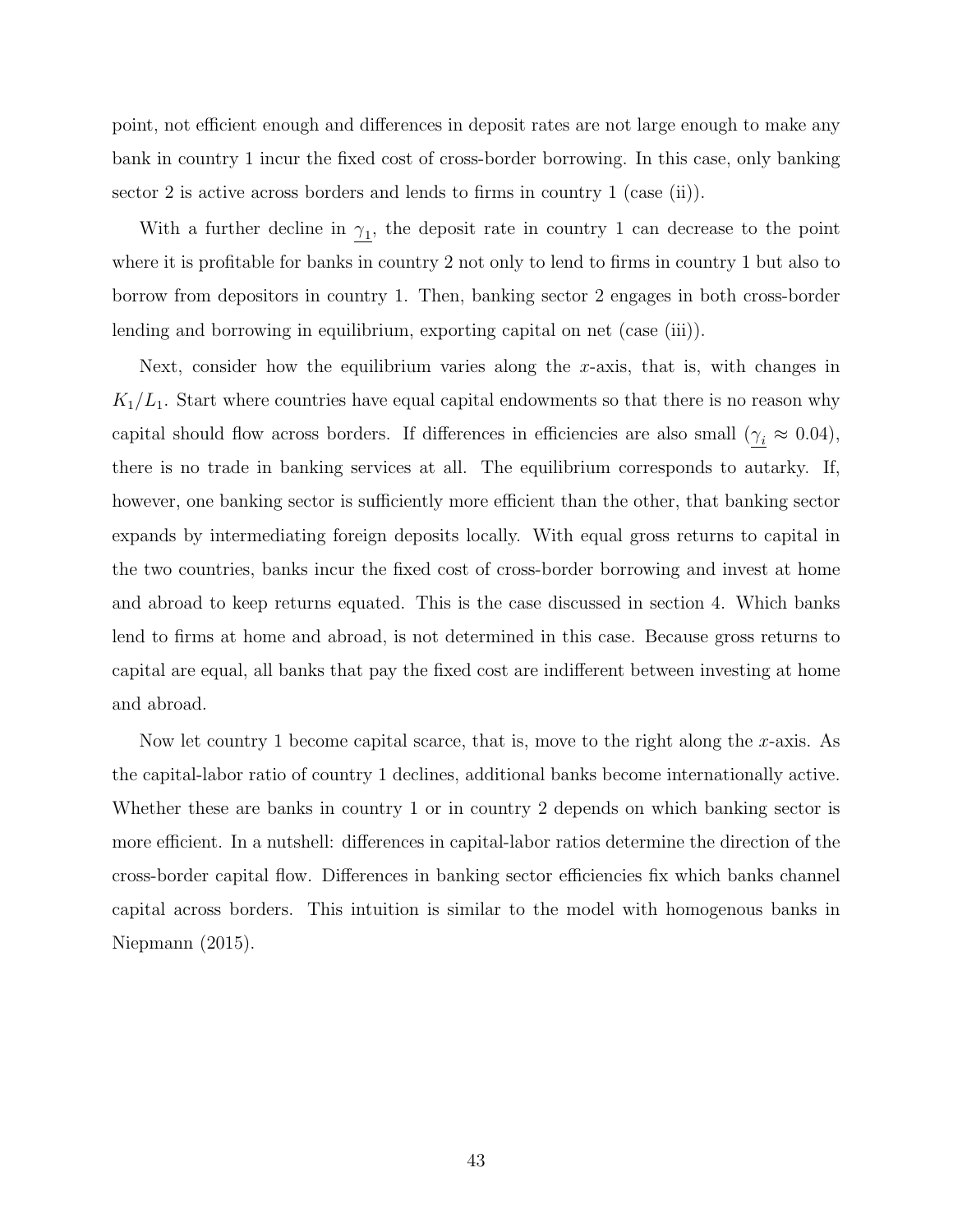point, not efficient enough and differences in deposit rates are not large enough to make any bank in country 1 incur the fixed cost of cross-border borrowing. In this case, only banking sector 2 is active across borders and lends to firms in country 1 (case (ii)).

With a further decline in $\underline{\gamma_1}$, the deposit rate in country 1 can decrease to the point where it is profitable for banks in country 2 not only to lend to firms in country 1 but also to borrow from depositors in country 1. Then, banking sector 2 engages in both cross-border lending and borrowing in equilibrium, exporting capital on net (case (iii)).

Next, consider how the equilibrium varies along the $x$-axis, that is, with changes in $K_1/L_1$. Start where countries have equal capital endowments so that there is no reason why capital should flow across borders. If differences in efficiencies are also small ($\underline{\gamma_i} \approx 0.04$), there is no trade in banking services at all. The equilibrium corresponds to autarky. If, however, one banking sector is sufficiently more efficient than the other, that banking sector expands by intermediating foreign deposits locally. With equal gross returns to capital in the two countries, banks incur the fixed cost of cross-border borrowing and invest at home and abroad to keep returns equated. This is the case discussed in section 4. Which banks lend to firms at home and abroad, is not determined in this case. Because gross returns to capital are equal, all banks that pay the fixed cost are indifferent between investing at home and abroad.

Now let country 1 become capital scarce, that is, move to the right along the $x$-axis. As the capital-labor ratio of country 1 declines, additional banks become internationally active. Whether these are banks in country 1 or in country 2 depends on which banking sector is more efficient. In a nutshell: differences in capital-labor ratios determine the direction of the cross-border capital flow. Differences in banking sector efficiencies fix which banks channel capital across borders. This intuition is similar to the model with homogenous banks in Niepmann (2015).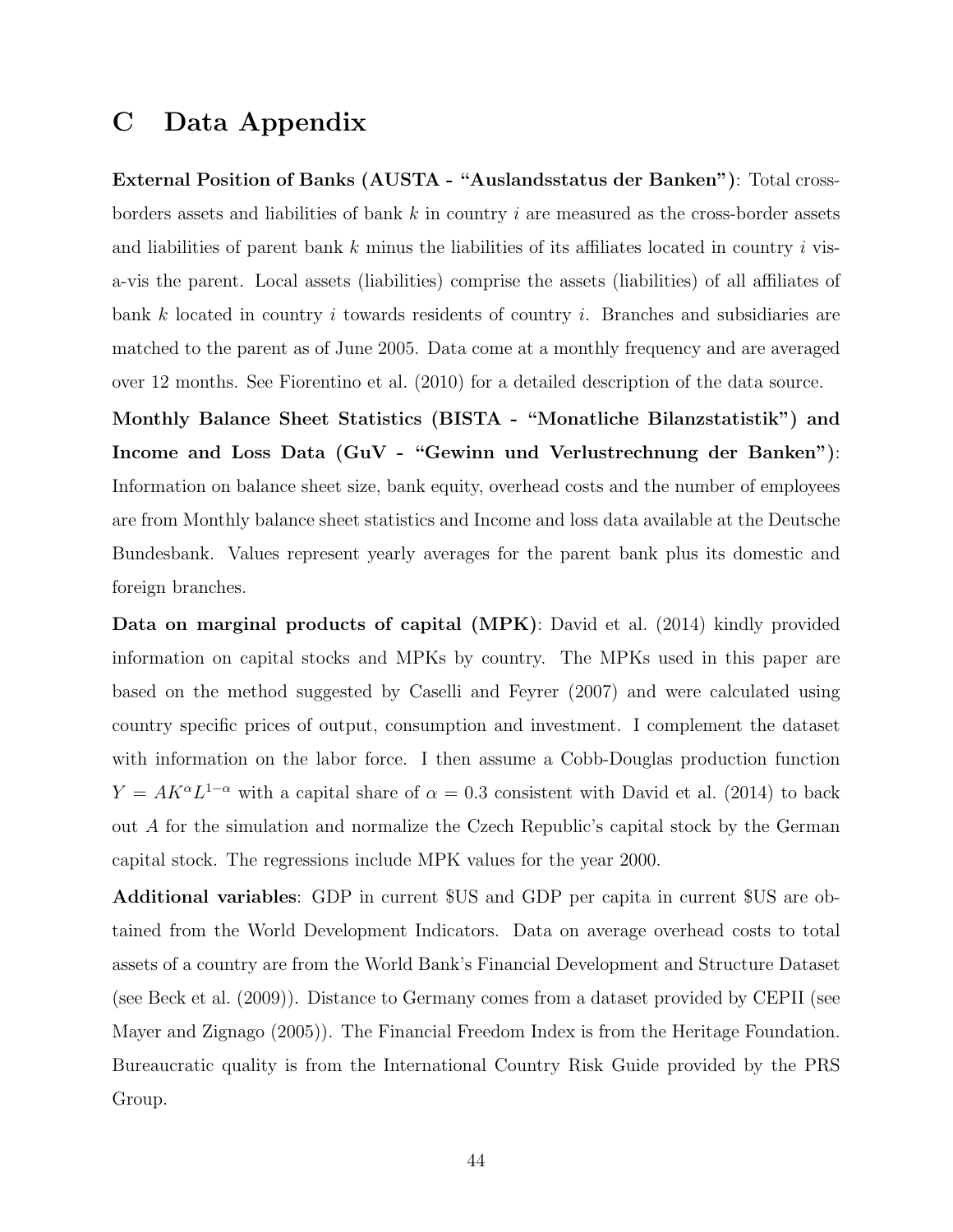# C Data Appendix

**External Position of Banks (AUSTA - "Auslandsstatus der Banken")**: Total cross-borders assets and liabilities of bank $k$ in country $i$ are measured as the cross-border assets and liabilities of parent bank $k$ minus the liabilities of its affiliates located in country $i$ vis-a-vis the parent. Local assets (liabilities) comprise the assets (liabilities) of all affiliates of bank $k$ located in country $i$ towards residents of country $i$. Branches and subsidiaries are matched to the parent as of June 2005. Data come at a monthly frequency and are averaged over 12 months. See Fiorentino et al. (2010) for a detailed description of the data source.

**Monthly Balance Sheet Statistics (BISTA - "Monatliche Bilanzstatistik") and Income and Loss Data (GuV - "Gewinn und Verlustrechnung der Banken")**: Information on balance sheet size, bank equity, overhead costs and the number of employees are from Monthly balance sheet statistics and Income and loss data available at the Deutsche Bundesbank. Values represent yearly averages for the parent bank plus its domestic and foreign branches.

**Data on marginal products of capital (MPK)**: David et al. (2014) kindly provided information on capital stocks and MPKs by country. The MPKs used in this paper are based on the method suggested by Caselli and Feyrer (2007) and were calculated using country specific prices of output, consumption and investment. I complement the dataset with information on the labor force. I then assume a Cobb-Douglas production function $Y = AK^{\alpha}L^{1-\alpha}$ with a capital share of $\alpha = 0.3$ consistent with David et al. (2014) to back out $A$ for the simulation and normalize the Czech Republic's capital stock by the German capital stock. The regressions include MPK values for the year 2000.

**Additional variables**: GDP in current \$US and GDP per capita in current \$US are obtained from the World Development Indicators. Data on average overhead costs to total assets of a country are from the World Bank's Financial Development and Structure Dataset (see Beck et al. (2009)). Distance to Germany comes from a dataset provided by CEPII (see Mayer and Zignago (2005)). The Financial Freedom Index is from the Heritage Foundation. Bureaucratic quality is from the International Country Risk Guide provided by the PRS Group.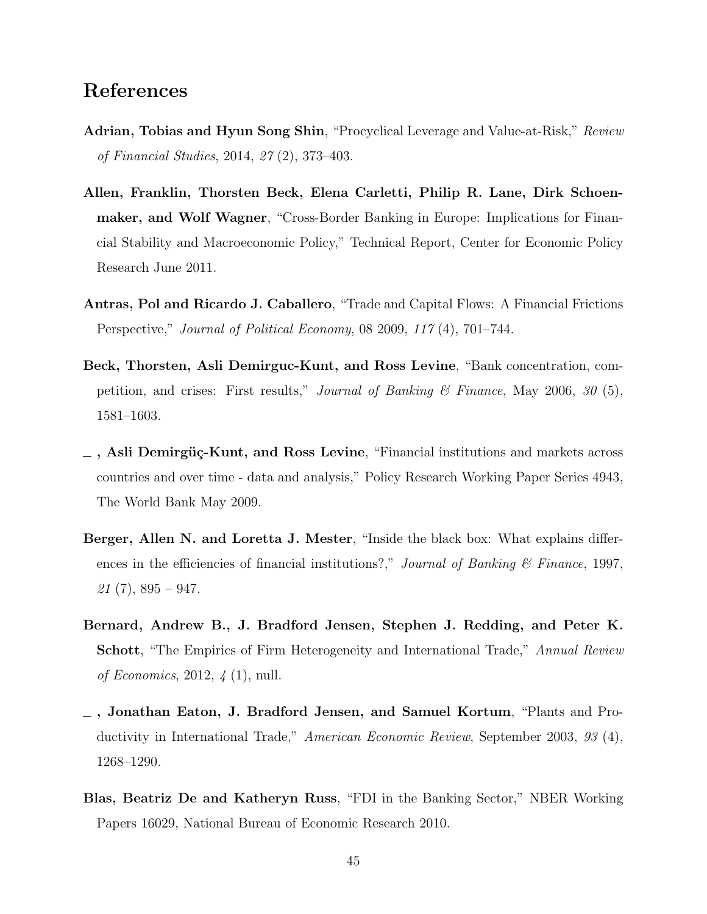## References

**Adrian, Tobias and Hyun Song Shin**, "Procyclical Leverage and Value-at-Risk," *Review of Financial Studies*, 2014, *27* (2), 373–403.

**Allen, Franklin, Thorsten Beck, Elena Carletti, Philip R. Lane, Dirk Schoenmaker, and Wolf Wagner**, "Cross-Border Banking in Europe: Implications for Financial Stability and Macroeconomic Policy," Technical Report, Center for Economic Policy Research June 2011.

**Antras, Pol and Ricardo J. Caballero**, "Trade and Capital Flows: A Financial Frictions Perspective," *Journal of Political Economy*, 08 2009, *117* (4), 701–744.

**Beck, Thorsten, Asli Demirguc-Kunt, and Ross Levine**, "Bank concentration, competition, and crises: First results," *Journal of Banking & Finance*, May 2006, *30* (5), 1581–1603.

**\_ , Asli Demirgüç-Kunt, and Ross Levine**, "Financial institutions and markets across countries and over time - data and analysis," Policy Research Working Paper Series 4943, The World Bank May 2009.

**Berger, Allen N. and Loretta J. Mester**, "Inside the black box: What explains differences in the efficiencies of financial institutions?," *Journal of Banking & Finance*, 1997, *21* (7), 895 – 947.

**Bernard, Andrew B., J. Bradford Jensen, Stephen J. Redding, and Peter K. Schott**, "The Empirics of Firm Heterogeneity and International Trade," *Annual Review of Economics*, 2012, *4* (1), null.

**\_ , Jonathan Eaton, J. Bradford Jensen, and Samuel Kortum**, "Plants and Productivity in International Trade," *American Economic Review*, September 2003, *93* (4), 1268–1290.

**Blas, Beatriz De and Katheryn Russ**, "FDI in the Banking Sector," NBER Working Papers 16029, National Bureau of Economic Research 2010.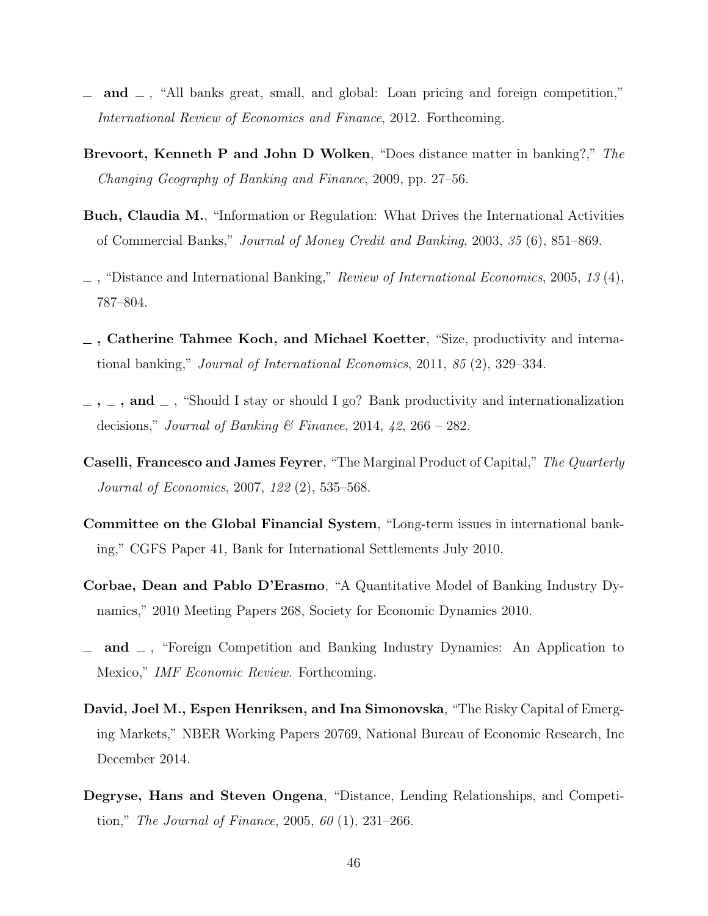_ **and** _ , "All banks great, small, and global: Loan pricing and foreign competition," *International Review of Economics and Finance*, 2012. Forthcoming.

**Brevoort, Kenneth P and John D Wolken**, "Does distance matter in banking?," *The Changing Geography of Banking and Finance*, 2009, pp. 27–56.

**Buch, Claudia M.**, "Information or Regulation: What Drives the International Activities of Commercial Banks," *Journal of Money Credit and Banking*, 2003, *35* (6), 851–869.

_ , "Distance and International Banking," *Review of International Economics*, 2005, *13* (4), 787–804.

_ **, Catherine Tahmee Koch, and Michael Koetter**, "Size, productivity and international banking," *Journal of International Economics*, 2011, *85* (2), 329–334.

_ **,** _ **, and** _ , "Should I stay or should I go? Bank productivity and internationalization decisions," *Journal of Banking & Finance*, 2014, *42*, 266 – 282.

**Caselli, Francesco and James Feyrer**, "The Marginal Product of Capital," *The Quarterly Journal of Economics*, 2007, *122* (2), 535–568.

**Committee on the Global Financial System**, "Long-term issues in international banking," CGFS Paper 41, Bank for International Settlements July 2010.

**Corbae, Dean and Pablo D'Erasmo**, "A Quantitative Model of Banking Industry Dynamics," 2010 Meeting Papers 268, Society for Economic Dynamics 2010.

_ **and** _ , "Foreign Competition and Banking Industry Dynamics: An Application to Mexico," *IMF Economic Review*. Forthcoming.

**David, Joel M., Espen Henriksen, and Ina Simonovska**, "The Risky Capital of Emerging Markets," NBER Working Papers 20769, National Bureau of Economic Research, Inc December 2014.

**Degryse, Hans and Steven Ongena**, "Distance, Lending Relationships, and Competition," *The Journal of Finance*, 2005, *60* (1), 231–266.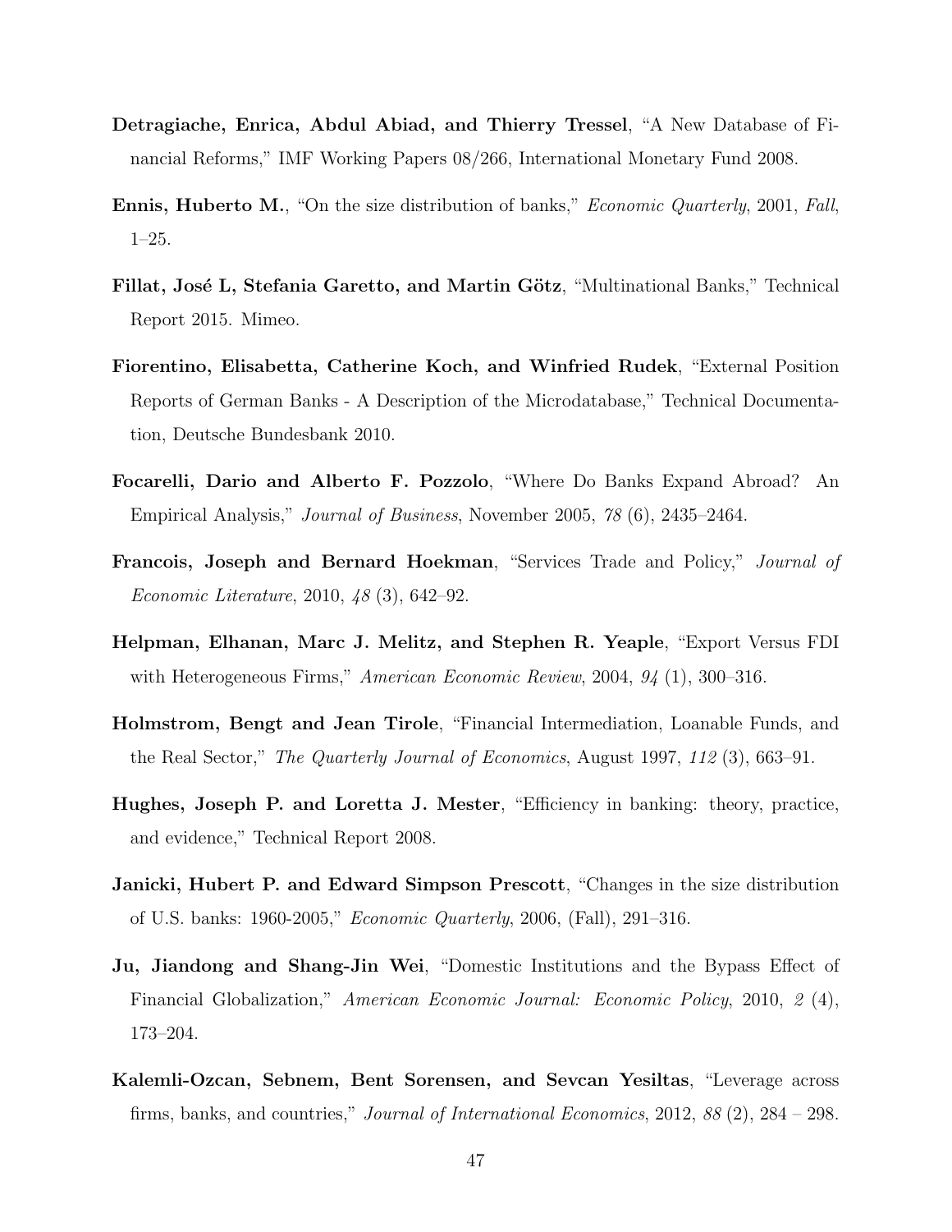**Detragiache, Enrica, Abdul Abiad, and Thierry Tressel**, "A New Database of Financial Reforms," IMF Working Papers 08/266, International Monetary Fund 2008.

**Ennis, Huberto M.**, "On the size distribution of banks," *Economic Quarterly*, 2001, *Fall*, 1–25.

**Fillat, José L, Stefania Garetto, and Martin Götz**, "Multinational Banks," Technical Report 2015. Mimeo.

**Fiorentino, Elisabetta, Catherine Koch, and Winfried Rudek**, "External Position Reports of German Banks - A Description of the Microdatabase," Technical Documentation, Deutsche Bundesbank 2010.

**Focarelli, Dario and Alberto F. Pozzolo**, "Where Do Banks Expand Abroad? An Empirical Analysis," *Journal of Business*, November 2005, *78* (6), 2435–2464.

**Francois, Joseph and Bernard Hoekman**, "Services Trade and Policy," *Journal of Economic Literature*, 2010, *48* (3), 642–92.

**Helpman, Elhanan, Marc J. Melitz, and Stephen R. Yeaple**, "Export Versus FDI with Heterogeneous Firms," *American Economic Review*, 2004, *94* (1), 300–316.

**Holmstrom, Bengt and Jean Tirole**, "Financial Intermediation, Loanable Funds, and the Real Sector," *The Quarterly Journal of Economics*, August 1997, *112* (3), 663–91.

**Hughes, Joseph P. and Loretta J. Mester**, "Efficiency in banking: theory, practice, and evidence," Technical Report 2008.

**Janicki, Hubert P. and Edward Simpson Prescott**, "Changes in the size distribution of U.S. banks: 1960-2005," *Economic Quarterly*, 2006, (Fall), 291–316.

**Ju, Jiandong and Shang-Jin Wei**, "Domestic Institutions and the Bypass Effect of Financial Globalization," *American Economic Journal: Economic Policy*, 2010, *2* (4), 173–204.

**Kalemli-Ozcan, Sebnem, Bent Sorensen, and Sevcan Yesiltas**, "Leverage across firms, banks, and countries," *Journal of International Economics*, 2012, *88* (2), 284 – 298.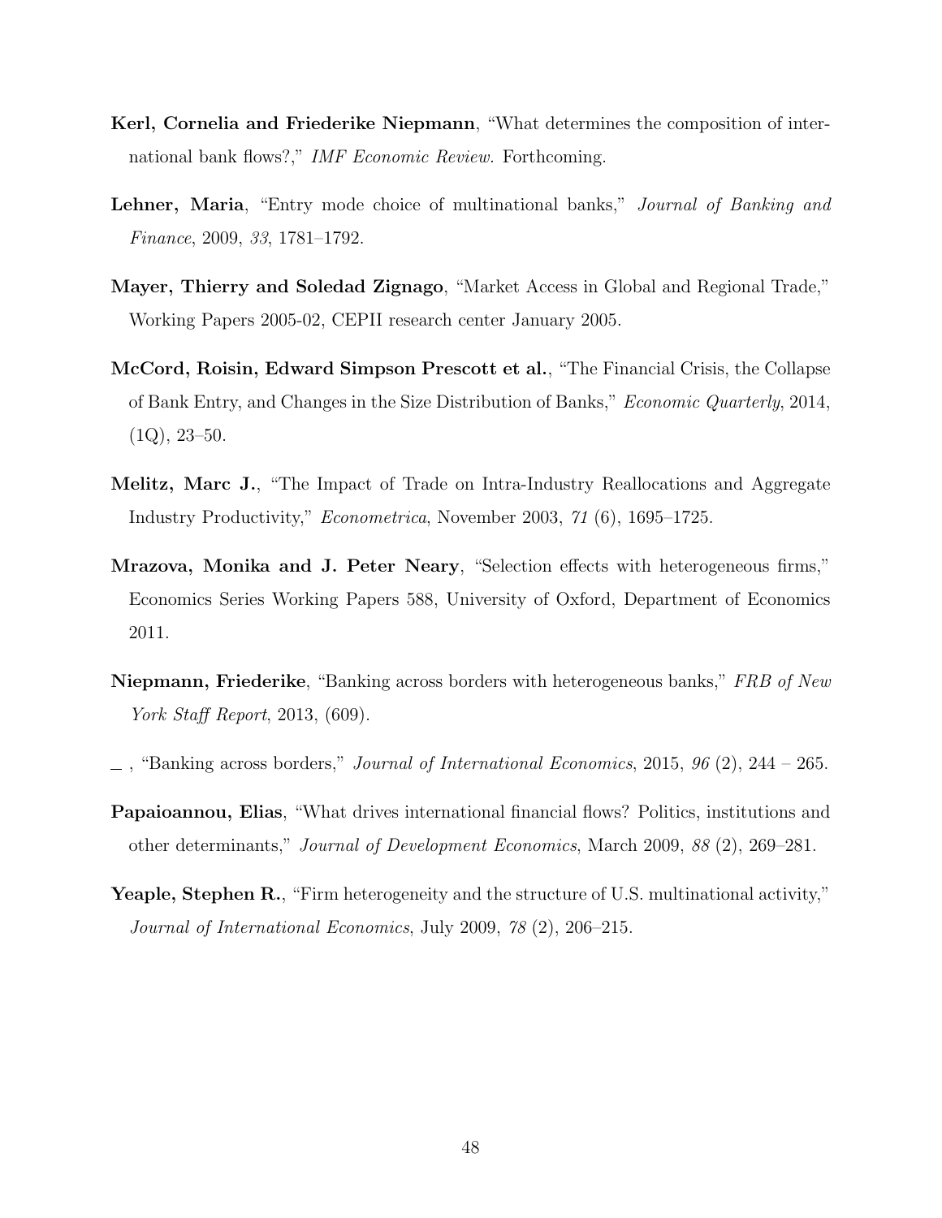**Kerl, Cornelia and Friederike Niepmann**, "What determines the composition of international bank flows?," *IMF Economic Review.* Forthcoming.

**Lehner, Maria**, "Entry mode choice of multinational banks," *Journal of Banking and Finance*, 2009, *33*, 1781–1792.

**Mayer, Thierry and Soledad Zignago**, "Market Access in Global and Regional Trade," Working Papers 2005-02, CEPII research center January 2005.

**McCord, Roisin, Edward Simpson Prescott et al.**, "The Financial Crisis, the Collapse of Bank Entry, and Changes in the Size Distribution of Banks," *Economic Quarterly*, 2014, (1Q), 23–50.

**Melitz, Marc J.**, "The Impact of Trade on Intra-Industry Reallocations and Aggregate Industry Productivity," *Econometrica*, November 2003, *71* (6), 1695–1725.

**Mrazova, Monika and J. Peter Neary**, "Selection effects with heterogeneous firms," Economics Series Working Papers 588, University of Oxford, Department of Economics 2011.

**Niepmann, Friederike**, "Banking across borders with heterogeneous banks," *FRB of New York Staff Report*, 2013, (609).

\_ , "Banking across borders," *Journal of International Economics*, 2015, *96* (2), 244 – 265.

**Papaioannou, Elias**, "What drives international financial flows? Politics, institutions and other determinants," *Journal of Development Economics*, March 2009, *88* (2), 269–281.

**Yeaple, Stephen R.**, "Firm heterogeneity and the structure of U.S. multinational activity," *Journal of International Economics*, July 2009, *78* (2), 206–215.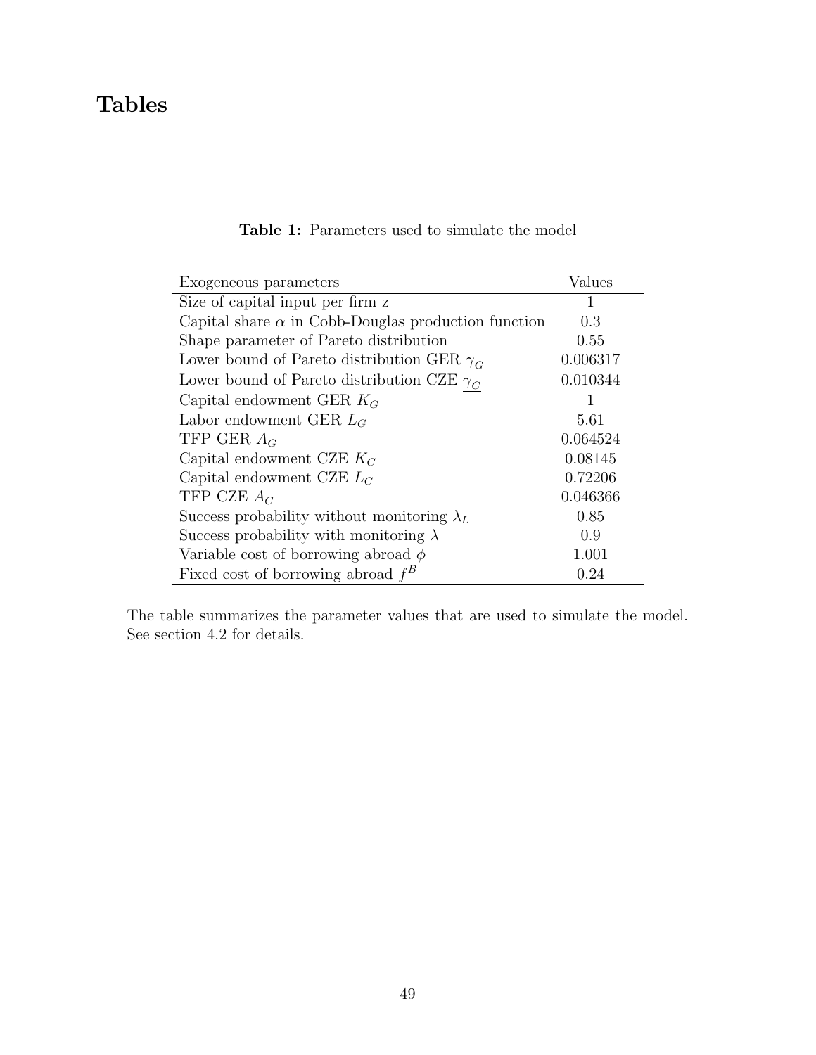# Tables

**Table 1:** Parameters used to simulate the model

| Exogeneous parameters | Values |
|---|---|
| Size of capital input per firm z | 1 |
| Capital share $\alpha$ in Cobb-Douglas production function | 0.3 |
| Shape parameter of Pareto distribution | 0.55 |
| Lower bound of Pareto distribution GER $\underline{\gamma_G}$ | 0.006317 |
| Lower bound of Pareto distribution CZE $\underline{\gamma_C}$ | 0.010344 |
| Capital endowment GER $K_G$ | 1 |
| Labor endowment GER $L_G$ | 5.61 |
| TFP GER $A_G$ | 0.064524 |
| Capital endowment CZE $K_C$ | 0.08145 |
| Capital endowment CZE $L_C$ | 0.72206 |
| TFP CZE $A_C$ | 0.046366 |
| Success probability without monitoring $\lambda_L$ | 0.85 |
| Success probability with monitoring $\lambda$ | 0.9 |
| Variable cost of borrowing abroad $\phi$ | 1.001 |
| Fixed cost of borrowing abroad $f^B$ | 0.24 |

The table summarizes the parameter values that are used to simulate the model. See section 4.2 for details.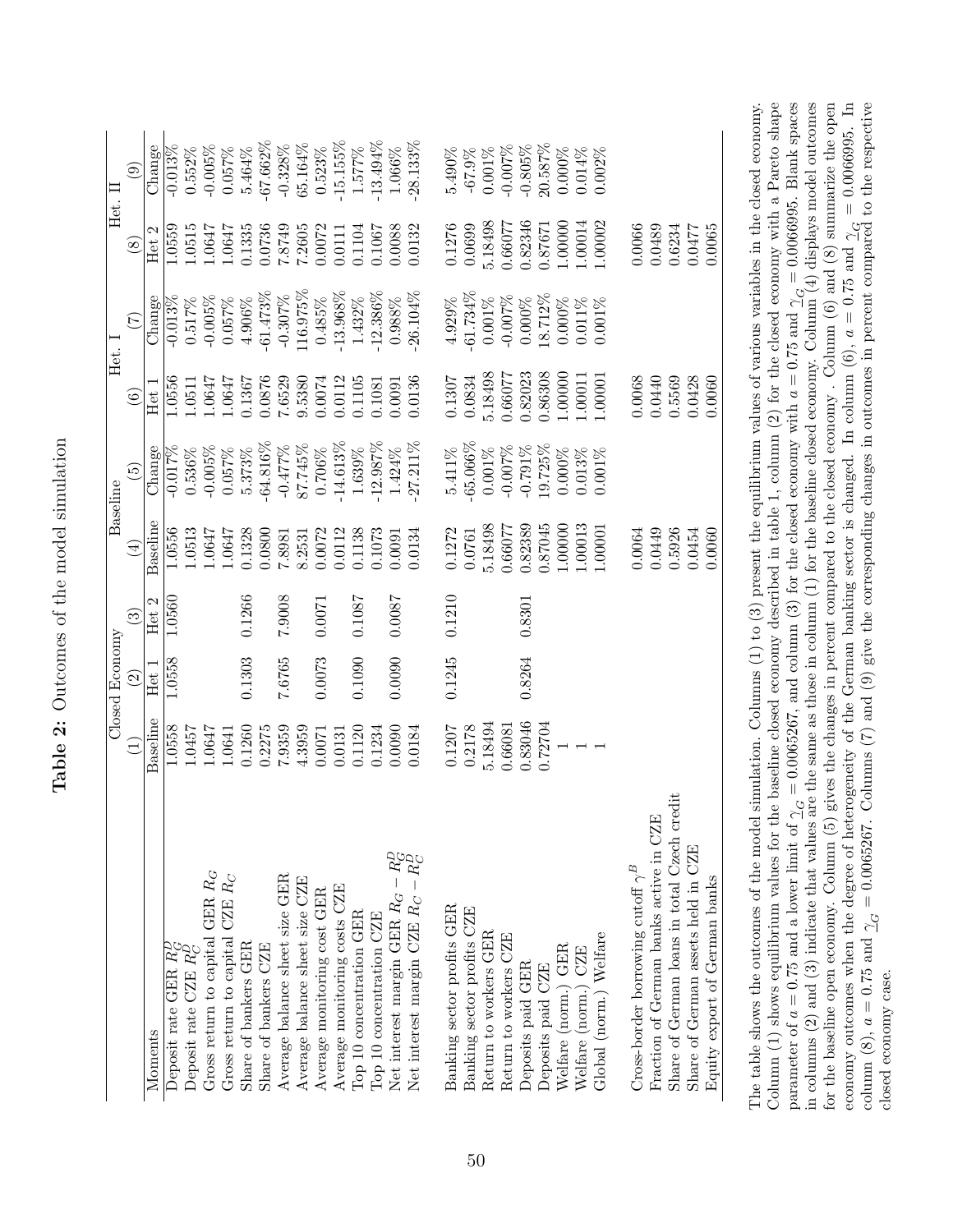**Table 2:** Outcomes of the model simulation

| Moments | Closed Economy | | | Baseline | | Het. I | | Het. II | |
|---|---|---|---|---|---|---|---|---|---|
| | (1) | (2) | (3) | (4) | (5) | (6) | (7) | (8) | (9) |
| | Baseline | Het 1 | Het 2 | Baseline | Change | Het 1 | Change | Het 2 | Change |
| Deposit rate GER $R_G^D$ | 1.0558 | 1.0558 | 1.0560 | 1.0556 | -0.017% | 1.0556 | -0.013% | 1.0559 | -0.013% |
| Deposit rate CZE $R_C^D$ | 1.0457 | | | 1.0513 | 0.536% | 1.0511 | 0.517% | 1.0515 | 0.552% |
| Gross return to capital GER $R_G$ | 1.0647 | | | 1.0647 | -0.005% | 1.0647 | -0.005% | 1.0647 | -0.005% |
| Gross return to capital CZE $R_C$ | 1.0641 | | | 1.0647 | 0.057% | 1.0647 | 0.057% | 1.0647 | 0.057% |
| Share of bankers GER | 0.1260 | 0.1303 | 0.1266 | 0.1328 | 5.373% | 0.1367 | 4.906% | 0.1335 | 5.464% |
| Share of bankers CZE | 0.2275 | | | 0.0800 | -64.816% | 0.0876 | -61.473% | 0.0736 | -67.662% |
| Average balance sheet size GER | 7.9359 | 7.6765 | 7.9008 | 7.8981 | -0.477% | 7.6529 | -0.307% | 7.8749 | -0.328% |
| Average balance sheet size CZE | 4.3959 | | | 8.2531 | 87.745% | 9.5380 | 116.975% | 7.2605 | 65.164% |
| Average monitoring cost GER | 0.0071 | 0.0073 | 0.0071 | 0.0072 | 0.706% | 0.0074 | 0.485% | 0.0072 | 0.523% |
| Average monitoring costs CZE | 0.0131 | | | 0.0112 | -14.613% | 0.0112 | -13.968% | 0.0111 | -15.155% |
| Top 10 concentration GER | 0.1120 | 0.1090 | 0.1087 | 0.1138 | 1.639% | 0.1105 | 1.432% | 0.1104 | 1.577% |
| Top 10 concentration CZE | 0.1234 | | | 0.1073 | -12.987% | 0.1081 | -12.386% | 0.1067 | -13.494% |
| Net interest margin GER $R_G - R_G^D$ | 0.0090 | 0.0090 | 0.0087 | 0.0091 | 1.424% | 0.0091 | 0.988% | 0.0088 | 1.066% |
| Net interest margin CZE $R_C - R_C^D$ | 0.0184 | | | 0.0134 | -27.211% | 0.0136 | -26.104% | 0.0132 | -28.133% |
| | | | | | | | | | |
| Banking sector profits GER | 0.1207 | 0.1245 | 0.1210 | 0.1272 | 5.411% | 0.1307 | 4.929% | 0.1276 | 5.490% |
| Banking sector profits CZE | 0.2178 | | | 0.0761 | -65.066% | 0.0834 | -61.734% | 0.0699 | -67.9% |
| Return to workers GER | 5.18494 | | | 5.18498 | 0.001% | 5.18498 | 0.001% | 5.18498 | 0.001% |
| Return to workers CZE | 0.66081 | | | 0.66077 | -0.007% | 0.66077 | -0.007% | 0.66077 | -0.007% |
| Deposits paid GER | 0.83046 | 0.8264 | 0.8301 | 0.82389 | -0.791% | 0.82023 | 0.000% | 0.82346 | -0.805% |
| Deposits paid CZE | 0.72704 | | | 0.87045 | 19.725% | 0.86308 | 18.712% | 0.87671 | 20.587% |
| Welfare (norm.) GER | 1 | | | 1.00000 | 0.000% | 1.00000 | 0.000% | 1.00000 | 0.000% |
| Welfare (norm.) CZE | 1 | | | 1.00013 | 0.013% | 1.00011 | 0.011% | 1.00014 | 0.014% |
| Global (norm.) Welfare | 1 | | | 1.00001 | 0.001% | 1.00001 | 0.001% | 1.00002 | 0.002% |
| | | | | | | | | | |
| Cross-border borrowing cutoff $\gamma^B$ | | | | 0.0064 | | 0.0068 | | 0.0066 | |
| Fraction of German banks active in CZE | | | | 0.0449 | | 0.0440 | | 0.0489 | |
| Share of German loans in total Czech credit | | | | 0.5926 | | 0.5569 | | 0.6234 | |
| Share of German assets held in CZE | | | | 0.0454 | | 0.0428 | | 0.0477 | |
| Equity export of German banks | | | | 0.0060 | | 0.0060 | | 0.0065 | |

The table shows the outcomes of the model simulation. Columns (1) to (3) present the equilibrium values of various variables in the closed economy. Column (1) shows equilibrium values for the baseline closed economy described in table 1, column (2) for the closed economy with a Pareto shape parameter of $a = 0.75$ and a lower limit of $\underline{\gamma}_G = 0.0065267$, and column (3) for the closed economy with $a = 0.75$ and $\underline{\gamma}_G = 0.0066995$. Blank spaces in columns (2) and (3) indicate that values are the same as those in column (1) for the baseline closed economy. Column (4) displays model outcomes for the baseline open economy. Column (5) gives the changes in percent compared to the closed economy . Column (6) and (8) summarize the open economy outcomes when the degree of heterogeneity of the German banking sector is changed. In column (6), $a = 0.75$ and $\underline{\gamma}_G = 0.0066995$. In column (8), $a = 0.75$ and $\underline{\gamma}_G = 0.0065267$. Columns (7) and (9) give the corresponding changes in outcomes in percent compared to the respective closed economy case.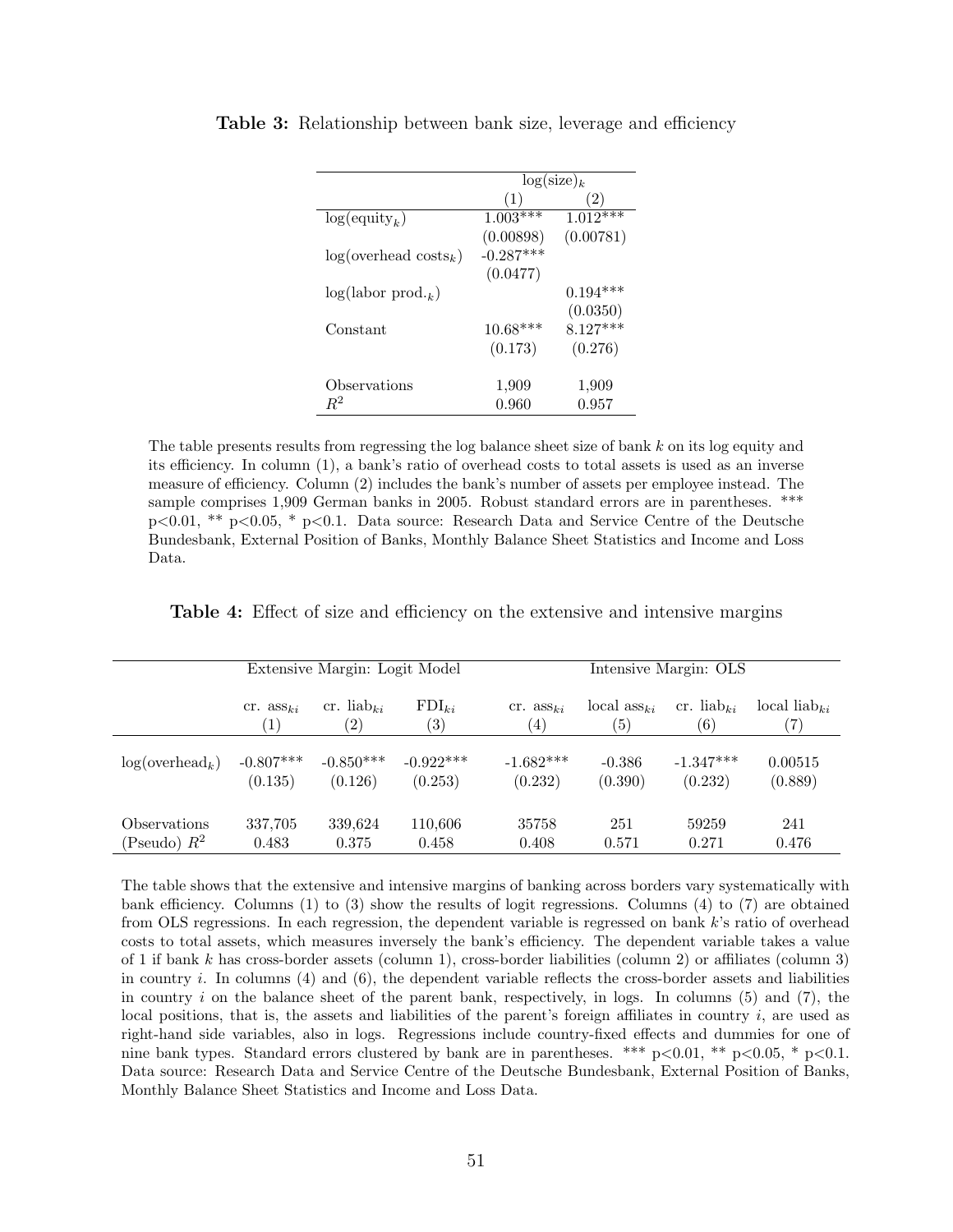**Table 3:** Relationship between bank size, leverage and efficiency

| | $\log(\text{size})_k$ | |
|---|---|---|
| | (1) | (2) |
| $\log(\text{equity}_k)$ | 1.003*** | 1.012*** |
| | (0.00898) | (0.00781) |
| $\log(\text{overhead costs}_k)$ | -0.287*** | |
| | (0.0477) | |
| $\log(\text{labor prod.}_k)$ | | 0.194*** |
| | | (0.0350) |
| Constant | 10.68*** | 8.127*** |
| | (0.173) | (0.276) |
| Observations | 1,909 | 1,909 |
| $R^2$ | 0.960 | 0.957 |

The table presents results from regressing the log balance sheet size of bank $k$ on its log equity and its efficiency. In column (1), a bank's ratio of overhead costs to total assets is used as an inverse measure of efficiency. Column (2) includes the bank's number of assets per employee instead. The sample comprises 1,909 German banks in 2005. Robust standard errors are in parentheses. *** p<0.01, ** p<0.05, * p<0.1. Data source: Research Data and Service Centre of the Deutsche Bundesbank, External Position of Banks, Monthly Balance Sheet Statistics and Income and Loss Data.

**Table 4:** Effect of size and efficiency on the extensive and intensive margins

| | Extensive Margin: Logit Model | | | Intensive Margin: OLS | | | |
|---|---|---|---|---|---|---|---|
| | cr. $\text{ass}_{ki}$ | cr. $\text{liab}_{ki}$ | $\text{FDI}_{ki}$ | cr. $\text{ass}_{ki}$ | local $\text{ass}_{ki}$ | cr. $\text{liab}_{ki}$ | local $\text{liab}_{ki}$ |
| | (1) | (2) | (3) | (4) | (5) | (6) | (7) |
| $\log(\text{overhead}_k)$ | -0.807*** | -0.850*** | -0.922*** | -1.682*** | -0.386 | -1.347*** | 0.00515 |
| | (0.135) | (0.126) | (0.253) | (0.232) | (0.390) | (0.232) | (0.889) |
| Observations | 337,705 | 339,624 | 110,606 | 35758 | 251 | 59259 | 241 |
| (Pseudo) $R^2$ | 0.483 | 0.375 | 0.458 | 0.408 | 0.571 | 0.271 | 0.476 |

The table shows that the extensive and intensive margins of banking across borders vary systematically with bank efficiency. Columns (1) to (3) show the results of logit regressions. Columns (4) to (7) are obtained from OLS regressions. In each regression, the dependent variable is regressed on bank $k$'s ratio of overhead costs to total assets, which measures inversely the bank's efficiency. The dependent variable takes a value of 1 if bank $k$ has cross-border assets (column 1), cross-border liabilities (column 2) or affiliates (column 3) in country $i$. In columns (4) and (6), the dependent variable reflects the cross-border assets and liabilities in country $i$ on the balance sheet of the parent bank, respectively, in logs. In columns (5) and (7), the local positions, that is, the assets and liabilities of the parent's foreign affiliates in country $i$, are used as right-hand side variables, also in logs. Regressions include country-fixed effects and dummies for one of nine bank types. Standard errors clustered by bank are in parentheses. *** p<0.01, ** p<0.05, * p<0.1. Data source: Research Data and Service Centre of the Deutsche Bundesbank, External Position of Banks, Monthly Balance Sheet Statistics and Income and Loss Data.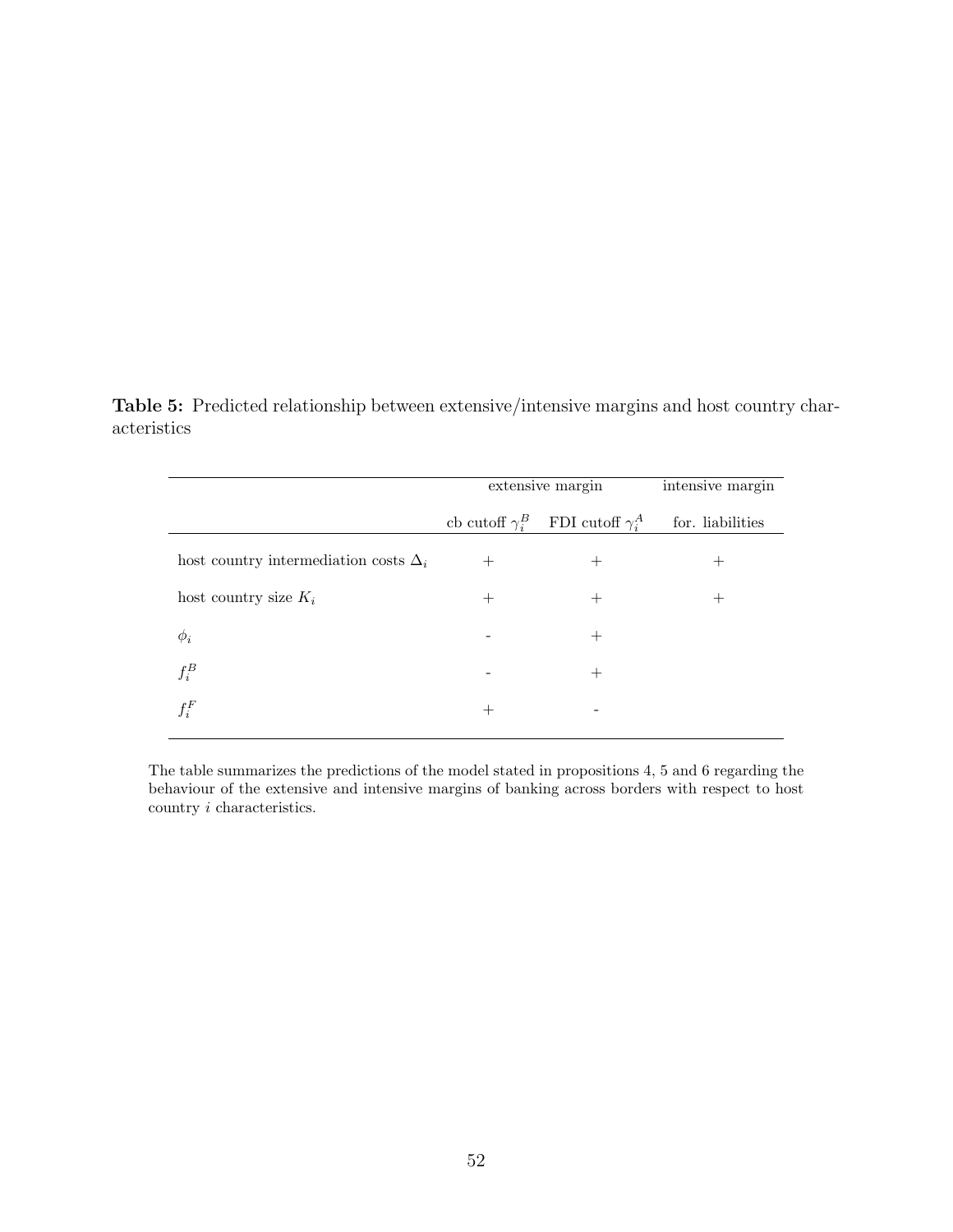**Table 5:** Predicted relationship between extensive/intensive margins and host country characteristics

| | extensive margin | | intensive margin |
|---|---|---|---|
| | cb cutoff $\gamma_i^B$ | FDI cutoff $\gamma_i^A$ | for. liabilities |
| host country intermediation costs $\Delta_i$ | + | + | + |
| host country size $K_i$ | + | + | + |
| $\phi_i$ | - | + | |
| $f_i^B$ | - | + | |
| $f_i^F$ | + | - | |

The table summarizes the predictions of the model stated in propositions 4, 5 and 6 regarding the behaviour of the extensive and intensive margins of banking across borders with respect to host country $i$ characteristics.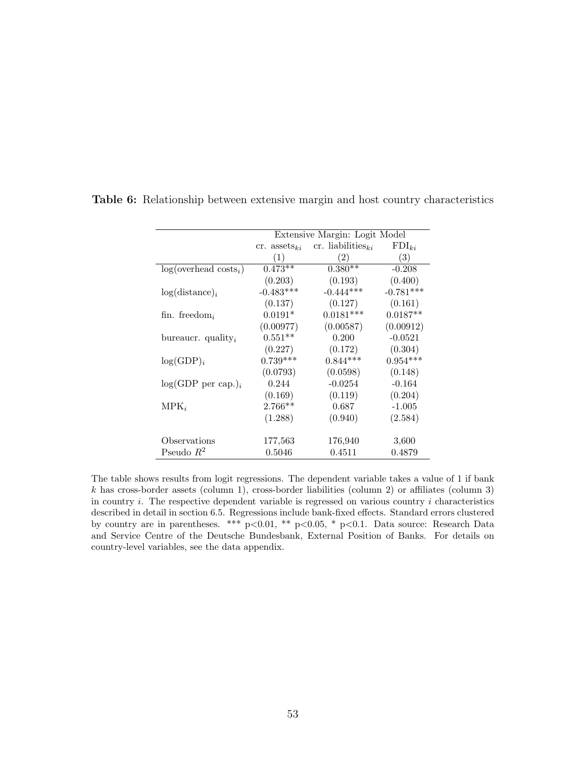**Table 6:** Relationship between extensive margin and host country characteristics

| | Extensive Margin: Logit Model | | |
|---|---|---|---|
| | cr. $\text{assets}_{ki}$ | cr. $\text{liabilities}_{ki}$ | $\text{FDI}_{ki}$ |
| | (1) | (2) | (3) |
| $\log(\text{overhead costs}_i)$ | 0.473** | 0.380** | -0.208 |
| | (0.203) | (0.193) | (0.400) |
| $\log(\text{distance})_i$ | -0.483*** | -0.444*** | -0.781*** |
| | (0.137) | (0.127) | (0.161) |
| fin. $\text{freedom}_i$ | 0.0191* | 0.0181*** | 0.0187** |
| | (0.00977) | (0.00587) | (0.00912) |
| bureaucr. $\text{quality}_i$ | 0.551** | 0.200 | -0.0521 |
| | (0.227) | (0.172) | (0.304) |
| $\log(\text{GDP})_i$ | 0.739*** | 0.844*** | 0.954*** |
| | (0.0793) | (0.0598) | (0.148) |
| $\log(\text{GDP per cap.})_i$ | 0.244 | -0.0254 | -0.164 |
| | (0.169) | (0.119) | (0.204) |
| $\text{MPK}_i$ | 2.766** | 0.687 | -1.005 |
| | (1.288) | (0.940) | (2.584) |
| Observations | 177,563 | 176,940 | 3,600 |
| Pseudo $R^2$ | 0.5046 | 0.4511 | 0.4879 |

The table shows results from logit regressions. The dependent variable takes a value of 1 if bank $k$ has cross-border assets (column 1), cross-border liabilities (column 2) or affiliates (column 3) in country $i$. The respective dependent variable is regressed on various country $i$ characteristics described in detail in section 6.5. Regressions include bank-fixed effects. Standard errors clustered by country are in parentheses. *** p<0.01, ** p<0.05, * p<0.1. Data source: Research Data and Service Centre of the Deutsche Bundesbank, External Position of Banks. For details on country-level variables, see the data appendix.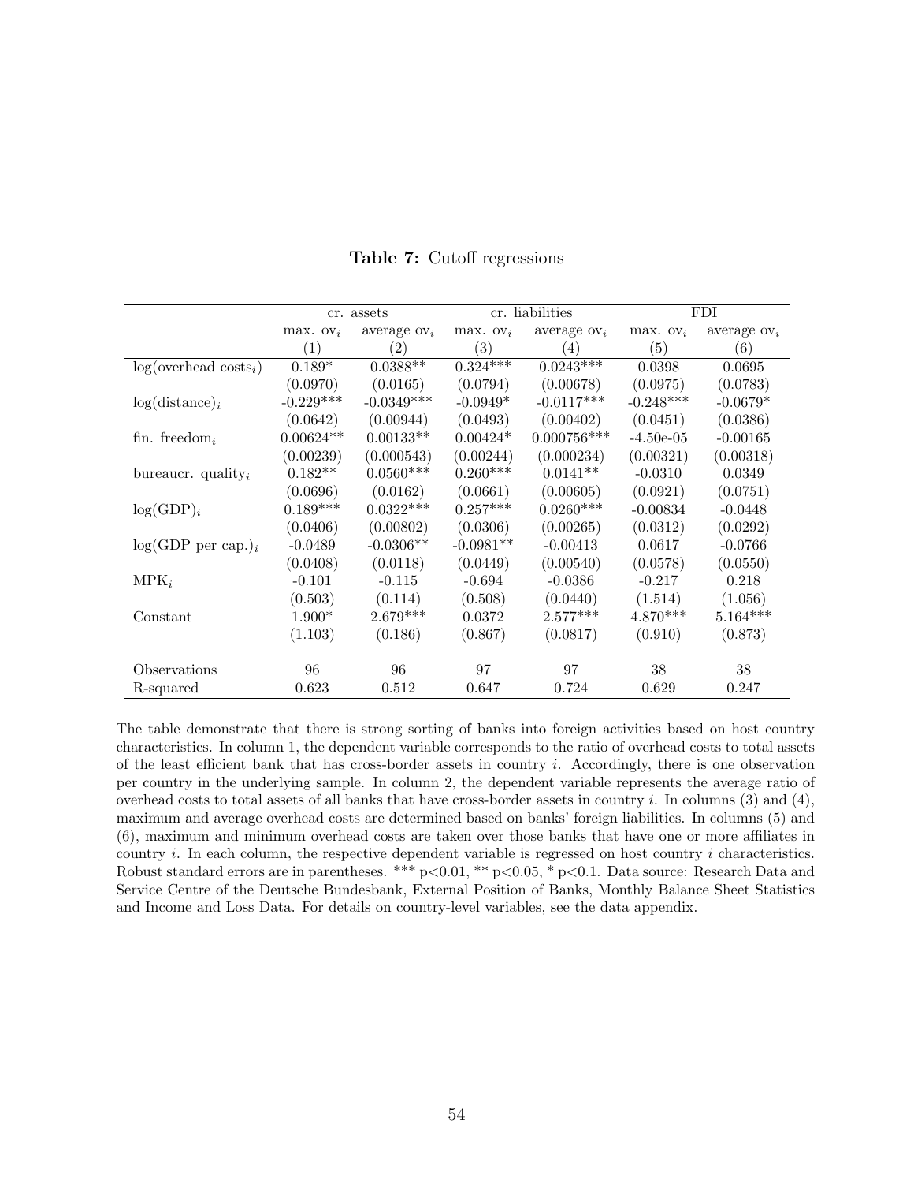**Table 7:** Cutoff regressions

| | cr. assets | | cr. liabilities | | FDI | |
|---|---|---|---|---|---|---|
| | max. $\text{ov}_i$ | average $\text{ov}_i$ | max. $\text{ov}_i$ | average $\text{ov}_i$ | max. $\text{ov}_i$ | average $\text{ov}_i$ |
| | (1) | (2) | (3) | (4) | (5) | (6) |
| log(overhead costs$_i$) | 0.189* | 0.0388** | 0.324*** | 0.0243*** | 0.0398 | 0.0695 |
| | (0.0970) | (0.0165) | (0.0794) | (0.00678) | (0.0975) | (0.0783) |
| log(distance)$_i$ | -0.229*** | -0.0349*** | -0.0949* | -0.0117*** | -0.248*** | -0.0679* |
| | (0.0642) | (0.00944) | (0.0493) | (0.00402) | (0.0451) | (0.0386) |
| fin. freedom$_i$ | 0.00624** | 0.00133** | 0.00424* | 0.000756*** | -4.50e-05 | -0.00165 |
| | (0.00239) | (0.000543) | (0.00244) | (0.000234) | (0.00321) | (0.00318) |
| bureaucr. quality$_i$ | 0.182** | 0.0560*** | 0.260*** | 0.0141** | -0.0310 | 0.0349 |
| | (0.0696) | (0.0162) | (0.0661) | (0.00605) | (0.0921) | (0.0751) |
| log(GDP)$_i$ | 0.189*** | 0.0322*** | 0.257*** | 0.0260*** | -0.00834 | -0.0448 |
| | (0.0406) | (0.00802) | (0.0306) | (0.00265) | (0.0312) | (0.0292) |
| log(GDP per cap.)$_i$ | -0.0489 | -0.0306** | -0.0981** | -0.00413 | 0.0617 | -0.0766 |
| | (0.0408) | (0.0118) | (0.0449) | (0.00540) | (0.0578) | (0.0550) |
| MPK$_i$ | -0.101 | -0.115 | -0.694 | -0.0386 | -0.217 | 0.218 |
| | (0.503) | (0.114) | (0.508) | (0.0440) | (1.514) | (1.056) |
| Constant | 1.900* | 2.679*** | 0.0372 | 2.577*** | 4.870*** | 5.164*** |
| | (1.103) | (0.186) | (0.867) | (0.0817) | (0.910) | (0.873) |
| Observations | 96 | 96 | 97 | 97 | 38 | 38 |
| R-squared | 0.623 | 0.512 | 0.647 | 0.724 | 0.629 | 0.247 |

The table demonstrate that there is strong sorting of banks into foreign activities based on host country characteristics. In column 1, the dependent variable corresponds to the ratio of overhead costs to total assets of the least efficient bank that has cross-border assets in country $i$. Accordingly, there is one observation per country in the underlying sample. In column 2, the dependent variable represents the average ratio of overhead costs to total assets of all banks that have cross-border assets in country $i$. In columns (3) and (4), maximum and average overhead costs are determined based on banks' foreign liabilities. In columns (5) and (6), maximum and minimum overhead costs are taken over those banks that have one or more affiliates in country $i$. In each column, the respective dependent variable is regressed on host country $i$ characteristics. Robust standard errors are in parentheses. *** p<0.01, ** p<0.05, * p<0.1. Data source: Research Data and Service Centre of the Deutsche Bundesbank, External Position of Banks, Monthly Balance Sheet Statistics and Income and Loss Data. For details on country-level variables, see the data appendix.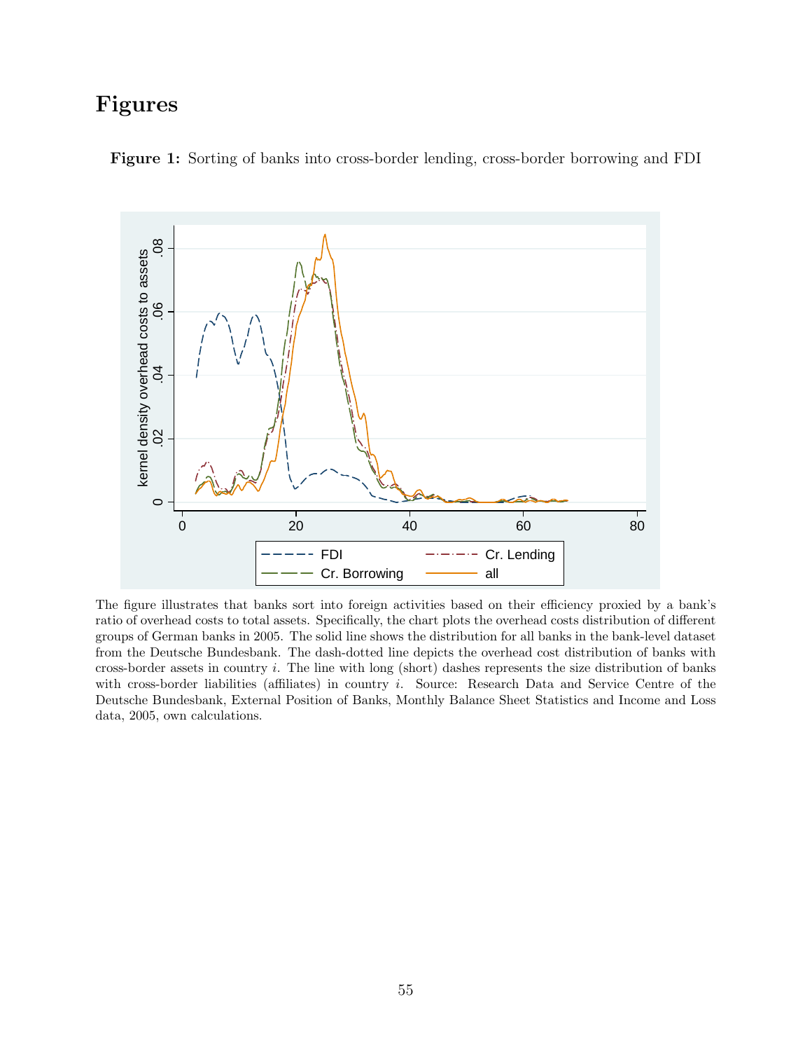# Figures

**Figure 1:** Sorting of banks into cross-border lending, cross-border borrowing and FDI

The figure illustrates that banks sort into foreign activities based on their efficiency proxied by a bank's ratio of overhead costs to total assets. Specifically, the chart plots the overhead costs distribution of different groups of German banks in 2005. The solid line shows the distribution for all banks in the bank-level dataset from the Deutsche Bundesbank. The dash-dotted line depicts the overhead cost distribution of banks with cross-border assets in country $i$. The line with long (short) dashes represents the size distribution of banks with cross-border liabilities (affiliates) in country $i$. Source: Research Data and Service Centre of the Deutsche Bundesbank, External Position of Banks, Monthly Balance Sheet Statistics and Income and Loss data, 2005, own calculations.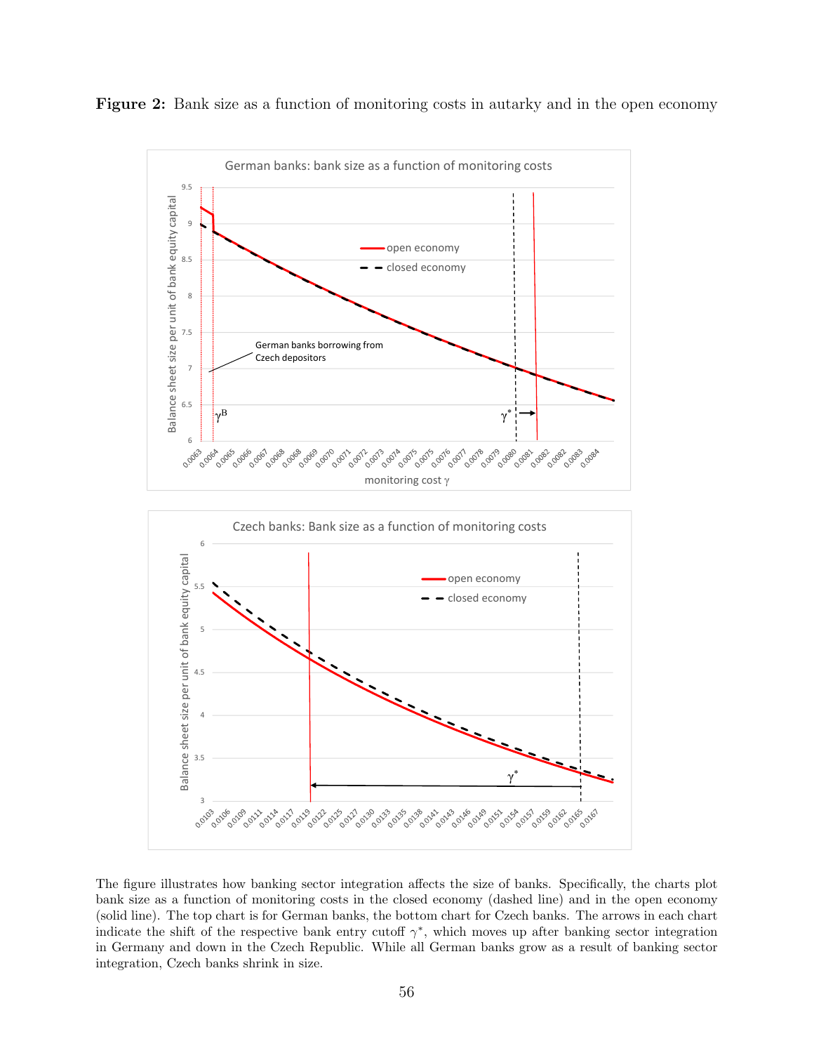**Figure 2:** Bank size as a function of monitoring costs in autarky and in the open economy

The figure illustrates how banking sector integration affects the size of banks. Specifically, the charts plot bank size as a function of monitoring costs in the closed economy (dashed line) and in the open economy (solid line). The top chart is for German banks, the bottom chart for Czech banks. The arrows in each chart indicate the shift of the respective bank entry cutoff $\gamma^*$, which moves up after banking sector integration in Germany and down in the Czech Republic. While all German banks grow as a result of banking sector integration, Czech banks shrink in size.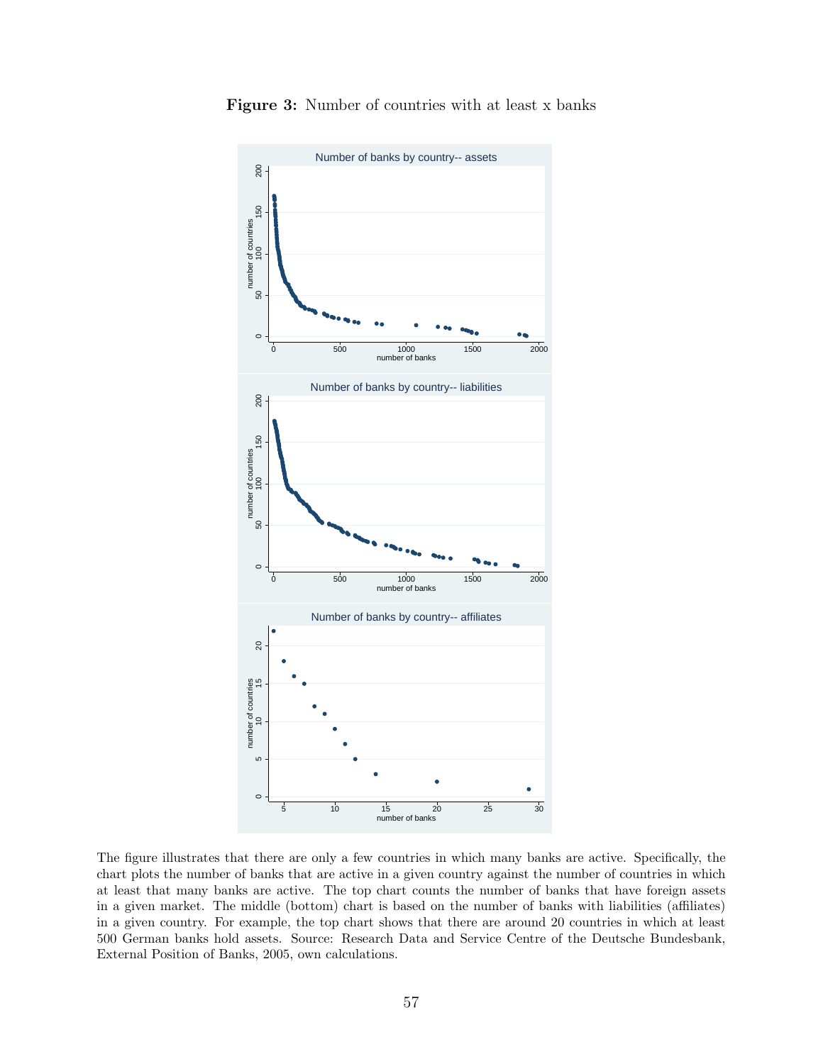**Figure 3:** Number of countries with at least x banks

The figure illustrates that there are only a few countries in which many banks are active. Specifically, the chart plots the number of banks that are active in a given country against the number of countries in which at least that many banks are active. The top chart counts the number of banks that have foreign assets in a given market. The middle (bottom) chart is based on the number of banks with liabilities (affiliates) in a given country. For example, the top chart shows that there are around 20 countries in which at least 500 German banks hold assets. Source: Research Data and Service Centre of the Deutsche Bundesbank, External Position of Banks, 2005, own calculations.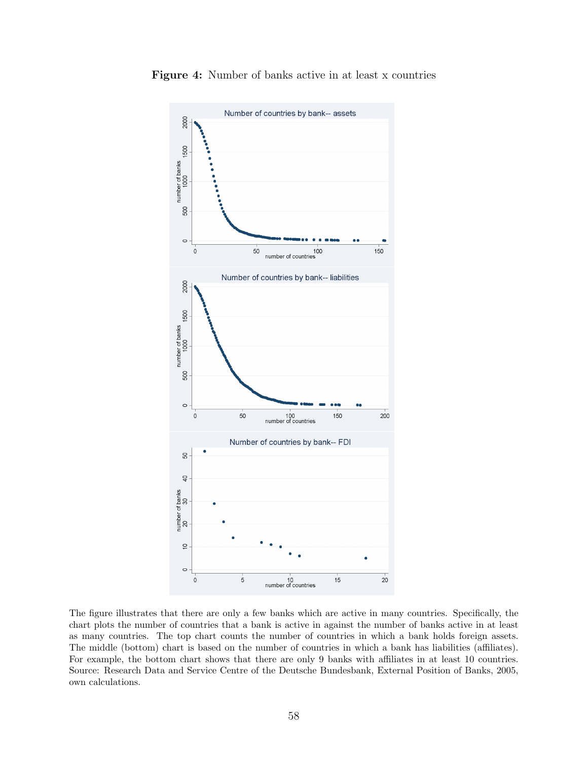**Figure 4:** Number of banks active in at least x countries

The figure illustrates that there are only a few banks which are active in many countries. Specifically, the chart plots the number of countries that a bank is active in against the number of banks active in at least as many countries. The top chart counts the number of countries in which a bank holds foreign assets. The middle (bottom) chart is based on the number of countries in which a bank has liabilities (affiliates). For example, the bottom chart shows that there are only 9 banks with affiliates in at least 10 countries. Source: Research Data and Service Centre of the Deutsche Bundesbank, External Position of Banks, 2005, own calculations.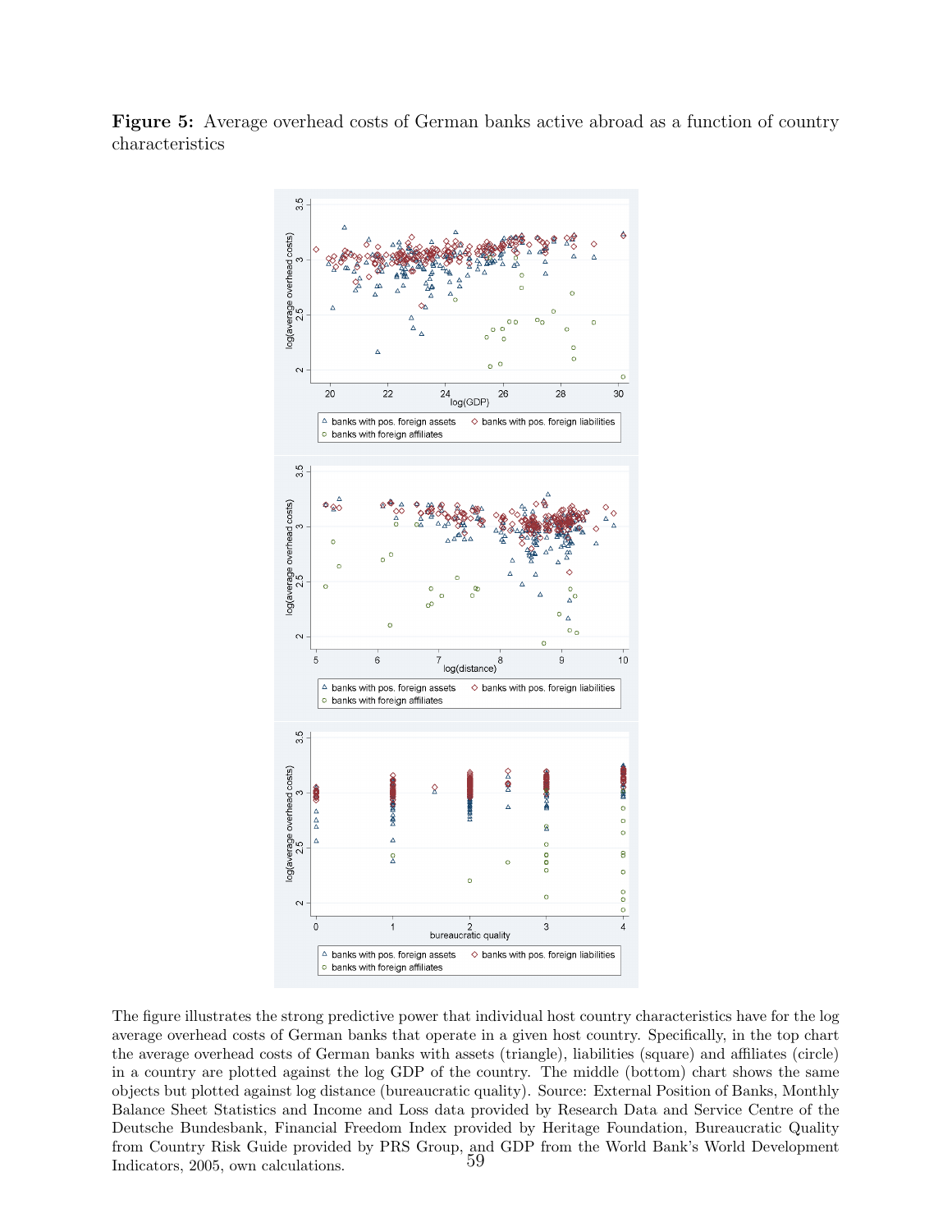**Figure 5:** Average overhead costs of German banks active abroad as a function of country characteristics

log(average overhead costs)
3.5
3
2.5
2
20 22 24 26 28 30
log(GDP)
banks with pos. foreign assets
banks with pos. foreign liabilities
banks with foreign affiliates

log(average overhead costs)
3.5
3
2.5
2
5 6 7 8 9 10
log(distance)
banks with pos. foreign assets
banks with pos. foreign liabilities
banks with foreign affiliates

log(average overhead costs)
3.5
3
2.5
2
0 1 2 3 4
bureaucratic quality
banks with pos. foreign assets
banks with pos. foreign liabilities
banks with foreign affiliates

The figure illustrates the strong predictive power that individual host country characteristics have for the log average overhead costs of German banks that operate in a given host country. Specifically, in the top chart the average overhead costs of German banks with assets (triangle), liabilities (square) and affiliates (circle) in a country are plotted against the log GDP of the country. The middle (bottom) chart shows the same objects but plotted against log distance (bureaucratic quality). Source: External Position of Banks, Monthly Balance Sheet Statistics and Income and Loss data provided by Research Data and Service Centre of the Deutsche Bundesbank, Financial Freedom Index provided by Heritage Foundation, Bureaucratic Quality from Country Risk Guide provided by PRS Group, and GDP from the World Bank's World Development Indicators, 2005, own calculations.